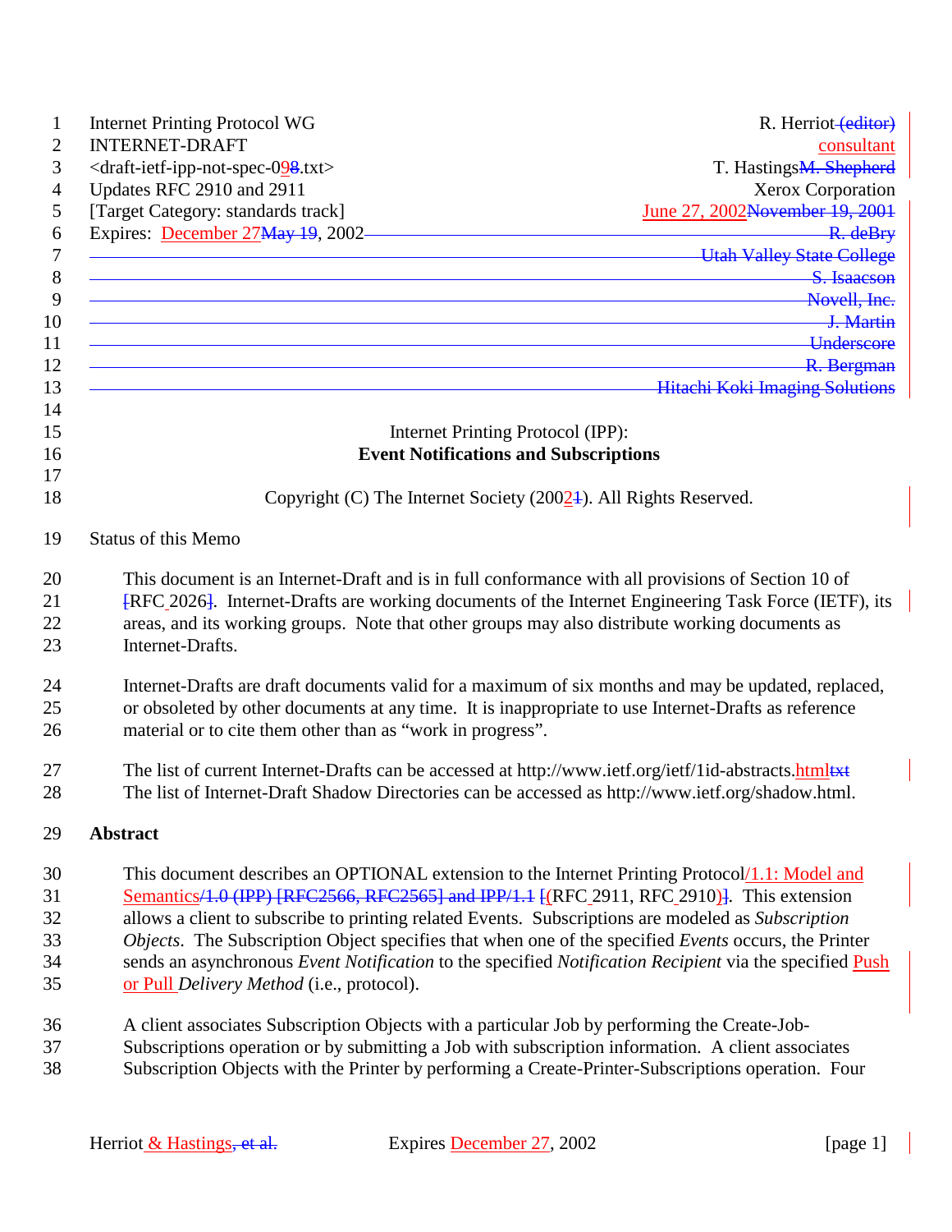Internet Printing Protocol WG
INTERNET-DRAFT
<draft-ietf-ipp-not-spec-098.txt>
Updates RFC 2910 and 2911
[Target Category: standards track]
Expires: December 27May 19, 2002

R. Herriot (editor)
consultant
T. HastingsM. Shepherd
Xerox Corporation
June 27, 2002November 19, 2001
R. deBry
Utah Valley State College
S. Isaacson
Novell, Inc.
J. Martin
Underscore
R. Bergman
Hitachi Koki Imaging Solutions

# Internet Printing Protocol (IPP): **Event Notifications and Subscriptions**

Copyright (C) The Internet Society (20021). All Rights Reserved.

## Status of this Memo

This document is an Internet-Draft and is in full conformance with all provisions of Section 10 of [RFC 2026]. Internet-Drafts are working documents of the Internet Engineering Task Force (IETF), its areas, and its working groups. Note that other groups may also distribute working documents as Internet-Drafts.

Internet-Drafts are draft documents valid for a maximum of six months and may be updated, replaced, or obsoleted by other documents at any time. It is inappropriate to use Internet-Drafts as reference material or to cite them other than as "work in progress".

The list of current Internet-Drafts can be accessed at http://www.ietf.org/ietf/1id-abstracts.htmltxt
The list of Internet-Draft Shadow Directories can be accessed as http://www.ietf.org/shadow.html.

## Abstract

This document describes an OPTIONAL extension to the Internet Printing Protocol/1.1: Model and Semantics/1.0 (IPP) [RFC2566, RFC2565] and IPP/1.1 [(RFC 2911, RFC 2910)]. This extension allows a client to subscribe to printing related Events. Subscriptions are modeled as *Subscription Objects*. The Subscription Object specifies that when one of the specified *Events* occurs, the Printer sends an asynchronous *Event Notification* to the specified *Notification Recipient* via the specified Push or Pull *Delivery Method* (i.e., protocol).

A client associates Subscription Objects with a particular Job by performing the Create-Job-Subscriptions operation or by submitting a Job with subscription information. A client associates Subscription Objects with the Printer by performing a Create-Printer-Subscriptions operation. Four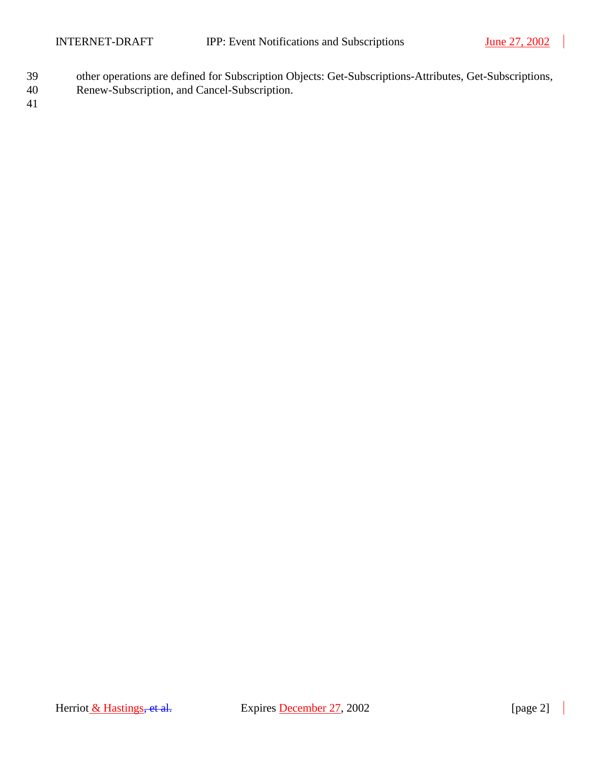other operations are defined for Subscription Objects: Get-Subscriptions-Attributes, Get-Subscriptions, Renew-Subscription, and Cancel-Subscription.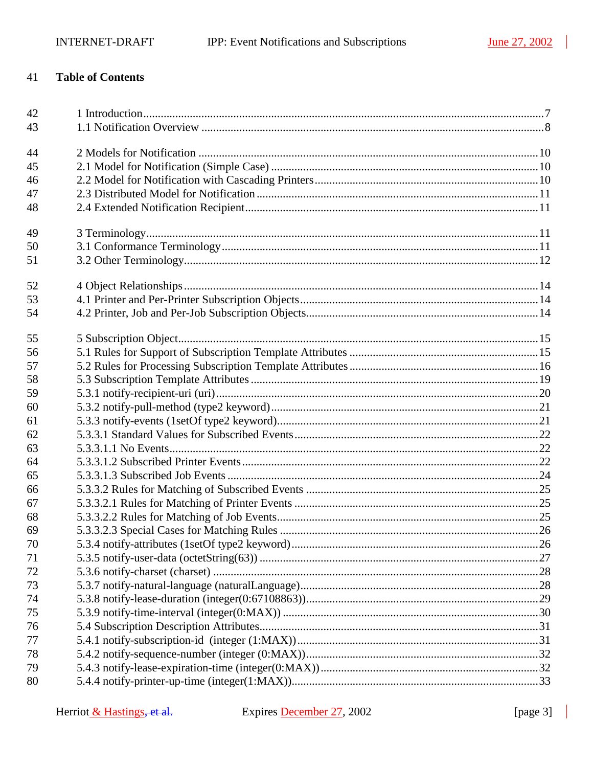# Table of Contents

1 Introduction........................................................................7
1.1 Notification Overview ........................................................8

2 Models for Notification ......................................................10
2.1 Model for Notification (Simple Case) ...............................10
2.2 Model for Notification with Cascading Printers.................10
2.3 Distributed Model for Notification ....................................11
2.4 Extended Notification Recipient........................................11

3 Terminology.........................................................................11
3.1 Conformance Terminology................................................11
3.2 Other Terminology.............................................................12

4 Object Relationships............................................................14
4.1 Printer and Per-Printer Subscription Objects.....................14
4.2 Printer, Job and Per-Job Subscription Objects...................14

5 Subscription Object..............................................................15
5.1 Rules for Support of Subscription Template Attributes .....15
5.2 Rules for Processing Subscription Template Attributes......16
5.3 Subscription Template Attributes ......................................19
5.3.1 notify-recipient-uri (uri)..................................................20
5.3.2 notify-pull-method (type2 keyword)...............................21
5.3.3 notify-events (1setOf type2 keyword).............................21
5.3.3.1 Standard Values for Subscribed Events........................22
5.3.3.1.1 No Events..................................................................22
5.3.3.1.2 Subscribed Printer Events.........................................22
5.3.3.1.3 Subscribed Job Events ..............................................24
5.3.3.2 Rules for Matching of Subscribed Events ...................25
5.3.3.2.1 Rules for Matching of Printer Events .......................25
5.3.3.2.2 Rules for Matching of Job Events.............................25
5.3.3.2.3 Special Cases for Matching Rules ............................26
5.3.4 notify-attributes (1setOf type2 keyword)........................26
5.3.5 notify-user-data (octetString(63)) ...................................27
5.3.6 notify-charset (charset) ...................................................28
5.3.7 notify-natural-language (naturalLanguage).....................28
5.3.8 notify-lease-duration (integer(0:67108863))....................29
5.3.9 notify-time-interval (integer(0:MAX)) ...........................30
5.4 Subscription Description Attributes...................................31
5.4.1 notify-subscription-id (integer (1:MAX))........................31
5.4.2 notify-sequence-number (integer (0:MAX))....................32
5.4.3 notify-lease-expiration-time (integer(0:MAX))...............32
5.4.4 notify-printer-up-time (integer(1:MAX)).........................33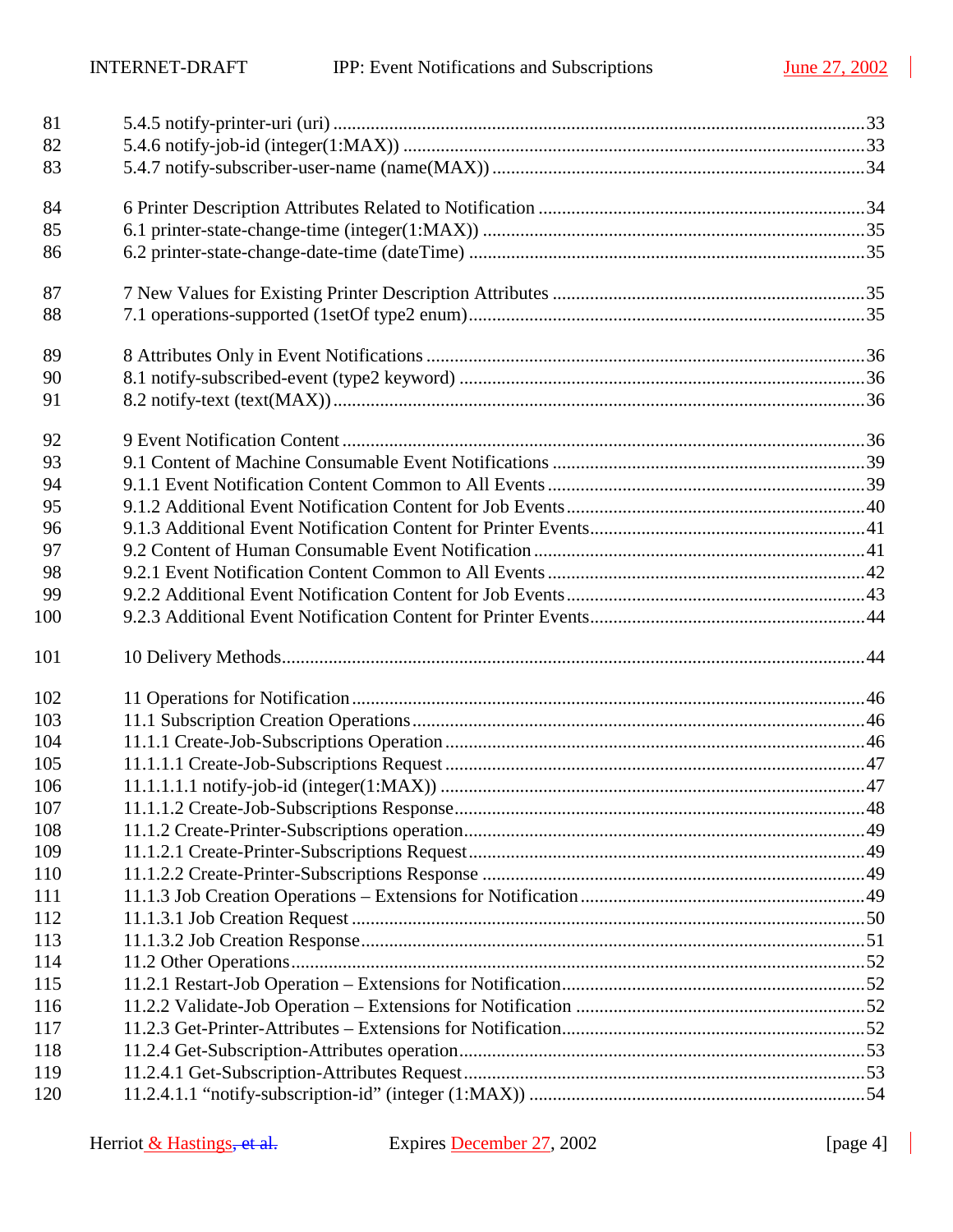5.4.5 notify-printer-uri (uri) ......................................................................................................33
5.4.6 notify-job-id (integer(1:MAX)) ..................................................................................33
5.4.7 notify-subscriber-user-name (name(MAX)) ................................................................34

6 Printer Description Attributes Related to Notification ......................................................34
6.1 printer-state-change-time (integer(1:MAX)) ................................................................35
6.2 printer-state-change-date-time (dateTime) ..................................................................35

7 New Values for Existing Printer Description Attributes .....................................................35
7.1 operations-supported (1setOf type2 enum).....................................................................35

8 Attributes Only in Event Notifications ..............................................................................36
8.1 notify-subscribed-event (type2 keyword) ......................................................................36
8.2 notify-text (text(MAX))...................................................................................................36

9 Event Notification Content .................................................................................................36
9.1 Content of Machine Consumable Event Notifications ....................................................39
9.1.1 Event Notification Content Common to All Events ......................................................39
9.1.2 Additional Event Notification Content for Job Events ..................................................40
9.1.3 Additional Event Notification Content for Printer Events..............................................41
9.2 Content of Human Consumable Event Notification .......................................................41
9.2.1 Event Notification Content Common to All Events ......................................................42
9.2.2 Additional Event Notification Content for Job Events ..................................................43
9.2.3 Additional Event Notification Content for Printer Events..............................................44

10 Delivery Methods.............................................................................................................44

11 Operations for Notification ..............................................................................................46
11.1 Subscription Creation Operations.................................................................................46
11.1.1 Create-Job-Subscriptions Operation ..........................................................................46
11.1.1.1 Create-Job-Subscriptions Request ..........................................................................47
11.1.1.1.1 notify-job-id (integer(1:MAX)) ............................................................................47
11.1.1.2 Create-Job-Subscriptions Response........................................................................48
11.1.2 Create-Printer-Subscriptions operation......................................................................49
11.1.2.1 Create-Printer-Subscriptions Request.....................................................................49
11.1.2.2 Create-Printer-Subscriptions Response ..................................................................49
11.1.3 Job Creation Operations – Extensions for Notification ..............................................49
11.1.3.1 Job Creation Request ..............................................................................................50
11.1.3.2 Job Creation Response............................................................................................51
11.2 Other Operations...........................................................................................................52
11.2.1 Restart-Job Operation – Extensions for Notification..................................................52
11.2.2 Validate-Job Operation – Extensions for Notification ...............................................52
11.2.3 Get-Printer-Attributes – Extensions for Notification..................................................52
11.2.4 Get-Subscription-Attributes operation.......................................................................53
11.2.4.1 Get-Subscription-Attributes Request......................................................................53
11.2.4.1.1 "notify-subscription-id" (integer (1:MAX)) ........................................................54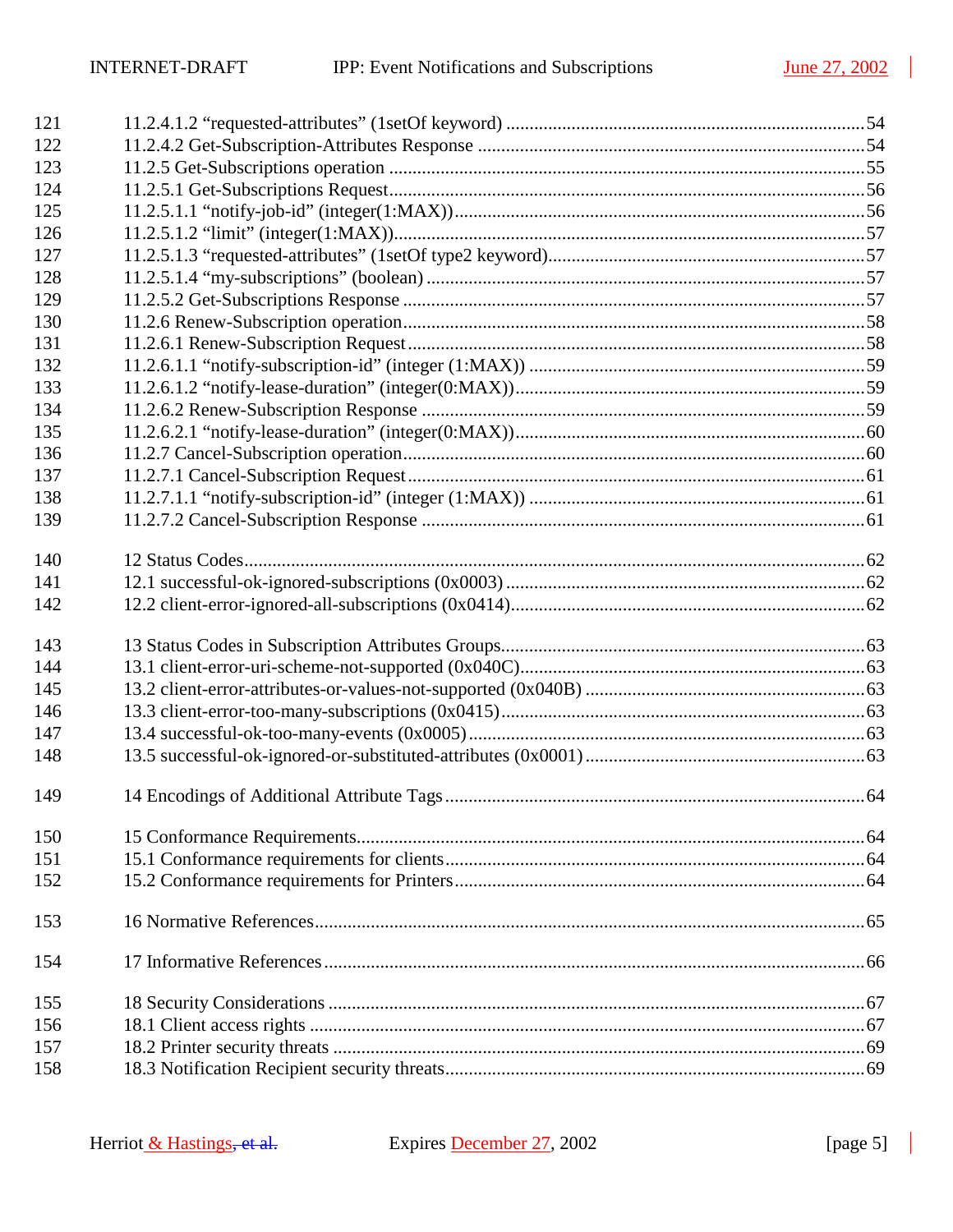121 11.2.4.1.2 "requested-attributes" (1setOf keyword) ............................................................................54
122 11.2.4.2 Get-Subscription-Attributes Response ..................................................................................54
123 11.2.5 Get-Subscriptions operation ......................................................................................................55
124 11.2.5.1 Get-Subscriptions Request......................................................................................................56
125 11.2.5.1.1 "notify-job-id" (integer(1:MAX))........................................................................................56
126 11.2.5.1.2 "limit" (integer(1:MAX))....................................................................................................57
127 11.2.5.1.3 "requested-attributes" (1setOf type2 keyword)...................................................................57
128 11.2.5.1.4 "my-subscriptions" (boolean) .............................................................................................57
129 11.2.5.2 Get-Subscriptions Response ..................................................................................................57
130 11.2.6 Renew-Subscription operation...................................................................................................58
131 11.2.6.1 Renew-Subscription Request.................................................................................................58
132 11.2.6.1.1 "notify-subscription-id" (integer (1:MAX)) .......................................................................59
133 11.2.6.1.2 "notify-lease-duration" (integer(0:MAX))..........................................................................59
134 11.2.6.2 Renew-Subscription Response ..............................................................................................59
135 11.2.6.2.1 "notify-lease-duration" (integer(0:MAX))..........................................................................60
136 11.2.7 Cancel-Subscription operation...................................................................................................60
137 11.2.7.1 Cancel-Subscription Request.................................................................................................61
138 11.2.7.1.1 "notify-subscription-id" (integer (1:MAX)) .......................................................................61
139 11.2.7.2 Cancel-Subscription Response ..............................................................................................61

140 12 Status Codes...................................................................................................................................62
141 12.1 successful-ok-ignored-subscriptions (0x0003) .............................................................................62
142 12.2 client-error-ignored-all-subscriptions (0x0414)............................................................................62

143 13 Status Codes in Subscription Attributes Groups.............................................................................63
144 13.1 client-error-uri-scheme-not-supported (0x040C)..........................................................................63
145 13.2 client-error-attributes-or-values-not-supported (0x040B) ............................................................63
146 13.3 client-error-too-many-subscriptions (0x0415)..............................................................................63
147 13.4 successful-ok-too-many-events (0x0005) ....................................................................................63
148 13.5 successful-ok-ignored-or-substituted-attributes (0x0001) ............................................................63

149 14 Encodings of Additional Attribute Tags .........................................................................................64

150 15 Conformance Requirements...........................................................................................................64
151 15.1 Conformance requirements for clients.........................................................................................64
152 15.2 Conformance requirements for Printers.......................................................................................64

153 16 Normative References.....................................................................................................................65

154 17 Informative References...................................................................................................................66

155 18 Security Considerations .................................................................................................................67
156 18.1 Client access rights ......................................................................................................................67
157 18.2 Printer security threats .................................................................................................................69
158 18.3 Notification Recipient security threats.........................................................................................69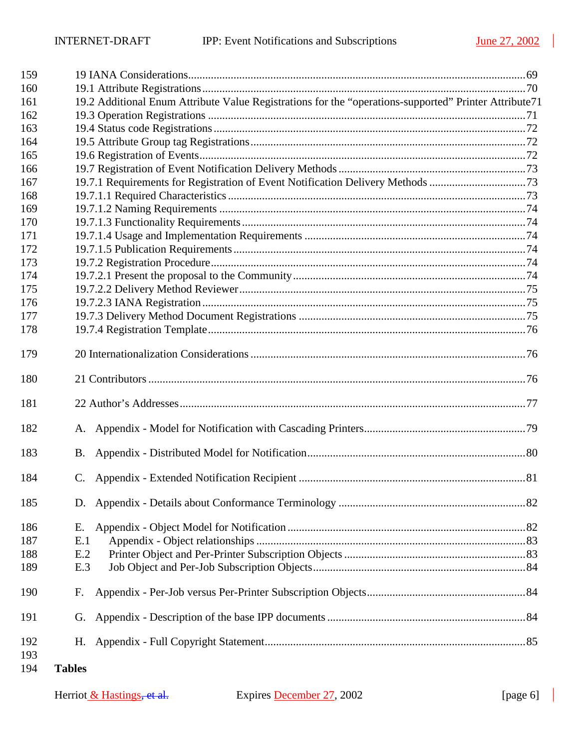159 19 IANA Considerations......................................................................................................69
160 19.1 Attribute Registrations.................................................................................................70
161 19.2 Additional Enum Attribute Value Registrations for the “operations-supported” Printer Attribute71
162 19.3 Operation Registrations ...............................................................................................71
163 19.4 Status code Registrations.............................................................................................72
164 19.5 Attribute Group tag Registrations................................................................................72
165 19.6 Registration of Events..................................................................................................72
166 19.7 Registration of Event Notification Delivery Methods .................................................73
167 19.7.1 Requirements for Registration of Event Notification Delivery Methods ..................73
168 19.7.1.1 Required Characteristics .......................................................................................73
169 19.7.1.2 Naming Requirements ..........................................................................................74
170 19.7.1.3 Functionality Requirements...................................................................................74
171 19.7.1.4 Usage and Implementation Requirements .............................................................74
172 19.7.1.5 Publication Requirements......................................................................................74
173 19.7.2 Registration Procedure..............................................................................................74
174 19.7.2.1 Present the proposal to the Community.................................................................74
175 19.7.2.2 Delivery Method Reviewer....................................................................................75
176 19.7.2.3 IANA Registration.................................................................................................75
177 19.7.3 Delivery Method Document Registrations ...............................................................75
178 19.7.4 Registration Template...............................................................................................76

179 20 Internationalization Considerations ................................................................................76

180 21 Contributors ...................................................................................................................76

181 22 Author’s Addresses........................................................................................................77

182 A. Appendix - Model for Notification with Cascading Printers........................................................79

183 B. Appendix - Distributed Model for Notification............................................................................80

184 C. Appendix - Extended Notification Recipient ...............................................................................81

185 D. Appendix - Details about Conformance Terminology .................................................................82

186 E. Appendix - Object Model for Notification ...................................................................................82
187 E.1 Appendix - Object relationships ..............................................................................................83
188 E.2 Printer Object and Per-Printer Subscription Objects ................................................................83
189 E.3 Job Object and Per-Job Subscription Objects..........................................................................84

190 F. Appendix - Per-Job versus Per-Printer Subscription Objects.......................................................84

191 G. Appendix - Description of the base IPP documents .....................................................................84

192 H. Appendix - Full Copyright Statement...........................................................................................85
193
194 **Tables**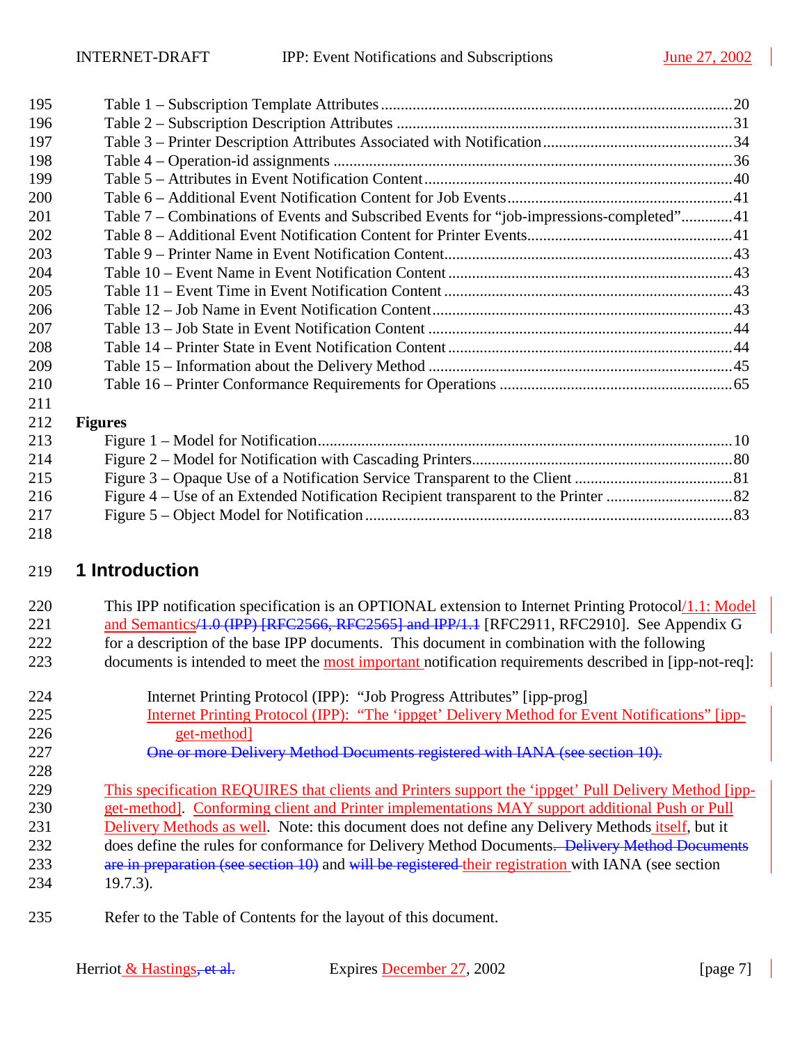Table 1 – Subscription Template Attributes .......... 20
Table 2 – Subscription Description Attributes .......... 31
Table 3 – Printer Description Attributes Associated with Notification .......... 34
Table 4 – Operation-id assignments .......... 36
Table 5 – Attributes in Event Notification Content .......... 40
Table 6 – Additional Event Notification Content for Job Events .......... 41
Table 7 – Combinations of Events and Subscribed Events for “job-impressions-completed” .......... 41
Table 8 – Additional Event Notification Content for Printer Events .......... 41
Table 9 – Printer Name in Event Notification Content .......... 43
Table 10 – Event Name in Event Notification Content .......... 43
Table 11 – Event Time in Event Notification Content .......... 43
Table 12 – Job Name in Event Notification Content .......... 43
Table 13 – Job State in Event Notification Content .......... 44
Table 14 – Printer State in Event Notification Content .......... 44
Table 15 – Information about the Delivery Method .......... 45
Table 16 – Printer Conformance Requirements for Operations .......... 65

**Figures**

Figure 1 – Model for Notification .......... 10
Figure 2 – Model for Notification with Cascading Printers .......... 80
Figure 3 – Opaque Use of a Notification Service Transparent to the Client .......... 81
Figure 4 – Use of an Extended Notification Recipient transparent to the Printer .......... 82
Figure 5 – Object Model for Notification .......... 83

# 1 Introduction

This IPP notification specification is an OPTIONAL extension to Internet Printing Protocol/1.1: Model and Semantics/1.0 (IPP) [RFC2566, RFC2565] and IPP/1.1 [RFC2911, RFC2910]. See Appendix G for a description of the base IPP documents. This document in combination with the following documents is intended to meet the most important notification requirements described in [ipp-not-req]:

> Internet Printing Protocol (IPP): "Job Progress Attributes" [ipp-prog]
> Internet Printing Protocol (IPP): "The 'ippget' Delivery Method for Event Notifications" [ipp-get-method]
> One or more Delivery Method Documents registered with IANA (see section 10).

This specification REQUIRES that clients and Printers support the 'ippget' Pull Delivery Method [ipp-get-method]. Conforming client and Printer implementations MAY support additional Push or Pull Delivery Methods as well. Note: this document does not define any Delivery Methods itself, but it does define the rules for conformance for Delivery Method Documents. Delivery Method Documents are in preparation (see section 10) and will be registered their registration with IANA (see section 19.7.3).

Refer to the Table of Contents for the layout of this document.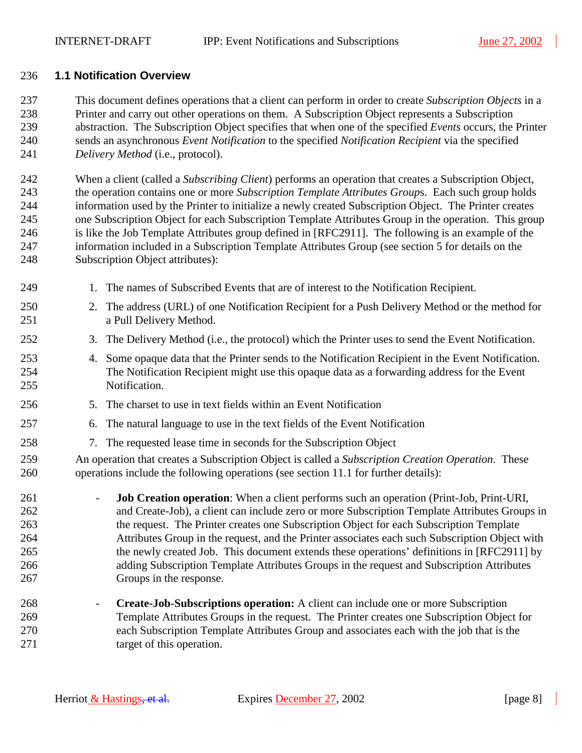### 1.1 Notification Overview

This document defines operations that a client can perform in order to create *Subscription Objects* in a Printer and carry out other operations on them. A Subscription Object represents a Subscription abstraction. The Subscription Object specifies that when one of the specified *Events* occurs, the Printer sends an asynchronous *Event Notification* to the specified *Notification Recipient* via the specified *Delivery Method* (i.e., protocol).

When a client (called a *Subscribing Client*) performs an operation that creates a Subscription Object, the operation contains one or more *Subscription Template Attributes Groups*. Each such group holds information used by the Printer to initialize a newly created Subscription Object. The Printer creates one Subscription Object for each Subscription Template Attributes Group in the operation. This group is like the Job Template Attributes group defined in [RFC2911]. The following is an example of the information included in a Subscription Template Attributes Group (see section 5 for details on the Subscription Object attributes):

1. The names of Subscribed Events that are of interest to the Notification Recipient.
2. The address (URL) of one Notification Recipient for a Push Delivery Method or the method for a Pull Delivery Method.
3. The Delivery Method (i.e., the protocol) which the Printer uses to send the Event Notification.
4. Some opaque data that the Printer sends to the Notification Recipient in the Event Notification. The Notification Recipient might use this opaque data as a forwarding address for the Event Notification.
5. The charset to use in text fields within an Event Notification
6. The natural language to use in the text fields of the Event Notification
7. The requested lease time in seconds for the Subscription Object

An operation that creates a Subscription Object is called a *Subscription Creation Operation*. These operations include the following operations (see section 11.1 for further details):

- **Job Creation operation**: When a client performs such an operation (Print-Job, Print-URI, and Create-Job), a client can include zero or more Subscription Template Attributes Groups in the request. The Printer creates one Subscription Object for each Subscription Template Attributes Group in the request, and the Printer associates each such Subscription Object with the newly created Job. This document extends these operations' definitions in [RFC2911] by adding Subscription Template Attributes Groups in the request and Subscription Attributes Groups in the response.

- **Create-Job-Subscriptions operation:** A client can include one or more Subscription Template Attributes Groups in the request. The Printer creates one Subscription Object for each Subscription Template Attributes Group and associates each with the job that is the target of this operation.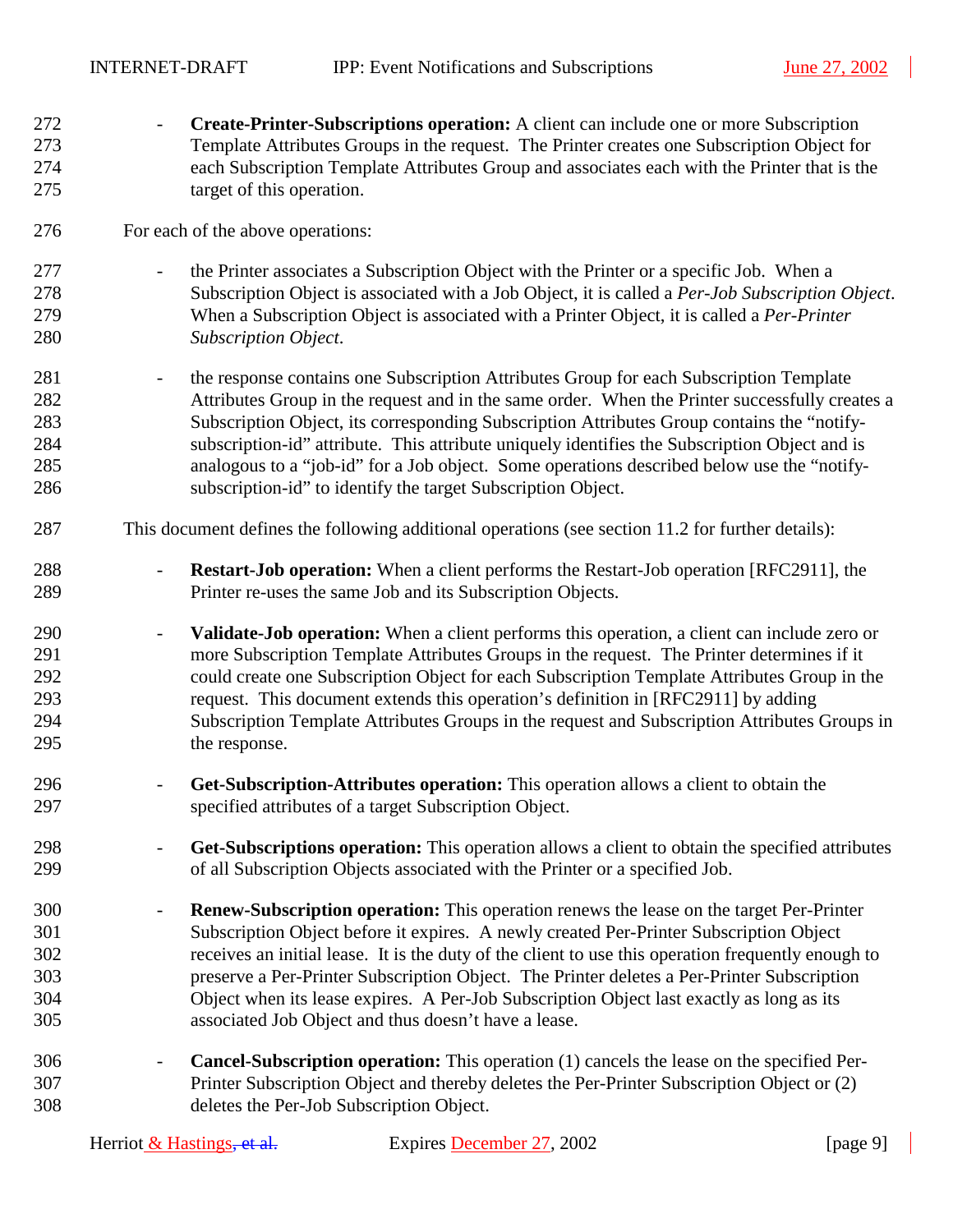- **Create-Printer-Subscriptions operation:** A client can include one or more Subscription Template Attributes Groups in the request. The Printer creates one Subscription Object for each Subscription Template Attributes Group and associates each with the Printer that is the target of this operation.

For each of the above operations:

- the Printer associates a Subscription Object with the Printer or a specific Job. When a Subscription Object is associated with a Job Object, it is called a *Per-Job Subscription Object*. When a Subscription Object is associated with a Printer Object, it is called a *Per-Printer Subscription Object*.

- the response contains one Subscription Attributes Group for each Subscription Template Attributes Group in the request and in the same order. When the Printer successfully creates a Subscription Object, its corresponding Subscription Attributes Group contains the "notify-subscription-id" attribute. This attribute uniquely identifies the Subscription Object and is analogous to a "job-id" for a Job object. Some operations described below use the "notify-subscription-id" to identify the target Subscription Object.

This document defines the following additional operations (see section 11.2 for further details):

- **Restart-Job operation:** When a client performs the Restart-Job operation [RFC2911], the Printer re-uses the same Job and its Subscription Objects.

- **Validate-Job operation:** When a client performs this operation, a client can include zero or more Subscription Template Attributes Groups in the request. The Printer determines if it could create one Subscription Object for each Subscription Template Attributes Group in the request. This document extends this operation's definition in [RFC2911] by adding Subscription Template Attributes Groups in the request and Subscription Attributes Groups in the response.

- **Get-Subscription-Attributes operation:** This operation allows a client to obtain the specified attributes of a target Subscription Object.

- **Get-Subscriptions operation:** This operation allows a client to obtain the specified attributes of all Subscription Objects associated with the Printer or a specified Job.

- **Renew-Subscription operation:** This operation renews the lease on the target Per-Printer Subscription Object before it expires. A newly created Per-Printer Subscription Object receives an initial lease. It is the duty of the client to use this operation frequently enough to preserve a Per-Printer Subscription Object. The Printer deletes a Per-Printer Subscription Object when its lease expires. A Per-Job Subscription Object last exactly as long as its associated Job Object and thus doesn't have a lease.

- **Cancel-Subscription operation:** This operation (1) cancels the lease on the specified Per-Printer Subscription Object and thereby deletes the Per-Printer Subscription Object or (2) deletes the Per-Job Subscription Object.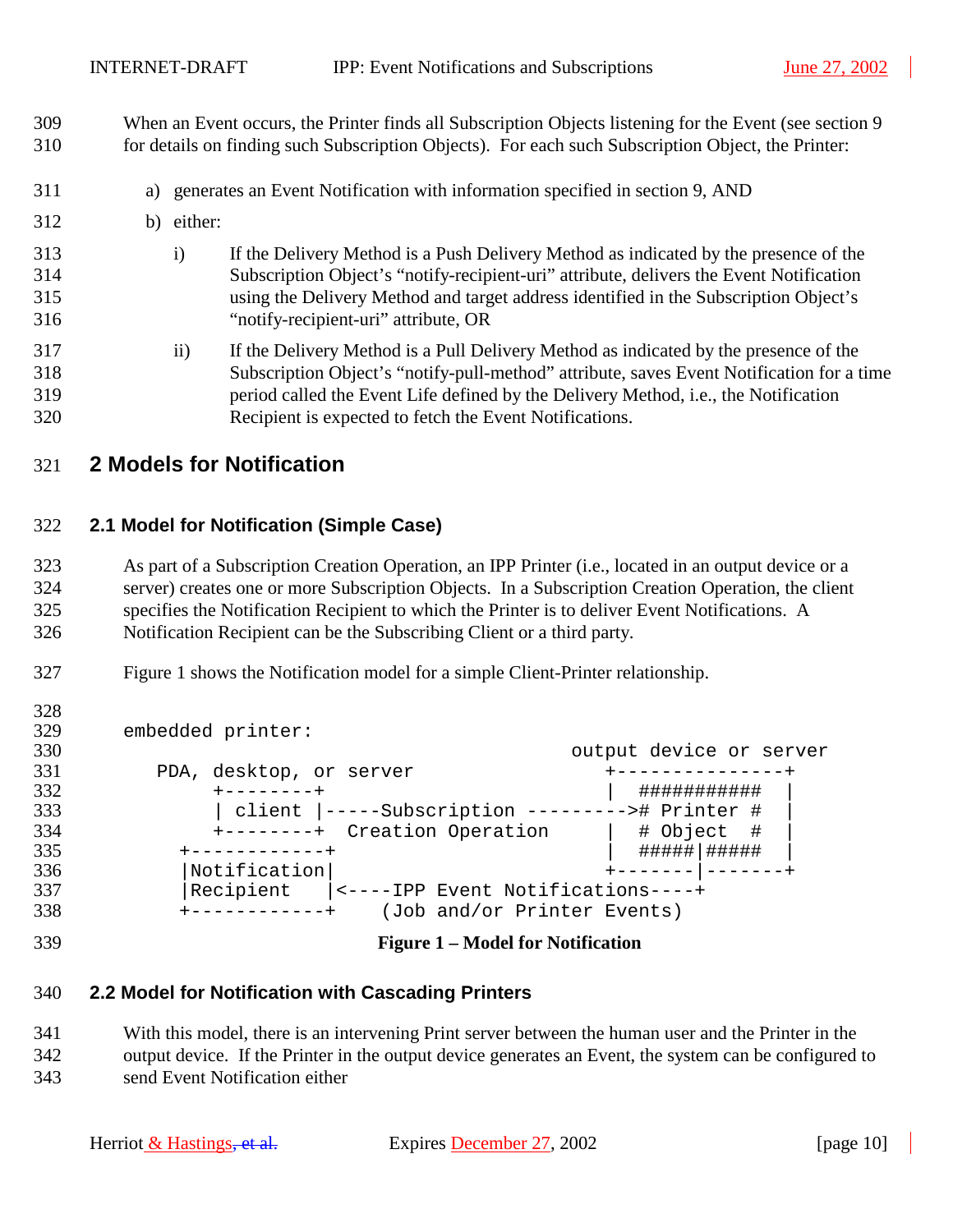When an Event occurs, the Printer finds all Subscription Objects listening for the Event (see section 9 for details on finding such Subscription Objects). For each such Subscription Object, the Printer:

a) generates an Event Notification with information specified in section 9, AND

b) either:

   i) If the Delivery Method is a Push Delivery Method as indicated by the presence of the Subscription Object's "notify-recipient-uri" attribute, delivers the Event Notification using the Delivery Method and target address identified in the Subscription Object's "notify-recipient-uri" attribute, OR

   ii) If the Delivery Method is a Pull Delivery Method as indicated by the presence of the Subscription Object's "notify-pull-method" attribute, saves Event Notification for a time period called the Event Life defined by the Delivery Method, i.e., the Notification Recipient is expected to fetch the Event Notifications.

# 2 Models for Notification

## 2.1 Model for Notification (Simple Case)

As part of a Subscription Creation Operation, an IPP Printer (i.e., located in an output device or a server) creates one or more Subscription Objects. In a Subscription Creation Operation, the client specifies the Notification Recipient to which the Printer is to deliver Event Notifications. A Notification Recipient can be the Subscribing Client or a third party.

Figure 1 shows the Notification model for a simple Client-Printer relationship.

```
embedded printer:
                                              output device or server
   PDA, desktop, or server                      +---------------+
        +--------+                              |  ###########  |
        | client |-----Subscription --------->#  Printer #   |
        +--------+  Creation Operation          |  # Object  #  |
     +------------+                             |  #####|#####  |
     |Notification|                             +-------|-------+
     |Recipient   |<----IPP Event Notifications----+
     +------------+    (Job and/or Printer Events)
```

**Figure 1 – Model for Notification**

## 2.2 Model for Notification with Cascading Printers

With this model, there is an intervening Print server between the human user and the Printer in the output device. If the Printer in the output device generates an Event, the system can be configured to send Event Notification either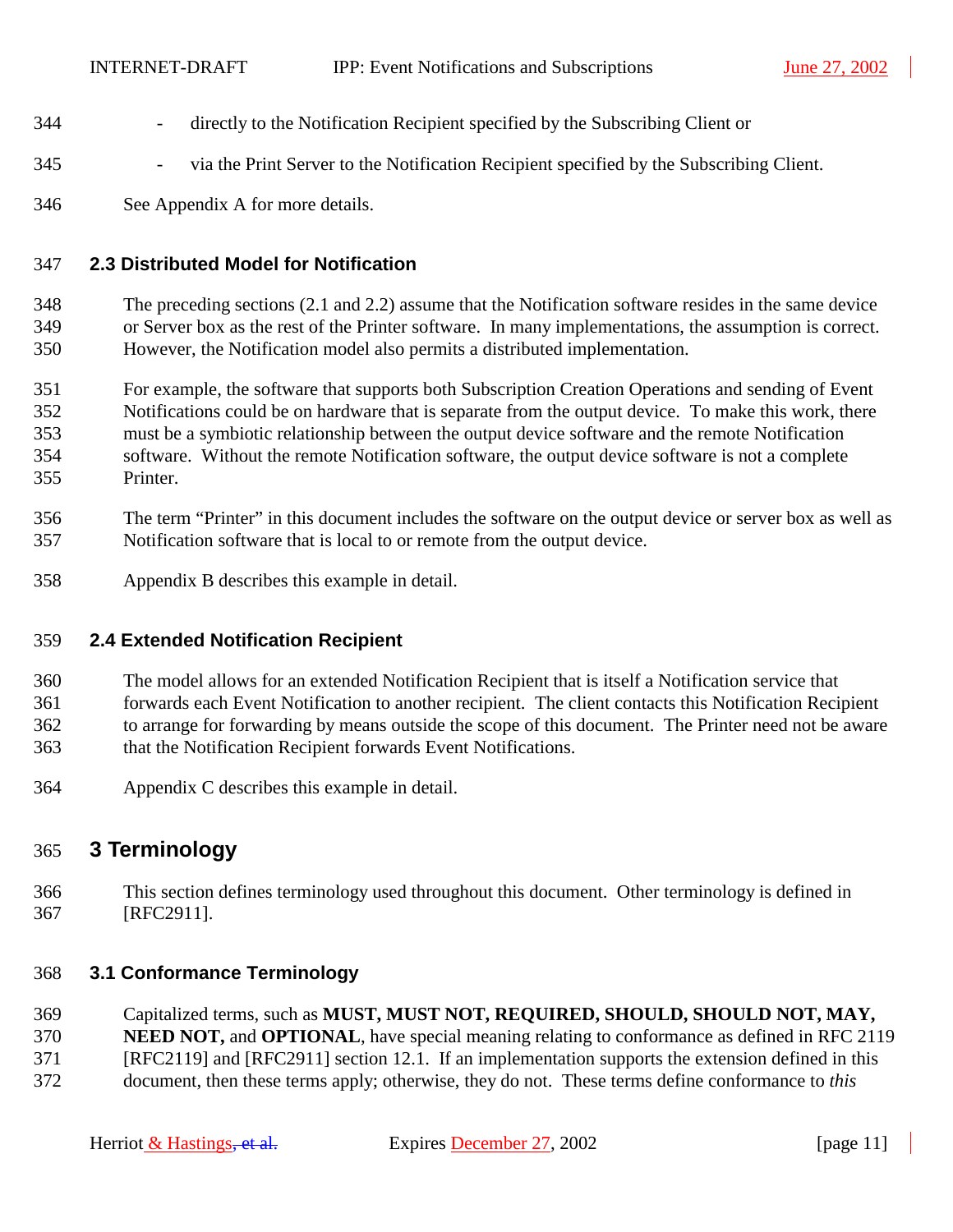- directly to the Notification Recipient specified by the Subscribing Client or

- via the Print Server to the Notification Recipient specified by the Subscribing Client.

See Appendix A for more details.

### 2.3 Distributed Model for Notification

The preceding sections (2.1 and 2.2) assume that the Notification software resides in the same device or Server box as the rest of the Printer software. In many implementations, the assumption is correct. However, the Notification model also permits a distributed implementation.

For example, the software that supports both Subscription Creation Operations and sending of Event Notifications could be on hardware that is separate from the output device. To make this work, there must be a symbiotic relationship between the output device software and the remote Notification software. Without the remote Notification software, the output device software is not a complete Printer.

The term "Printer" in this document includes the software on the output device or server box as well as Notification software that is local to or remote from the output device.

Appendix B describes this example in detail.

### 2.4 Extended Notification Recipient

The model allows for an extended Notification Recipient that is itself a Notification service that forwards each Event Notification to another recipient. The client contacts this Notification Recipient to arrange for forwarding by means outside the scope of this document. The Printer need not be aware that the Notification Recipient forwards Event Notifications.

Appendix C describes this example in detail.

## 3 Terminology

This section defines terminology used throughout this document. Other terminology is defined in [RFC2911].

### 3.1 Conformance Terminology

Capitalized terms, such as **MUST, MUST NOT, REQUIRED, SHOULD, SHOULD NOT, MAY, NEED NOT,** and **OPTIONAL**, have special meaning relating to conformance as defined in RFC 2119 [RFC2119] and [RFC2911] section 12.1. If an implementation supports the extension defined in this document, then these terms apply; otherwise, they do not. These terms define conformance to *this*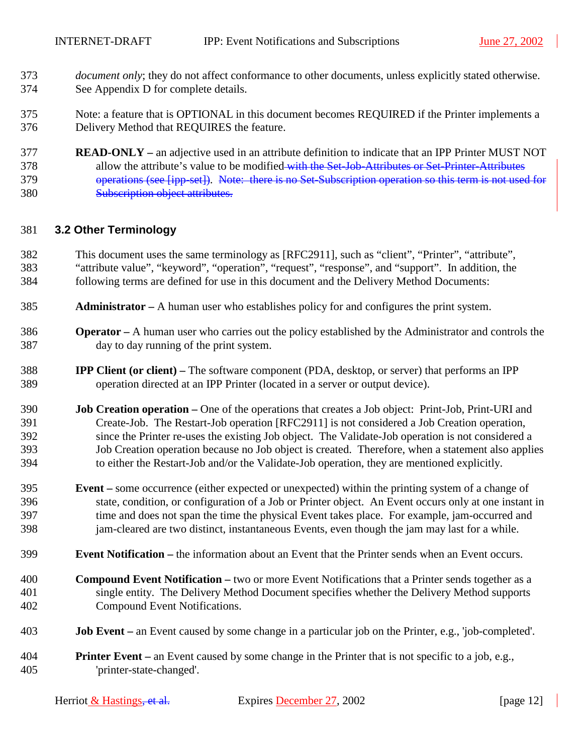*document only*; they do not affect conformance to other documents, unless explicitly stated otherwise. See Appendix D for complete details.

Note: a feature that is OPTIONAL in this document becomes REQUIRED if the Printer implements a Delivery Method that REQUIRES the feature.

**READ-ONLY –** an adjective used in an attribute definition to indicate that an IPP Printer MUST NOT allow the attribute's value to be modified~~ with the Set-Job-Attributes or Set-Printer-Attributes operations (see [ipp-set])~~. ~~Note: there is no Set-Subscription operation so this term is not used for Subscription object attributes.~~

## 3.2 Other Terminology

This document uses the same terminology as [RFC2911], such as "client", "Printer", "attribute", "attribute value", "keyword", "operation", "request", "response", and "support". In addition, the following terms are defined for use in this document and the Delivery Method Documents:

**Administrator –** A human user who establishes policy for and configures the print system.

**Operator –** A human user who carries out the policy established by the Administrator and controls the day to day running of the print system.

**IPP Client (or client) –** The software component (PDA, desktop, or server) that performs an IPP operation directed at an IPP Printer (located in a server or output device).

**Job Creation operation –** One of the operations that creates a Job object: Print-Job, Print-URI and Create-Job. The Restart-Job operation [RFC2911] is not considered a Job Creation operation, since the Printer re-uses the existing Job object. The Validate-Job operation is not considered a Job Creation operation because no Job object is created. Therefore, when a statement also applies to either the Restart-Job and/or the Validate-Job operation, they are mentioned explicitly.

**Event –** some occurrence (either expected or unexpected) within the printing system of a change of state, condition, or configuration of a Job or Printer object. An Event occurs only at one instant in time and does not span the time the physical Event takes place. For example, jam-occurred and jam-cleared are two distinct, instantaneous Events, even though the jam may last for a while.

**Event Notification –** the information about an Event that the Printer sends when an Event occurs.

**Compound Event Notification –** two or more Event Notifications that a Printer sends together as a single entity. The Delivery Method Document specifies whether the Delivery Method supports Compound Event Notifications.

**Job Event –** an Event caused by some change in a particular job on the Printer, e.g., 'job-completed'.

**Printer Event –** an Event caused by some change in the Printer that is not specific to a job, e.g., 'printer-state-changed'.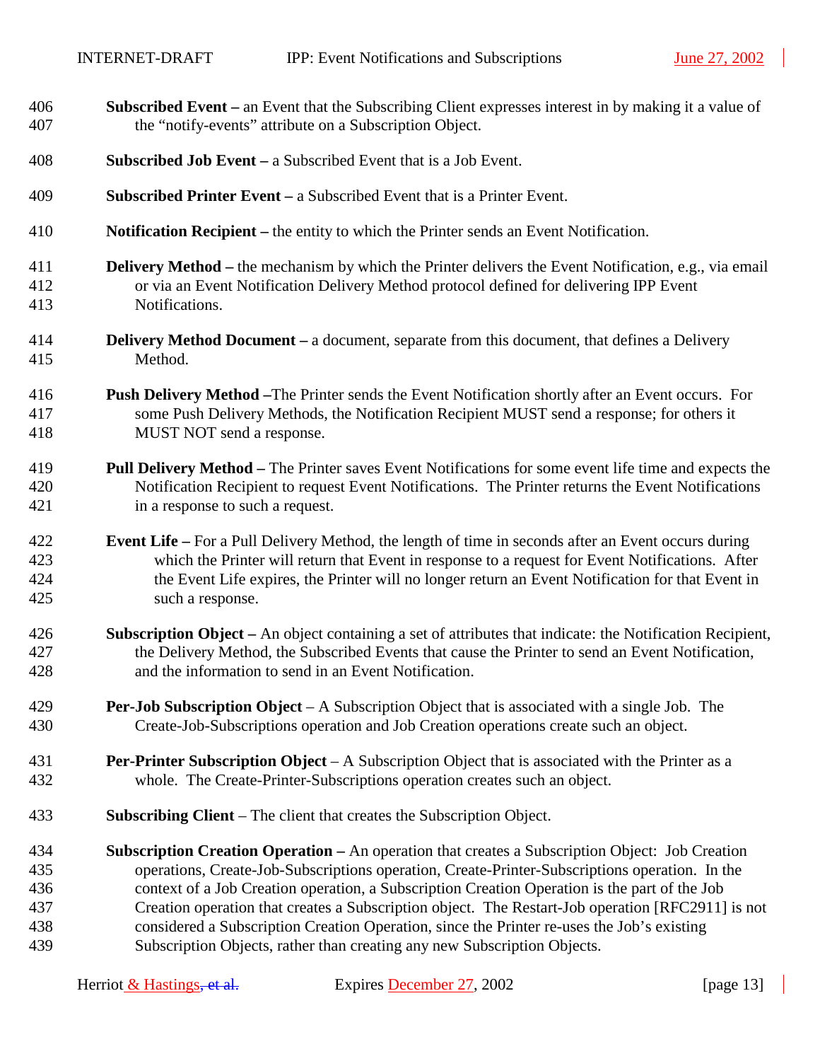**Subscribed Event –** an Event that the Subscribing Client expresses interest in by making it a value of the "notify-events" attribute on a Subscription Object.

**Subscribed Job Event –** a Subscribed Event that is a Job Event.

**Subscribed Printer Event –** a Subscribed Event that is a Printer Event.

**Notification Recipient –** the entity to which the Printer sends an Event Notification.

**Delivery Method –** the mechanism by which the Printer delivers the Event Notification, e.g., via email or via an Event Notification Delivery Method protocol defined for delivering IPP Event Notifications.

**Delivery Method Document –** a document, separate from this document, that defines a Delivery Method.

**Push Delivery Method –**The Printer sends the Event Notification shortly after an Event occurs. For some Push Delivery Methods, the Notification Recipient MUST send a response; for others it MUST NOT send a response.

**Pull Delivery Method –** The Printer saves Event Notifications for some event life time and expects the Notification Recipient to request Event Notifications. The Printer returns the Event Notifications in a response to such a request.

**Event Life –** For a Pull Delivery Method, the length of time in seconds after an Event occurs during which the Printer will return that Event in response to a request for Event Notifications. After the Event Life expires, the Printer will no longer return an Event Notification for that Event in such a response.

**Subscription Object –** An object containing a set of attributes that indicate: the Notification Recipient, the Delivery Method, the Subscribed Events that cause the Printer to send an Event Notification, and the information to send in an Event Notification.

**Per-Job Subscription Object** – A Subscription Object that is associated with a single Job. The Create-Job-Subscriptions operation and Job Creation operations create such an object.

**Per-Printer Subscription Object** – A Subscription Object that is associated with the Printer as a whole. The Create-Printer-Subscriptions operation creates such an object.

**Subscribing Client** – The client that creates the Subscription Object.

**Subscription Creation Operation –** An operation that creates a Subscription Object: Job Creation operations, Create-Job-Subscriptions operation, Create-Printer-Subscriptions operation. In the context of a Job Creation operation, a Subscription Creation Operation is the part of the Job Creation operation that creates a Subscription object. The Restart-Job operation [RFC2911] is not considered a Subscription Creation Operation, since the Printer re-uses the Job's existing Subscription Objects, rather than creating any new Subscription Objects.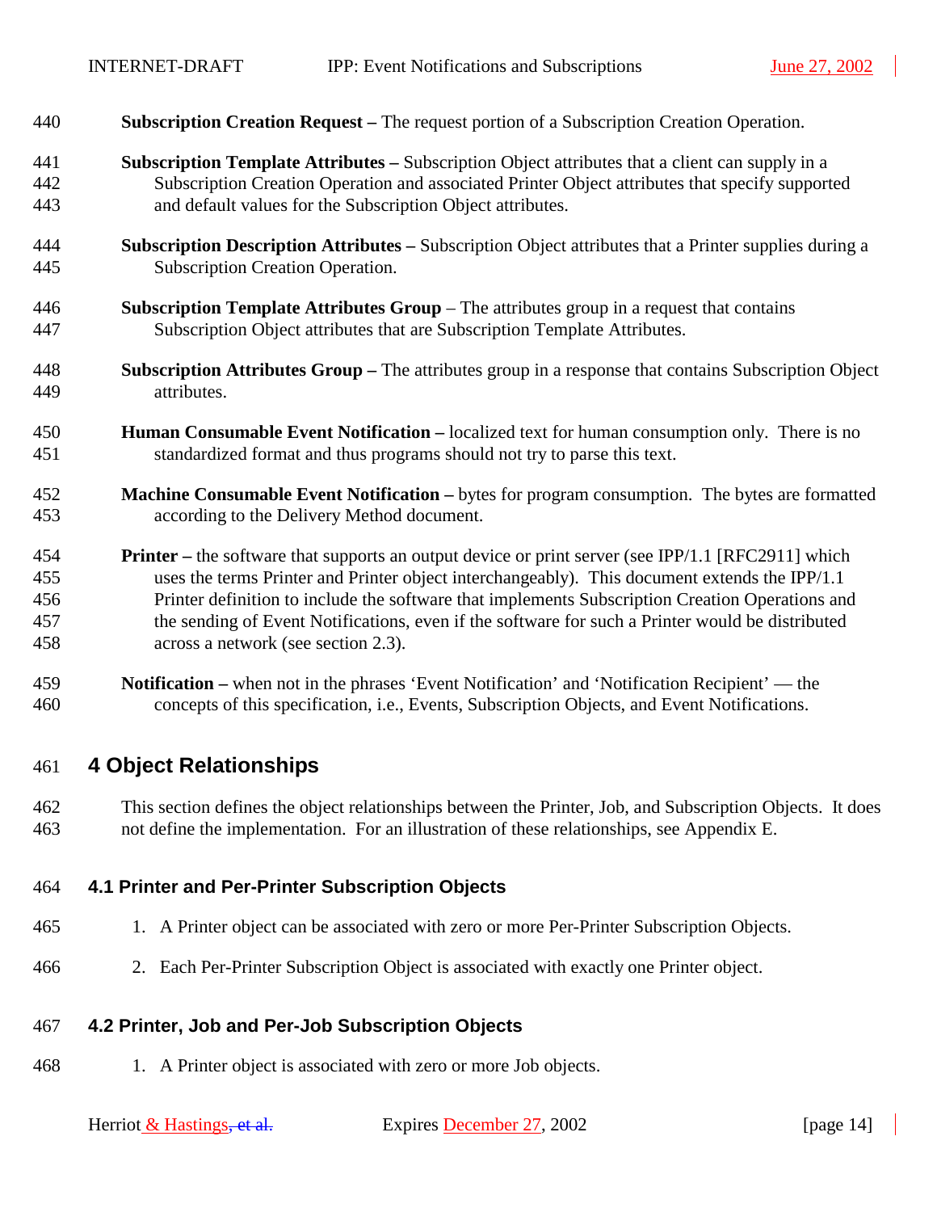**Subscription Creation Request –** The request portion of a Subscription Creation Operation.

**Subscription Template Attributes –** Subscription Object attributes that a client can supply in a Subscription Creation Operation and associated Printer Object attributes that specify supported and default values for the Subscription Object attributes.

**Subscription Description Attributes –** Subscription Object attributes that a Printer supplies during a Subscription Creation Operation.

**Subscription Template Attributes Group** – The attributes group in a request that contains Subscription Object attributes that are Subscription Template Attributes.

**Subscription Attributes Group –** The attributes group in a response that contains Subscription Object attributes.

**Human Consumable Event Notification –** localized text for human consumption only. There is no standardized format and thus programs should not try to parse this text.

**Machine Consumable Event Notification –** bytes for program consumption. The bytes are formatted according to the Delivery Method document.

**Printer –** the software that supports an output device or print server (see IPP/1.1 [RFC2911] which uses the terms Printer and Printer object interchangeably). This document extends the IPP/1.1 Printer definition to include the software that implements Subscription Creation Operations and the sending of Event Notifications, even if the software for such a Printer would be distributed across a network (see section 2.3).

**Notification –** when not in the phrases 'Event Notification' and 'Notification Recipient' — the concepts of this specification, i.e., Events, Subscription Objects, and Event Notifications.

# 4 Object Relationships

This section defines the object relationships between the Printer, Job, and Subscription Objects. It does not define the implementation. For an illustration of these relationships, see Appendix E.

## 4.1 Printer and Per-Printer Subscription Objects

1. A Printer object can be associated with zero or more Per-Printer Subscription Objects.
2. Each Per-Printer Subscription Object is associated with exactly one Printer object.

## 4.2 Printer, Job and Per-Job Subscription Objects

1. A Printer object is associated with zero or more Job objects.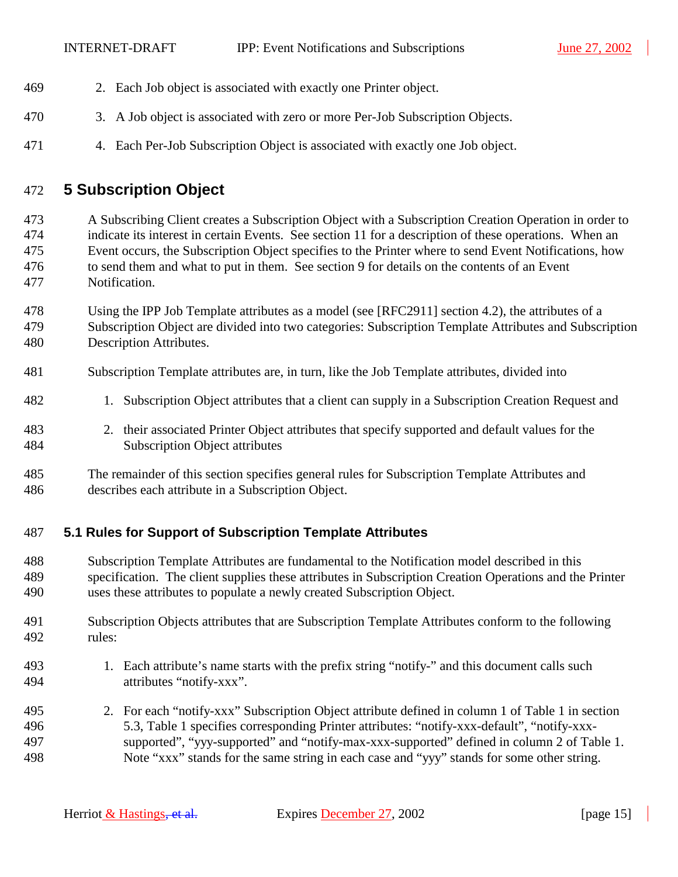2. Each Job object is associated with exactly one Printer object.

3. A Job object is associated with zero or more Per-Job Subscription Objects.

4. Each Per-Job Subscription Object is associated with exactly one Job object.

# 5 Subscription Object

A Subscribing Client creates a Subscription Object with a Subscription Creation Operation in order to indicate its interest in certain Events. See section 11 for a description of these operations. When an Event occurs, the Subscription Object specifies to the Printer where to send Event Notifications, how to send them and what to put in them. See section 9 for details on the contents of an Event Notification.

Using the IPP Job Template attributes as a model (see [RFC2911] section 4.2), the attributes of a Subscription Object are divided into two categories: Subscription Template Attributes and Subscription Description Attributes.

Subscription Template attributes are, in turn, like the Job Template attributes, divided into

1. Subscription Object attributes that a client can supply in a Subscription Creation Request and

2. their associated Printer Object attributes that specify supported and default values for the Subscription Object attributes

The remainder of this section specifies general rules for Subscription Template Attributes and describes each attribute in a Subscription Object.

## 5.1 Rules for Support of Subscription Template Attributes

Subscription Template Attributes are fundamental to the Notification model described in this specification. The client supplies these attributes in Subscription Creation Operations and the Printer uses these attributes to populate a newly created Subscription Object.

Subscription Objects attributes that are Subscription Template Attributes conform to the following rules:

1. Each attribute's name starts with the prefix string "notify-" and this document calls such attributes "notify-xxx".

2. For each "notify-xxx" Subscription Object attribute defined in column 1 of Table 1 in section 5.3, Table 1 specifies corresponding Printer attributes: "notify-xxx-default", "notify-xxx-supported", "yyy-supported" and "notify-max-xxx-supported" defined in column 2 of Table 1. Note "xxx" stands for the same string in each case and "yyy" stands for some other string.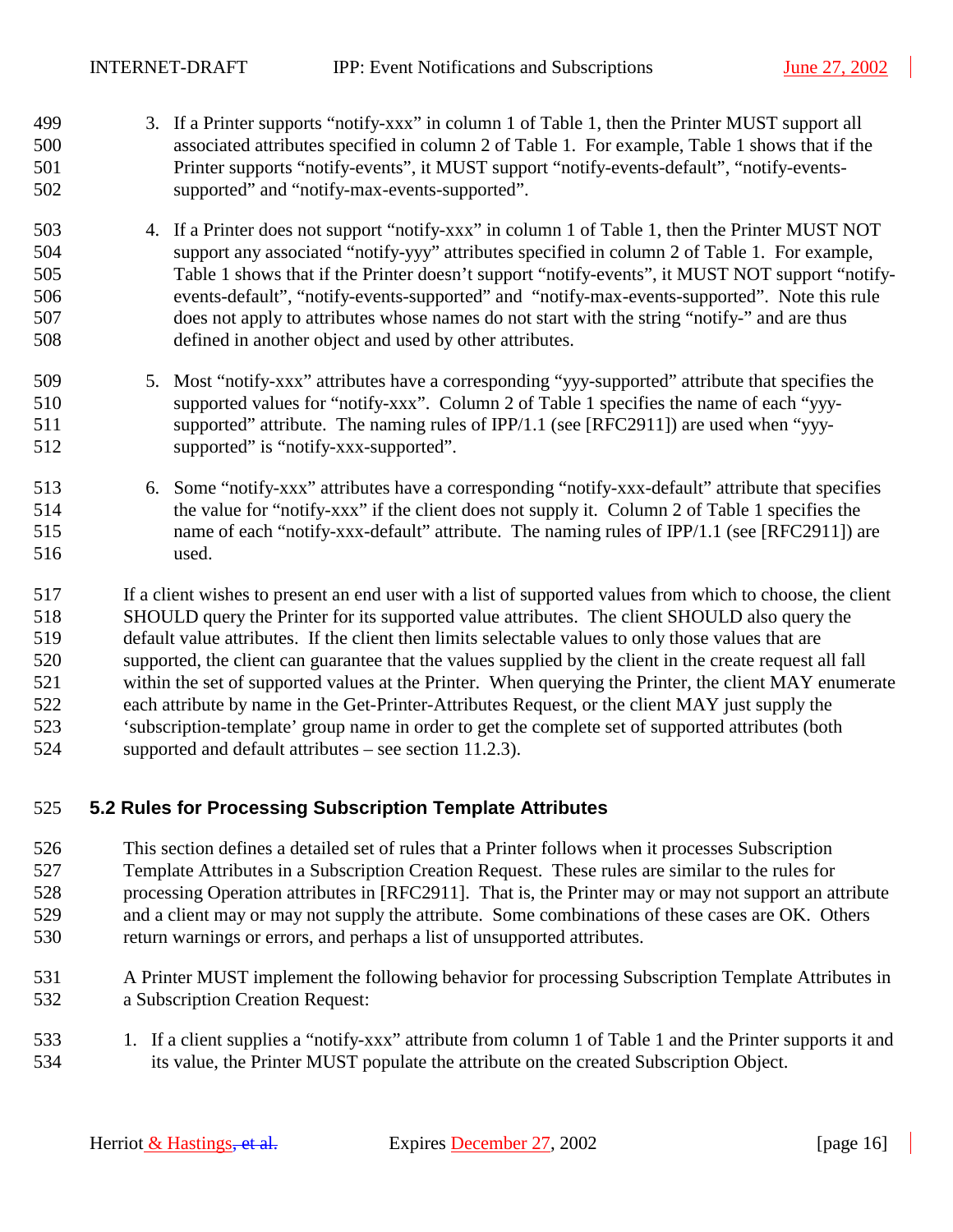3. If a Printer supports "notify-xxx" in column 1 of Table 1, then the Printer MUST support all associated attributes specified in column 2 of Table 1. For example, Table 1 shows that if the Printer supports "notify-events", it MUST support "notify-events-default", "notify-events-supported" and "notify-max-events-supported".

4. If a Printer does not support "notify-xxx" in column 1 of Table 1, then the Printer MUST NOT support any associated "notify-yyy" attributes specified in column 2 of Table 1. For example, Table 1 shows that if the Printer doesn't support "notify-events", it MUST NOT support "notify-events-default", "notify-events-supported" and "notify-max-events-supported". Note this rule does not apply to attributes whose names do not start with the string "notify-" and are thus defined in another object and used by other attributes.

5. Most "notify-xxx" attributes have a corresponding "yyy-supported" attribute that specifies the supported values for "notify-xxx". Column 2 of Table 1 specifies the name of each "yyy-supported" attribute. The naming rules of IPP/1.1 (see [RFC2911]) are used when "yyy-supported" is "notify-xxx-supported".

6. Some "notify-xxx" attributes have a corresponding "notify-xxx-default" attribute that specifies the value for "notify-xxx" if the client does not supply it. Column 2 of Table 1 specifies the name of each "notify-xxx-default" attribute. The naming rules of IPP/1.1 (see [RFC2911]) are used.

If a client wishes to present an end user with a list of supported values from which to choose, the client SHOULD query the Printer for its supported value attributes. The client SHOULD also query the default value attributes. If the client then limits selectable values to only those values that are supported, the client can guarantee that the values supplied by the client in the create request all fall within the set of supported values at the Printer. When querying the Printer, the client MAY enumerate each attribute by name in the Get-Printer-Attributes Request, or the client MAY just supply the 'subscription-template' group name in order to get the complete set of supported attributes (both supported and default attributes – see section 11.2.3).

## 5.2 Rules for Processing Subscription Template Attributes

This section defines a detailed set of rules that a Printer follows when it processes Subscription Template Attributes in a Subscription Creation Request. These rules are similar to the rules for processing Operation attributes in [RFC2911]. That is, the Printer may or may not support an attribute and a client may or may not supply the attribute. Some combinations of these cases are OK. Others return warnings or errors, and perhaps a list of unsupported attributes.

A Printer MUST implement the following behavior for processing Subscription Template Attributes in a Subscription Creation Request:

1. If a client supplies a "notify-xxx" attribute from column 1 of Table 1 and the Printer supports it and its value, the Printer MUST populate the attribute on the created Subscription Object.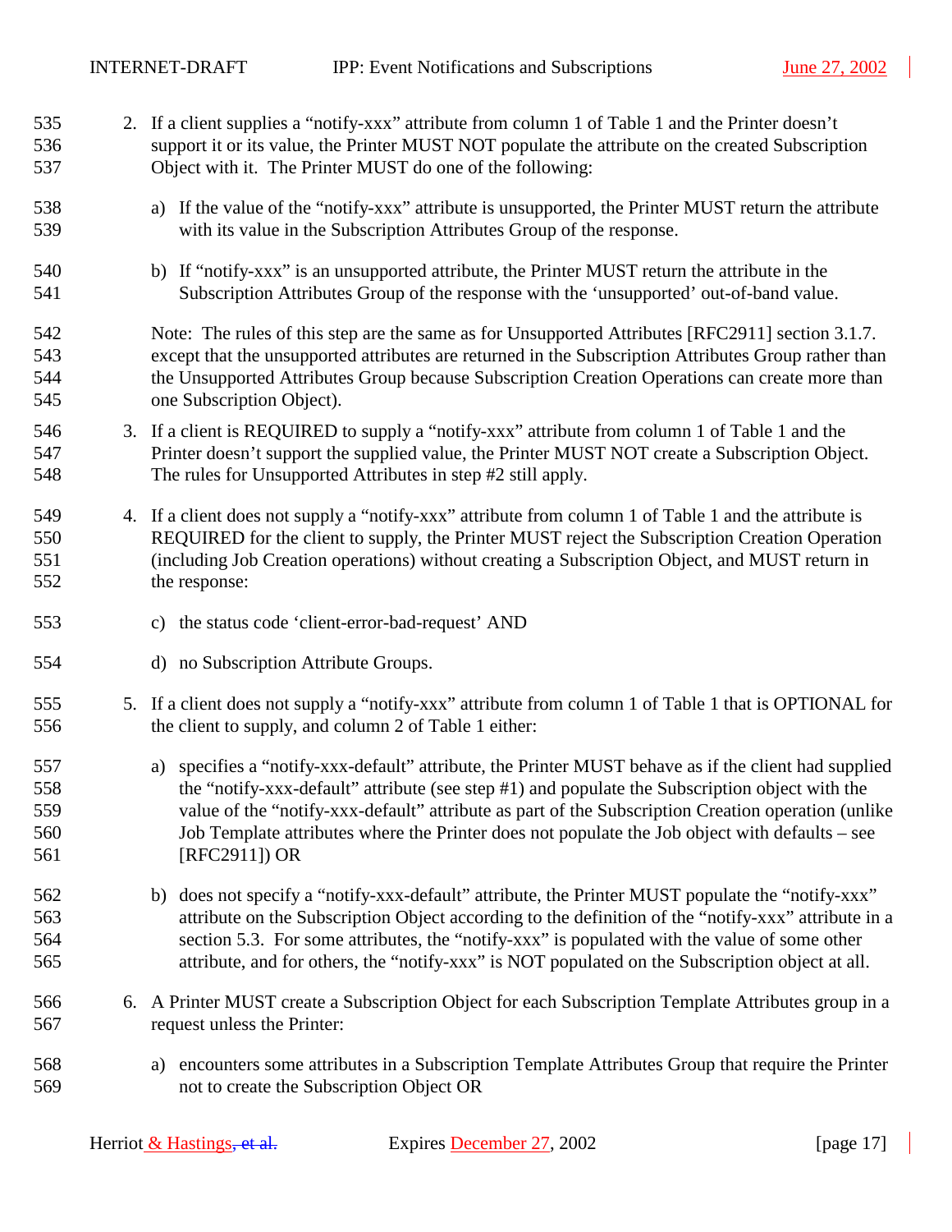2. If a client supplies a "notify-xxx" attribute from column 1 of Table 1 and the Printer doesn't support it or its value, the Printer MUST NOT populate the attribute on the created Subscription Object with it. The Printer MUST do one of the following:

   a) If the value of the "notify-xxx" attribute is unsupported, the Printer MUST return the attribute with its value in the Subscription Attributes Group of the response.

   b) If "notify-xxx" is an unsupported attribute, the Printer MUST return the attribute in the Subscription Attributes Group of the response with the 'unsupported' out-of-band value.

   Note: The rules of this step are the same as for Unsupported Attributes [RFC2911] section 3.1.7. except that the unsupported attributes are returned in the Subscription Attributes Group rather than the Unsupported Attributes Group because Subscription Creation Operations can create more than one Subscription Object).

3. If a client is REQUIRED to supply a "notify-xxx" attribute from column 1 of Table 1 and the Printer doesn't support the supplied value, the Printer MUST NOT create a Subscription Object. The rules for Unsupported Attributes in step #2 still apply.

4. If a client does not supply a "notify-xxx" attribute from column 1 of Table 1 and the attribute is REQUIRED for the client to supply, the Printer MUST reject the Subscription Creation Operation (including Job Creation operations) without creating a Subscription Object, and MUST return in the response:

   c) the status code 'client-error-bad-request' AND

   d) no Subscription Attribute Groups.

5. If a client does not supply a "notify-xxx" attribute from column 1 of Table 1 that is OPTIONAL for the client to supply, and column 2 of Table 1 either:

   a) specifies a "notify-xxx-default" attribute, the Printer MUST behave as if the client had supplied the "notify-xxx-default" attribute (see step #1) and populate the Subscription object with the value of the "notify-xxx-default" attribute as part of the Subscription Creation operation (unlike Job Template attributes where the Printer does not populate the Job object with defaults – see [RFC2911]) OR

   b) does not specify a "notify-xxx-default" attribute, the Printer MUST populate the "notify-xxx" attribute on the Subscription Object according to the definition of the "notify-xxx" attribute in a section 5.3. For some attributes, the "notify-xxx" is populated with the value of some other attribute, and for others, the "notify-xxx" is NOT populated on the Subscription object at all.

6. A Printer MUST create a Subscription Object for each Subscription Template Attributes group in a request unless the Printer:

   a) encounters some attributes in a Subscription Template Attributes Group that require the Printer not to create the Subscription Object OR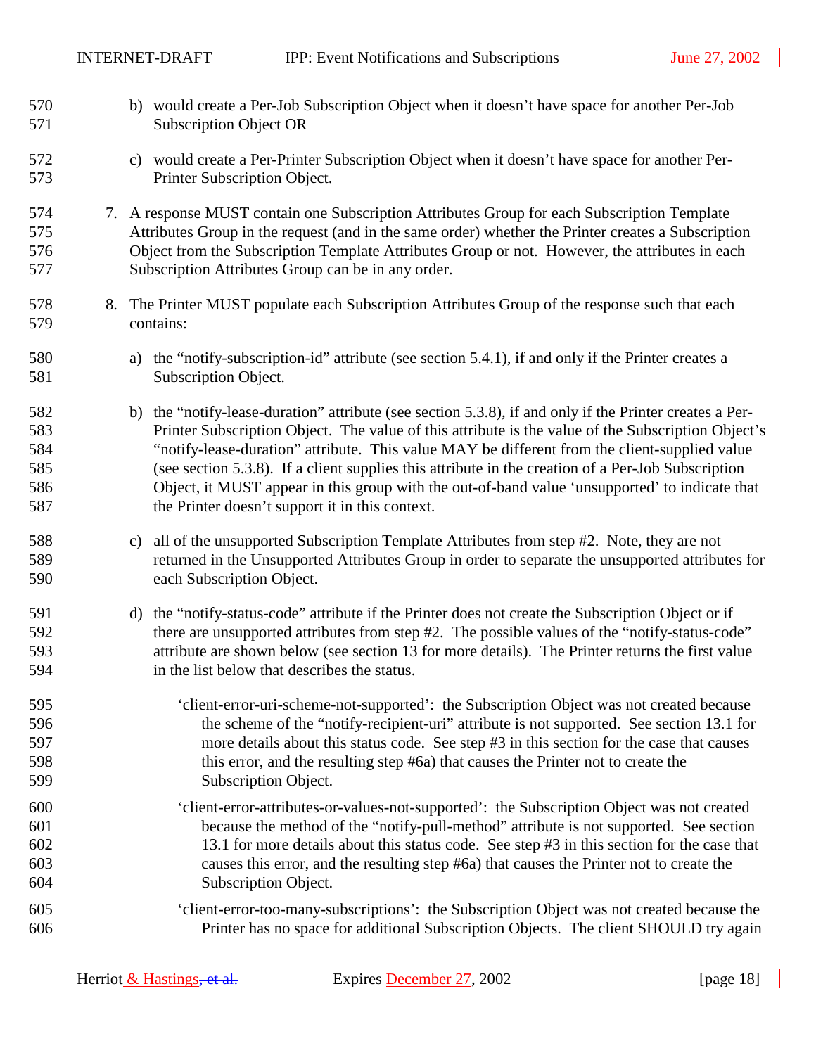b) would create a Per-Job Subscription Object when it doesn't have space for another Per-Job Subscription Object OR

c) would create a Per-Printer Subscription Object when it doesn't have space for another Per-Printer Subscription Object.

7. A response MUST contain one Subscription Attributes Group for each Subscription Template Attributes Group in the request (and in the same order) whether the Printer creates a Subscription Object from the Subscription Template Attributes Group or not. However, the attributes in each Subscription Attributes Group can be in any order.

8. The Printer MUST populate each Subscription Attributes Group of the response such that each contains:

   a) the "notify-subscription-id" attribute (see section 5.4.1), if and only if the Printer creates a Subscription Object.

   b) the "notify-lease-duration" attribute (see section 5.3.8), if and only if the Printer creates a Per-Printer Subscription Object. The value of this attribute is the value of the Subscription Object's "notify-lease-duration" attribute. This value MAY be different from the client-supplied value (see section 5.3.8). If a client supplies this attribute in the creation of a Per-Job Subscription Object, it MUST appear in this group with the out-of-band value 'unsupported' to indicate that the Printer doesn't support it in this context.

   c) all of the unsupported Subscription Template Attributes from step #2. Note, they are not returned in the Unsupported Attributes Group in order to separate the unsupported attributes for each Subscription Object.

   d) the "notify-status-code" attribute if the Printer does not create the Subscription Object or if there are unsupported attributes from step #2. The possible values of the "notify-status-code" attribute are shown below (see section 13 for more details). The Printer returns the first value in the list below that describes the status.

      'client-error-uri-scheme-not-supported': the Subscription Object was not created because the scheme of the "notify-recipient-uri" attribute is not supported. See section 13.1 for more details about this status code. See step #3 in this section for the case that causes this error, and the resulting step #6a) that causes the Printer not to create the Subscription Object.

      'client-error-attributes-or-values-not-supported': the Subscription Object was not created because the method of the "notify-pull-method" attribute is not supported. See section 13.1 for more details about this status code. See step #3 in this section for the case that causes this error, and the resulting step #6a) that causes the Printer not to create the Subscription Object.

      'client-error-too-many-subscriptions': the Subscription Object was not created because the Printer has no space for additional Subscription Objects. The client SHOULD try again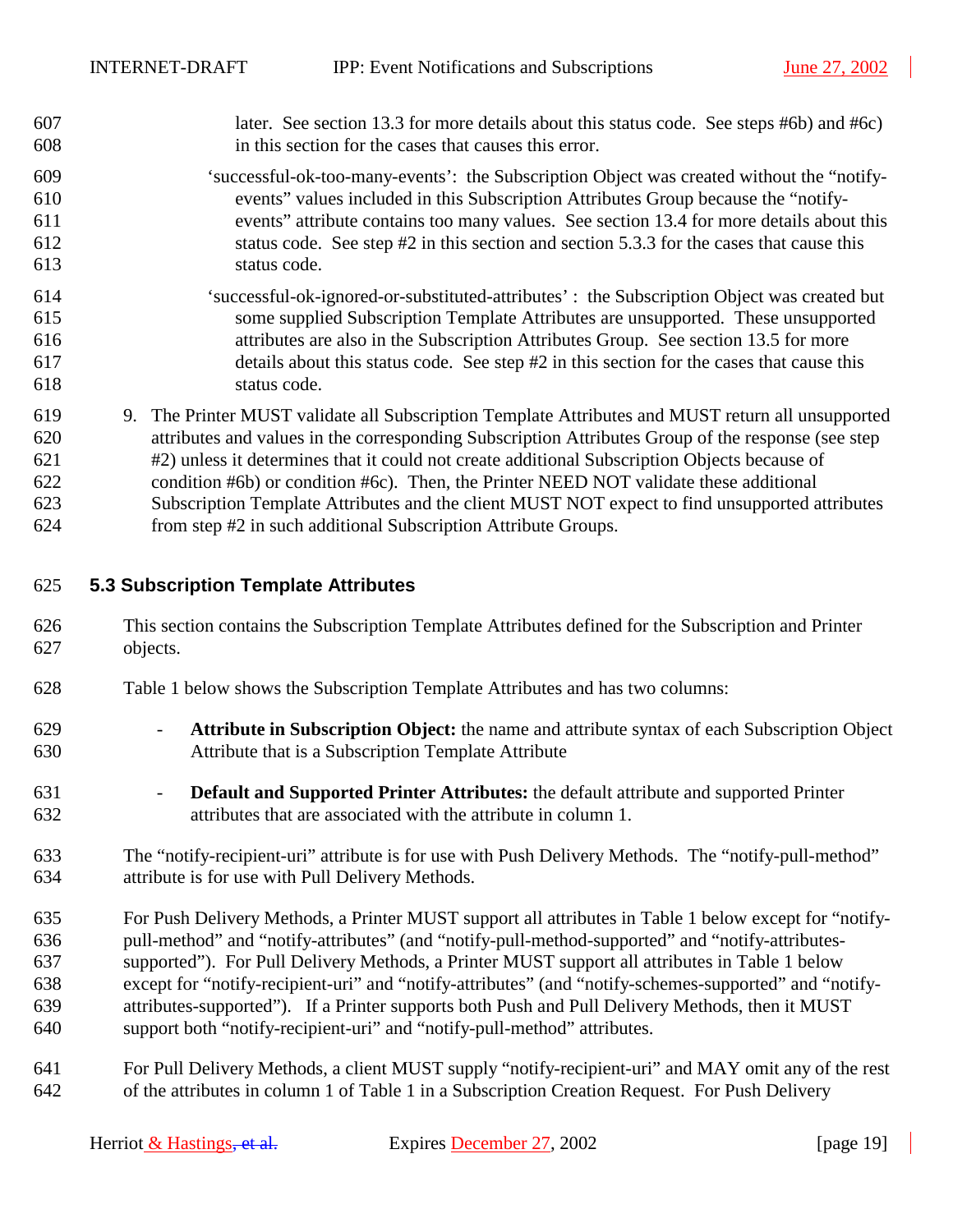later. See section 13.3 for more details about this status code. See steps #6b) and #6c) in this section for the cases that causes this error.

'successful-ok-too-many-events': the Subscription Object was created without the "notify-events" values included in this Subscription Attributes Group because the "notify-events" attribute contains too many values. See section 13.4 for more details about this status code. See step #2 in this section and section 5.3.3 for the cases that cause this status code.

'successful-ok-ignored-or-substituted-attributes' : the Subscription Object was created but some supplied Subscription Template Attributes are unsupported. These unsupported attributes are also in the Subscription Attributes Group. See section 13.5 for more details about this status code. See step #2 in this section for the cases that cause this status code.

9. The Printer MUST validate all Subscription Template Attributes and MUST return all unsupported attributes and values in the corresponding Subscription Attributes Group of the response (see step #2) unless it determines that it could not create additional Subscription Objects because of condition #6b) or condition #6c). Then, the Printer NEED NOT validate these additional Subscription Template Attributes and the client MUST NOT expect to find unsupported attributes from step #2 in such additional Subscription Attribute Groups.

## 5.3 Subscription Template Attributes

This section contains the Subscription Template Attributes defined for the Subscription and Printer objects.

Table 1 below shows the Subscription Template Attributes and has two columns:

- **Attribute in Subscription Object:** the name and attribute syntax of each Subscription Object Attribute that is a Subscription Template Attribute
- **Default and Supported Printer Attributes:** the default attribute and supported Printer attributes that are associated with the attribute in column 1.

The "notify-recipient-uri" attribute is for use with Push Delivery Methods. The "notify-pull-method" attribute is for use with Pull Delivery Methods.

For Push Delivery Methods, a Printer MUST support all attributes in Table 1 below except for "notify-pull-method" and "notify-attributes" (and "notify-pull-method-supported" and "notify-attributes-supported"). For Pull Delivery Methods, a Printer MUST support all attributes in Table 1 below except for "notify-recipient-uri" and "notify-attributes" (and "notify-schemes-supported" and "notify-attributes-supported"). If a Printer supports both Push and Pull Delivery Methods, then it MUST support both "notify-recipient-uri" and "notify-pull-method" attributes.

For Pull Delivery Methods, a client MUST supply "notify-recipient-uri" and MAY omit any of the rest of the attributes in column 1 of Table 1 in a Subscription Creation Request. For Push Delivery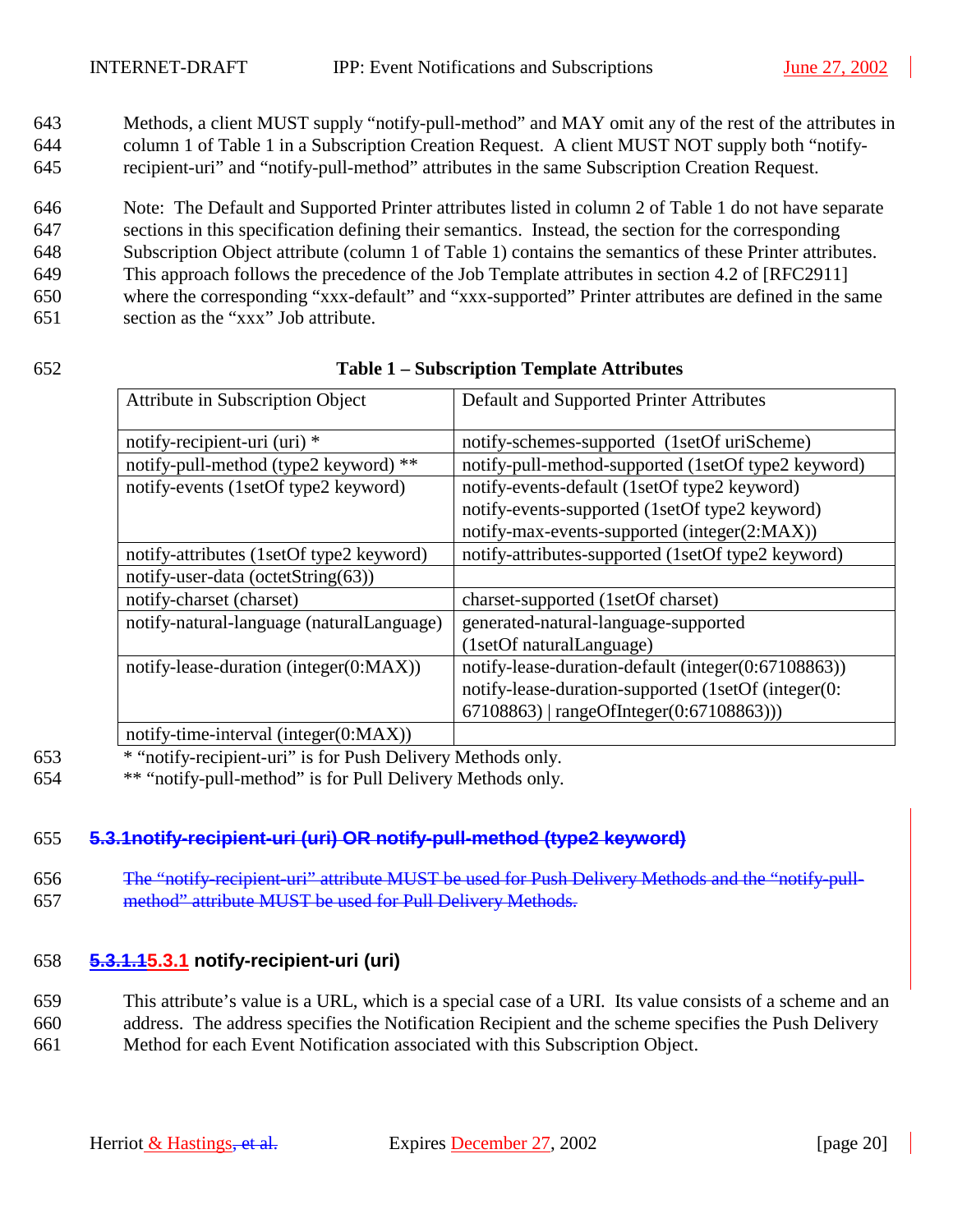Methods, a client MUST supply "notify-pull-method" and MAY omit any of the rest of the attributes in column 1 of Table 1 in a Subscription Creation Request. A client MUST NOT supply both "notify-recipient-uri" and "notify-pull-method" attributes in the same Subscription Creation Request.

Note: The Default and Supported Printer attributes listed in column 2 of Table 1 do not have separate sections in this specification defining their semantics. Instead, the section for the corresponding Subscription Object attribute (column 1 of Table 1) contains the semantics of these Printer attributes. This approach follows the precedence of the Job Template attributes in section 4.2 of [RFC2911] where the corresponding "xxx-default" and "xxx-supported" Printer attributes are defined in the same section as the "xxx" Job attribute.

**Table 1 – Subscription Template Attributes**

| Attribute in Subscription Object | Default and Supported Printer Attributes |
|---|---|
| notify-recipient-uri (uri) * | notify-schemes-supported (1setOf uriScheme) |
| notify-pull-method (type2 keyword) ** | notify-pull-method-supported (1setOf type2 keyword) |
| notify-events (1setOf type2 keyword) | notify-events-default (1setOf type2 keyword)<br>notify-events-supported (1setOf type2 keyword)<br>notify-max-events-supported (integer(2:MAX)) |
| notify-attributes (1setOf type2 keyword) | notify-attributes-supported (1setOf type2 keyword) |
| notify-user-data (octetString(63)) | |
| notify-charset (charset) | charset-supported (1setOf charset) |
| notify-natural-language (naturalLanguage) | generated-natural-language-supported (1setOf naturalLanguage) |
| notify-lease-duration (integer(0:MAX)) | notify-lease-duration-default (integer(0:67108863))<br>notify-lease-duration-supported (1setOf (integer(0:67108863) \| rangeOfInteger(0:67108863))) |
| notify-time-interval (integer(0:MAX)) | |

* "notify-recipient-uri" is for Push Delivery Methods only.

** "notify-pull-method" is for Pull Delivery Methods only.

### ~~5.3.1notify-recipient-uri (uri) OR notify-pull-method (type2 keyword)~~

~~The "notify-recipient-uri" attribute MUST be used for Push Delivery Methods and the "notify-pull-method" attribute MUST be used for Pull Delivery Methods.~~

### ~~5.3.1.1~~5.3.1 notify-recipient-uri (uri)

This attribute's value is a URL, which is a special case of a URI. Its value consists of a scheme and an address. The address specifies the Notification Recipient and the scheme specifies the Push Delivery Method for each Event Notification associated with this Subscription Object.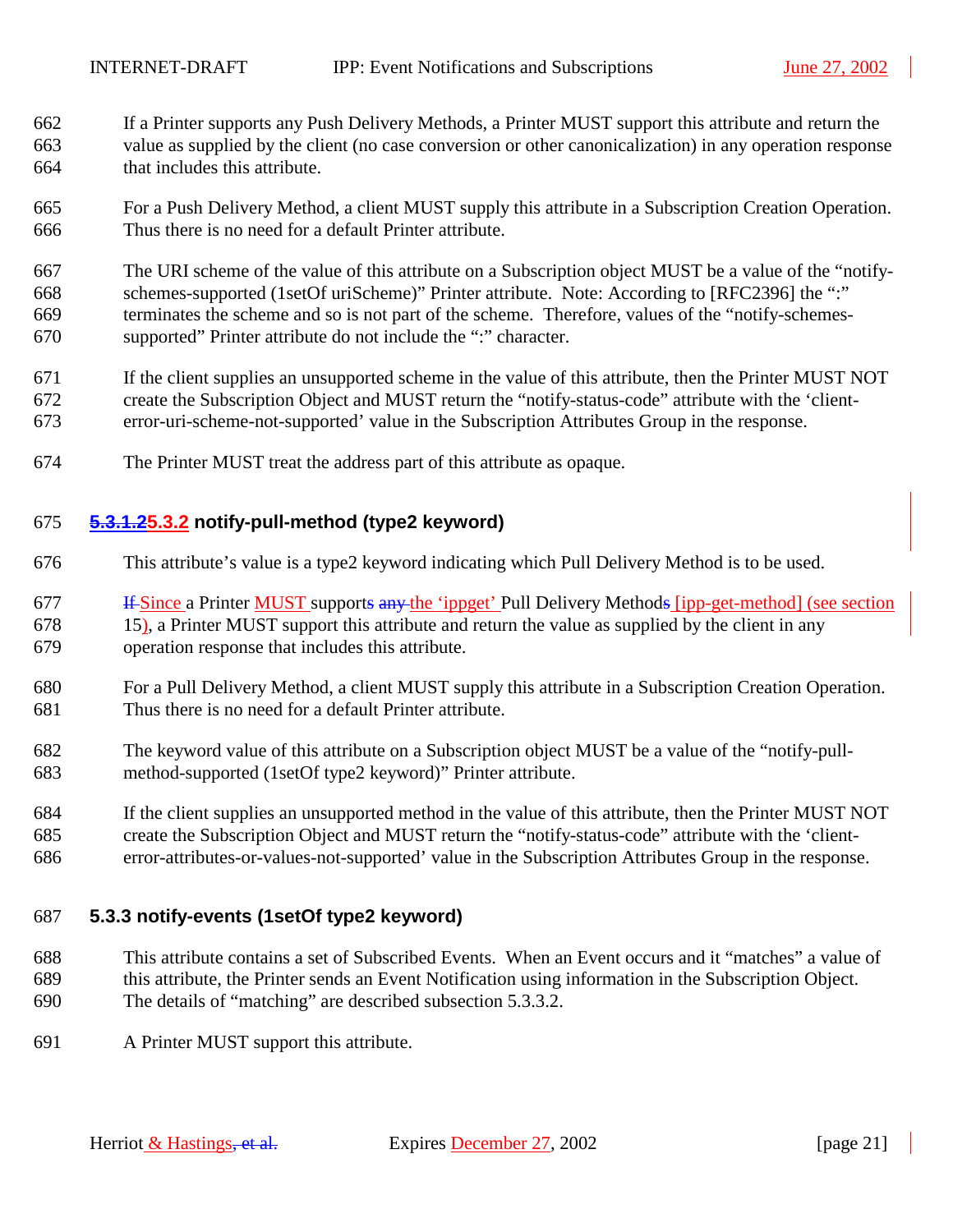If a Printer supports any Push Delivery Methods, a Printer MUST support this attribute and return the value as supplied by the client (no case conversion or other canonicalization) in any operation response that includes this attribute.

For a Push Delivery Method, a client MUST supply this attribute in a Subscription Creation Operation. Thus there is no need for a default Printer attribute.

The URI scheme of the value of this attribute on a Subscription object MUST be a value of the "notify-schemes-supported (1setOf uriScheme)" Printer attribute. Note: According to [RFC2396] the ":" terminates the scheme and so is not part of the scheme. Therefore, values of the "notify-schemes-supported" Printer attribute do not include the ":" character.

If the client supplies an unsupported scheme in the value of this attribute, then the Printer MUST NOT create the Subscription Object and MUST return the "notify-status-code" attribute with the 'client-error-uri-scheme-not-supported' value in the Subscription Attributes Group in the response.

The Printer MUST treat the address part of this attribute as opaque.

### ~~5.3.1.2~~5.3.2 notify-pull-method (type2 keyword)

This attribute's value is a type2 keyword indicating which Pull Delivery Method is to be used.

~~If~~ Since a Printer MUST support~~s~~ ~~any~~ the 'ippget' Pull Delivery Method~~s~~ [ipp-get-method] (see section 15), a Printer MUST support this attribute and return the value as supplied by the client in any operation response that includes this attribute.

For a Pull Delivery Method, a client MUST supply this attribute in a Subscription Creation Operation. Thus there is no need for a default Printer attribute.

The keyword value of this attribute on a Subscription object MUST be a value of the "notify-pull-method-supported (1setOf type2 keyword)" Printer attribute.

If the client supplies an unsupported method in the value of this attribute, then the Printer MUST NOT create the Subscription Object and MUST return the "notify-status-code" attribute with the 'client-error-attributes-or-values-not-supported' value in the Subscription Attributes Group in the response.

### 5.3.3 notify-events (1setOf type2 keyword)

This attribute contains a set of Subscribed Events. When an Event occurs and it "matches" a value of this attribute, the Printer sends an Event Notification using information in the Subscription Object. The details of "matching" are described subsection 5.3.3.2.

A Printer MUST support this attribute.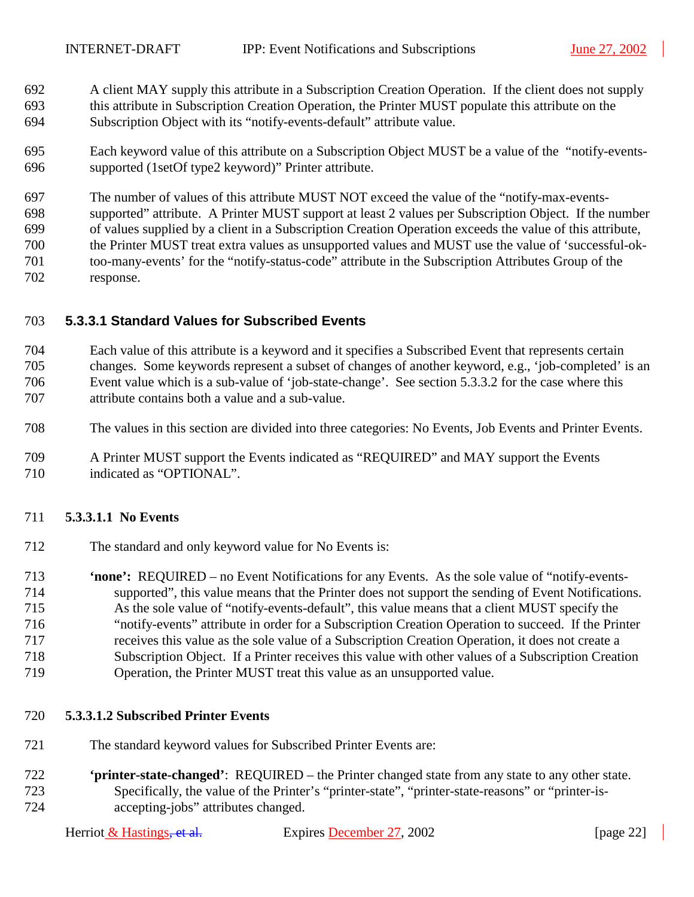A client MAY supply this attribute in a Subscription Creation Operation. If the client does not supply this attribute in Subscription Creation Operation, the Printer MUST populate this attribute on the Subscription Object with its “notify-events-default” attribute value.

Each keyword value of this attribute on a Subscription Object MUST be a value of the “notify-events-supported (1setOf type2 keyword)” Printer attribute.

The number of values of this attribute MUST NOT exceed the value of the “notify-max-events-supported” attribute. A Printer MUST support at least 2 values per Subscription Object. If the number of values supplied by a client in a Subscription Creation Operation exceeds the value of this attribute, the Printer MUST treat extra values as unsupported values and MUST use the value of ‘successful-ok-too-many-events’ for the “notify-status-code” attribute in the Subscription Attributes Group of the response.

### 5.3.3.1 Standard Values for Subscribed Events

Each value of this attribute is a keyword and it specifies a Subscribed Event that represents certain changes. Some keywords represent a subset of changes of another keyword, e.g., ‘job-completed’ is an Event value which is a sub-value of ‘job-state-change’. See section 5.3.3.2 for the case where this attribute contains both a value and a sub-value.

The values in this section are divided into three categories: No Events, Job Events and Printer Events.

A Printer MUST support the Events indicated as “REQUIRED” and MAY support the Events indicated as “OPTIONAL”.

#### 5.3.3.1.1 No Events

The standard and only keyword value for No Events is:

**‘none’:** REQUIRED – no Event Notifications for any Events. As the sole value of “notify-events-supported”, this value means that the Printer does not support the sending of Event Notifications. As the sole value of “notify-events-default”, this value means that a client MUST specify the “notify-events” attribute in order for a Subscription Creation Operation to succeed. If the Printer receives this value as the sole value of a Subscription Creation Operation, it does not create a Subscription Object. If a Printer receives this value with other values of a Subscription Creation Operation, the Printer MUST treat this value as an unsupported value.

#### 5.3.3.1.2 Subscribed Printer Events

The standard keyword values for Subscribed Printer Events are:

**‘printer-state-changed’**: REQUIRED – the Printer changed state from any state to any other state. Specifically, the value of the Printer’s “printer-state”, “printer-state-reasons” or “printer-is-accepting-jobs” attributes changed.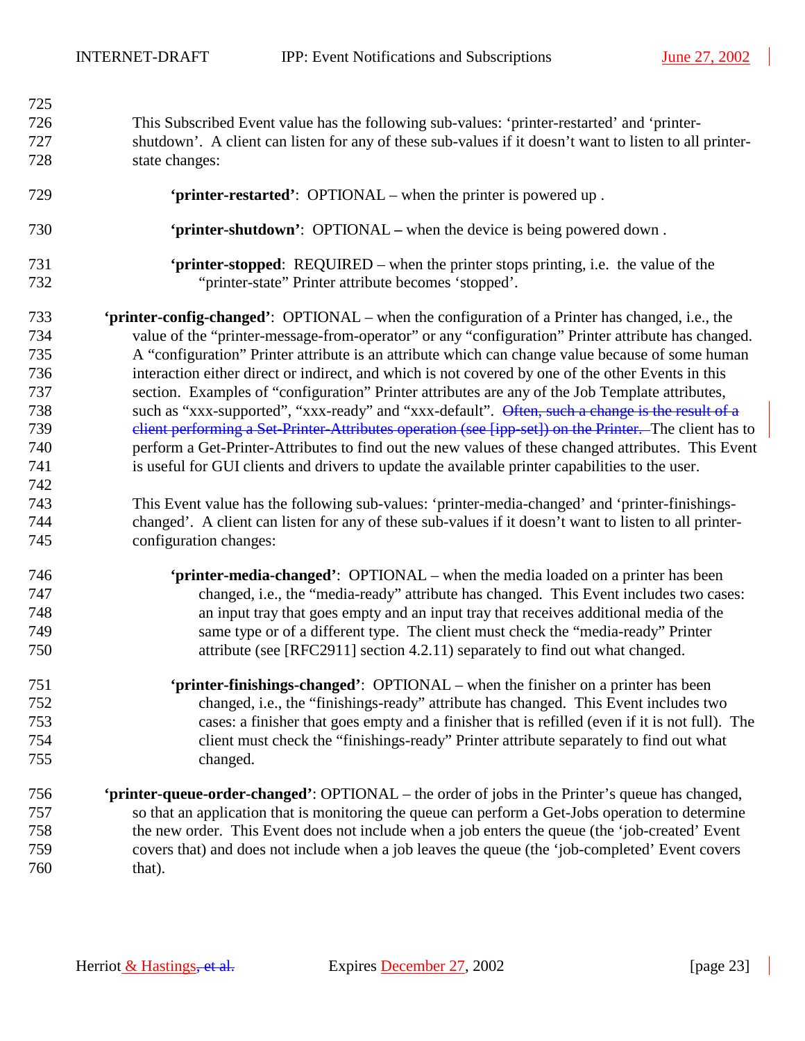This Subscribed Event value has the following sub-values: 'printer-restarted' and 'printer-shutdown'. A client can listen for any of these sub-values if it doesn't want to listen to all printer-state changes:

**'printer-restarted'**: OPTIONAL – when the printer is powered up .

**'printer-shutdown'**: OPTIONAL – when the device is being powered down .

**'printer-stopped**: REQUIRED – when the printer stops printing, i.e. the value of the "printer-state" Printer attribute becomes 'stopped'.

**'printer-config-changed'**: OPTIONAL – when the configuration of a Printer has changed, i.e., the value of the "printer-message-from-operator" or any "configuration" Printer attribute has changed. A "configuration" Printer attribute is an attribute which can change value because of some human interaction either direct or indirect, and which is not covered by one of the other Events in this section. Examples of "configuration" Printer attributes are any of the Job Template attributes, such as "xxx-supported", "xxx-ready" and "xxx-default". ~~Often, such a change is the result of a client performing a Set-Printer-Attributes operation (see [ipp-set]) on the Printer.~~ The client has to perform a Get-Printer-Attributes to find out the new values of these changed attributes. This Event is useful for GUI clients and drivers to update the available printer capabilities to the user.

This Event value has the following sub-values: 'printer-media-changed' and 'printer-finishings-changed'. A client can listen for any of these sub-values if it doesn't want to listen to all printer-configuration changes:

**'printer-media-changed'**: OPTIONAL – when the media loaded on a printer has been changed, i.e., the "media-ready" attribute has changed. This Event includes two cases: an input tray that goes empty and an input tray that receives additional media of the same type or of a different type. The client must check the "media-ready" Printer attribute (see [RFC2911] section 4.2.11) separately to find out what changed.

**'printer-finishings-changed'**: OPTIONAL – when the finisher on a printer has been changed, i.e., the "finishings-ready" attribute has changed. This Event includes two cases: a finisher that goes empty and a finisher that is refilled (even if it is not full). The client must check the "finishings-ready" Printer attribute separately to find out what changed.

**'printer-queue-order-changed'**: OPTIONAL – the order of jobs in the Printer's queue has changed, so that an application that is monitoring the queue can perform a Get-Jobs operation to determine the new order. This Event does not include when a job enters the queue (the 'job-created' Event covers that) and does not include when a job leaves the queue (the 'job-completed' Event covers that).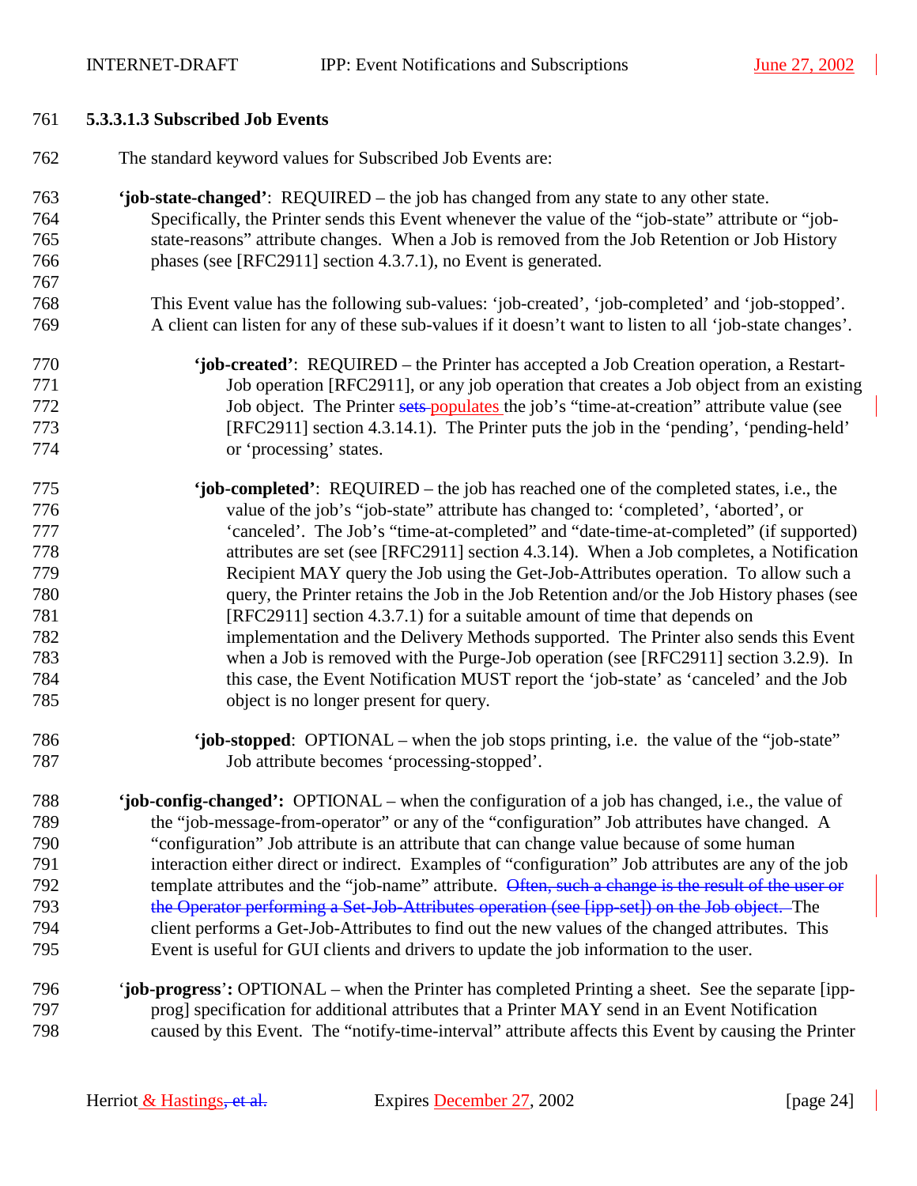#### 5.3.3.1.3 Subscribed Job Events

The standard keyword values for Subscribed Job Events are:

**'job-state-changed'**: REQUIRED – the job has changed from any state to any other state. Specifically, the Printer sends this Event whenever the value of the "job-state" attribute or "job-state-reasons" attribute changes. When a Job is removed from the Job Retention or Job History phases (see [RFC2911] section 4.3.7.1), no Event is generated.

This Event value has the following sub-values: 'job-created', 'job-completed' and 'job-stopped'. A client can listen for any of these sub-values if it doesn't want to listen to all 'job-state changes'.

> **'job-created'**: REQUIRED – the Printer has accepted a Job Creation operation, a Restart-Job operation [RFC2911], or any job operation that creates a Job object from an existing Job object. The Printer ~~sets~~ populates the job's "time-at-creation" attribute value (see [RFC2911] section 4.3.14.1). The Printer puts the job in the 'pending', 'pending-held' or 'processing' states.
>
> **'job-completed'**: REQUIRED – the job has reached one of the completed states, i.e., the value of the job's "job-state" attribute has changed to: 'completed', 'aborted', or 'canceled'. The Job's "time-at-completed" and "date-time-at-completed" (if supported) attributes are set (see [RFC2911] section 4.3.14). When a Job completes, a Notification Recipient MAY query the Job using the Get-Job-Attributes operation. To allow such a query, the Printer retains the Job in the Job Retention and/or the Job History phases (see [RFC2911] section 4.3.7.1) for a suitable amount of time that depends on implementation and the Delivery Methods supported. The Printer also sends this Event when a Job is removed with the Purge-Job operation (see [RFC2911] section 3.2.9). In this case, the Event Notification MUST report the 'job-state' as 'canceled' and the Job object is no longer present for query.
>
> **'job-stopped**: OPTIONAL – when the job stops printing, i.e. the value of the "job-state" Job attribute becomes 'processing-stopped'.

**'job-config-changed':** OPTIONAL – when the configuration of a job has changed, i.e., the value of the "job-message-from-operator" or any of the "configuration" Job attributes have changed. A "configuration" Job attribute is an attribute that can change value because of some human interaction either direct or indirect. Examples of "configuration" Job attributes are any of the job template attributes and the "job-name" attribute. ~~Often, such a change is the result of the user or the Operator performing a Set-Job-Attributes operation (see [ipp-set]) on the Job object.~~ The client performs a Get-Job-Attributes to find out the new values of the changed attributes. This Event is useful for GUI clients and drivers to update the job information to the user.

'**job-progress**'**:** OPTIONAL – when the Printer has completed Printing a sheet. See the separate [ipp-prog] specification for additional attributes that a Printer MAY send in an Event Notification caused by this Event. The "notify-time-interval" attribute affects this Event by causing the Printer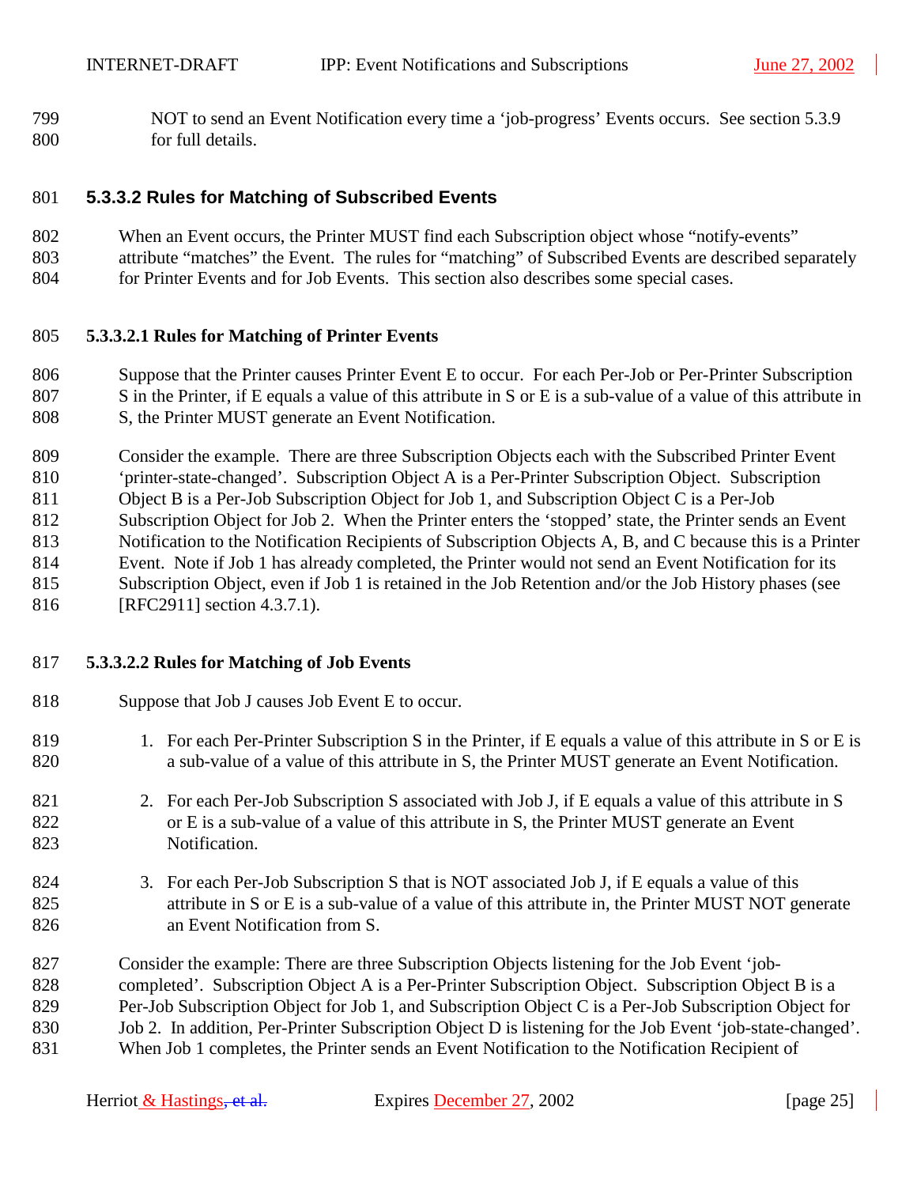NOT to send an Event Notification every time a 'job-progress' Events occurs. See section 5.3.9 for full details.

#### 5.3.3.2 Rules for Matching of Subscribed Events

When an Event occurs, the Printer MUST find each Subscription object whose "notify-events" attribute "matches" the Event. The rules for "matching" of Subscribed Events are described separately for Printer Events and for Job Events. This section also describes some special cases.

##### 5.3.3.2.1 Rules for Matching of Printer Events

Suppose that the Printer causes Printer Event E to occur. For each Per-Job or Per-Printer Subscription S in the Printer, if E equals a value of this attribute in S or E is a sub-value of a value of this attribute in S, the Printer MUST generate an Event Notification.

Consider the example. There are three Subscription Objects each with the Subscribed Printer Event 'printer-state-changed'. Subscription Object A is a Per-Printer Subscription Object. Subscription Object B is a Per-Job Subscription Object for Job 1, and Subscription Object C is a Per-Job Subscription Object for Job 2. When the Printer enters the 'stopped' state, the Printer sends an Event Notification to the Notification Recipients of Subscription Objects A, B, and C because this is a Printer Event. Note if Job 1 has already completed, the Printer would not send an Event Notification for its Subscription Object, even if Job 1 is retained in the Job Retention and/or the Job History phases (see [RFC2911] section 4.3.7.1).

##### 5.3.3.2.2 Rules for Matching of Job Events

Suppose that Job J causes Job Event E to occur.

1. For each Per-Printer Subscription S in the Printer, if E equals a value of this attribute in S or E is a sub-value of a value of this attribute in S, the Printer MUST generate an Event Notification.

2. For each Per-Job Subscription S associated with Job J, if E equals a value of this attribute in S or E is a sub-value of a value of this attribute in S, the Printer MUST generate an Event Notification.

3. For each Per-Job Subscription S that is NOT associated Job J, if E equals a value of this attribute in S or E is a sub-value of a value of this attribute in, the Printer MUST NOT generate an Event Notification from S.

Consider the example: There are three Subscription Objects listening for the Job Event 'job-completed'. Subscription Object A is a Per-Printer Subscription Object. Subscription Object B is a Per-Job Subscription Object for Job 1, and Subscription Object C is a Per-Job Subscription Object for Job 2. In addition, Per-Printer Subscription Object D is listening for the Job Event 'job-state-changed'. When Job 1 completes, the Printer sends an Event Notification to the Notification Recipient of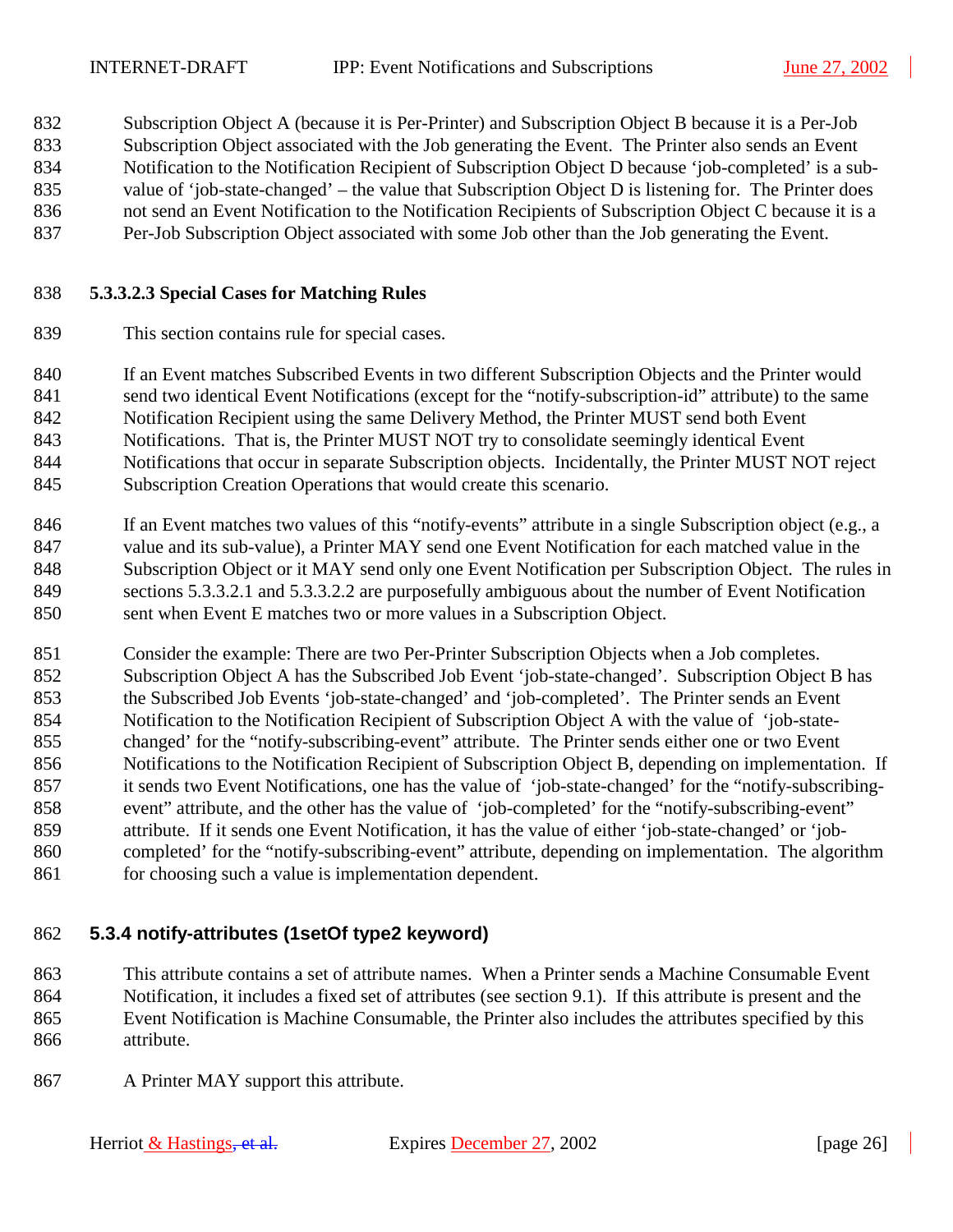Subscription Object A (because it is Per-Printer) and Subscription Object B because it is a Per-Job Subscription Object associated with the Job generating the Event. The Printer also sends an Event Notification to the Notification Recipient of Subscription Object D because 'job-completed' is a sub-value of 'job-state-changed' – the value that Subscription Object D is listening for. The Printer does not send an Event Notification to the Notification Recipients of Subscription Object C because it is a Per-Job Subscription Object associated with some Job other than the Job generating the Event.

#### 5.3.3.2.3 Special Cases for Matching Rules

This section contains rule for special cases.

If an Event matches Subscribed Events in two different Subscription Objects and the Printer would send two identical Event Notifications (except for the "notify-subscription-id" attribute) to the same Notification Recipient using the same Delivery Method, the Printer MUST send both Event Notifications. That is, the Printer MUST NOT try to consolidate seemingly identical Event Notifications that occur in separate Subscription objects. Incidentally, the Printer MUST NOT reject Subscription Creation Operations that would create this scenario.

If an Event matches two values of this "notify-events" attribute in a single Subscription object (e.g., a value and its sub-value), a Printer MAY send one Event Notification for each matched value in the Subscription Object or it MAY send only one Event Notification per Subscription Object. The rules in sections 5.3.3.2.1 and 5.3.3.2.2 are purposefully ambiguous about the number of Event Notification sent when Event E matches two or more values in a Subscription Object.

Consider the example: There are two Per-Printer Subscription Objects when a Job completes. Subscription Object A has the Subscribed Job Event 'job-state-changed'. Subscription Object B has the Subscribed Job Events 'job-state-changed' and 'job-completed'. The Printer sends an Event Notification to the Notification Recipient of Subscription Object A with the value of 'job-state-changed' for the "notify-subscribing-event" attribute. The Printer sends either one or two Event Notifications to the Notification Recipient of Subscription Object B, depending on implementation. If it sends two Event Notifications, one has the value of 'job-state-changed' for the "notify-subscribing-event" attribute, and the other has the value of 'job-completed' for the "notify-subscribing-event" attribute. If it sends one Event Notification, it has the value of either 'job-state-changed' or 'job-completed' for the "notify-subscribing-event" attribute, depending on implementation. The algorithm for choosing such a value is implementation dependent.

### 5.3.4 notify-attributes (1setOf type2 keyword)

This attribute contains a set of attribute names. When a Printer sends a Machine Consumable Event Notification, it includes a fixed set of attributes (see section 9.1). If this attribute is present and the Event Notification is Machine Consumable, the Printer also includes the attributes specified by this attribute.

A Printer MAY support this attribute.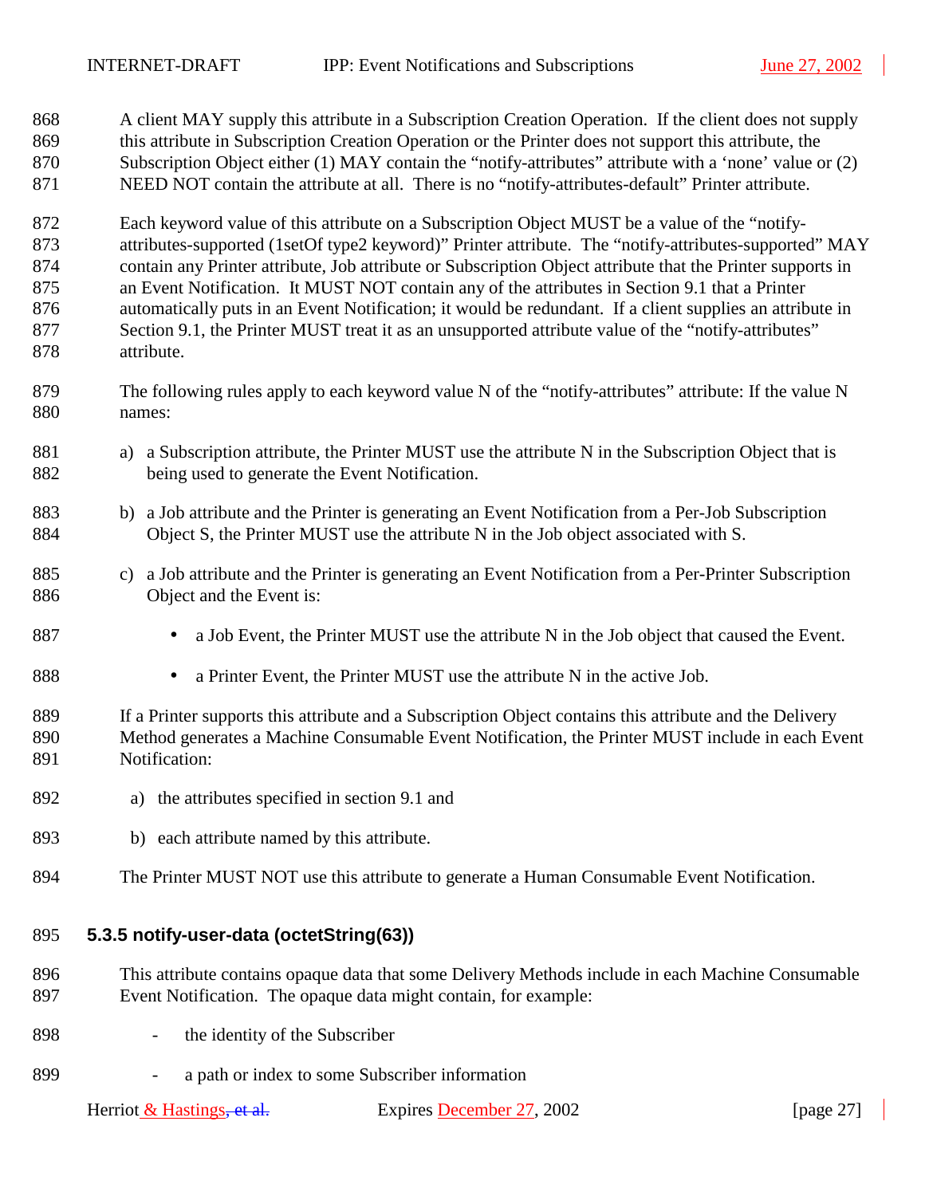A client MAY supply this attribute in a Subscription Creation Operation. If the client does not supply this attribute in Subscription Creation Operation or the Printer does not support this attribute, the Subscription Object either (1) MAY contain the "notify-attributes" attribute with a 'none' value or (2) NEED NOT contain the attribute at all. There is no "notify-attributes-default" Printer attribute.

Each keyword value of this attribute on a Subscription Object MUST be a value of the "notify-attributes-supported (1setOf type2 keyword)" Printer attribute. The "notify-attributes-supported" MAY contain any Printer attribute, Job attribute or Subscription Object attribute that the Printer supports in an Event Notification. It MUST NOT contain any of the attributes in Section 9.1 that a Printer automatically puts in an Event Notification; it would be redundant. If a client supplies an attribute in Section 9.1, the Printer MUST treat it as an unsupported attribute value of the "notify-attributes" attribute.

The following rules apply to each keyword value N of the "notify-attributes" attribute: If the value N names:

a) a Subscription attribute, the Printer MUST use the attribute N in the Subscription Object that is being used to generate the Event Notification.

b) a Job attribute and the Printer is generating an Event Notification from a Per-Job Subscription Object S, the Printer MUST use the attribute N in the Job object associated with S.

c) a Job attribute and the Printer is generating an Event Notification from a Per-Printer Subscription Object and the Event is:

- a Job Event, the Printer MUST use the attribute N in the Job object that caused the Event.
- a Printer Event, the Printer MUST use the attribute N in the active Job.

If a Printer supports this attribute and a Subscription Object contains this attribute and the Delivery Method generates a Machine Consumable Event Notification, the Printer MUST include in each Event Notification:

a) the attributes specified in section 9.1 and

b) each attribute named by this attribute.

The Printer MUST NOT use this attribute to generate a Human Consumable Event Notification.

### 5.3.5 notify-user-data (octetString(63))

This attribute contains opaque data that some Delivery Methods include in each Machine Consumable Event Notification. The opaque data might contain, for example:

- the identity of the Subscriber
- a path or index to some Subscriber information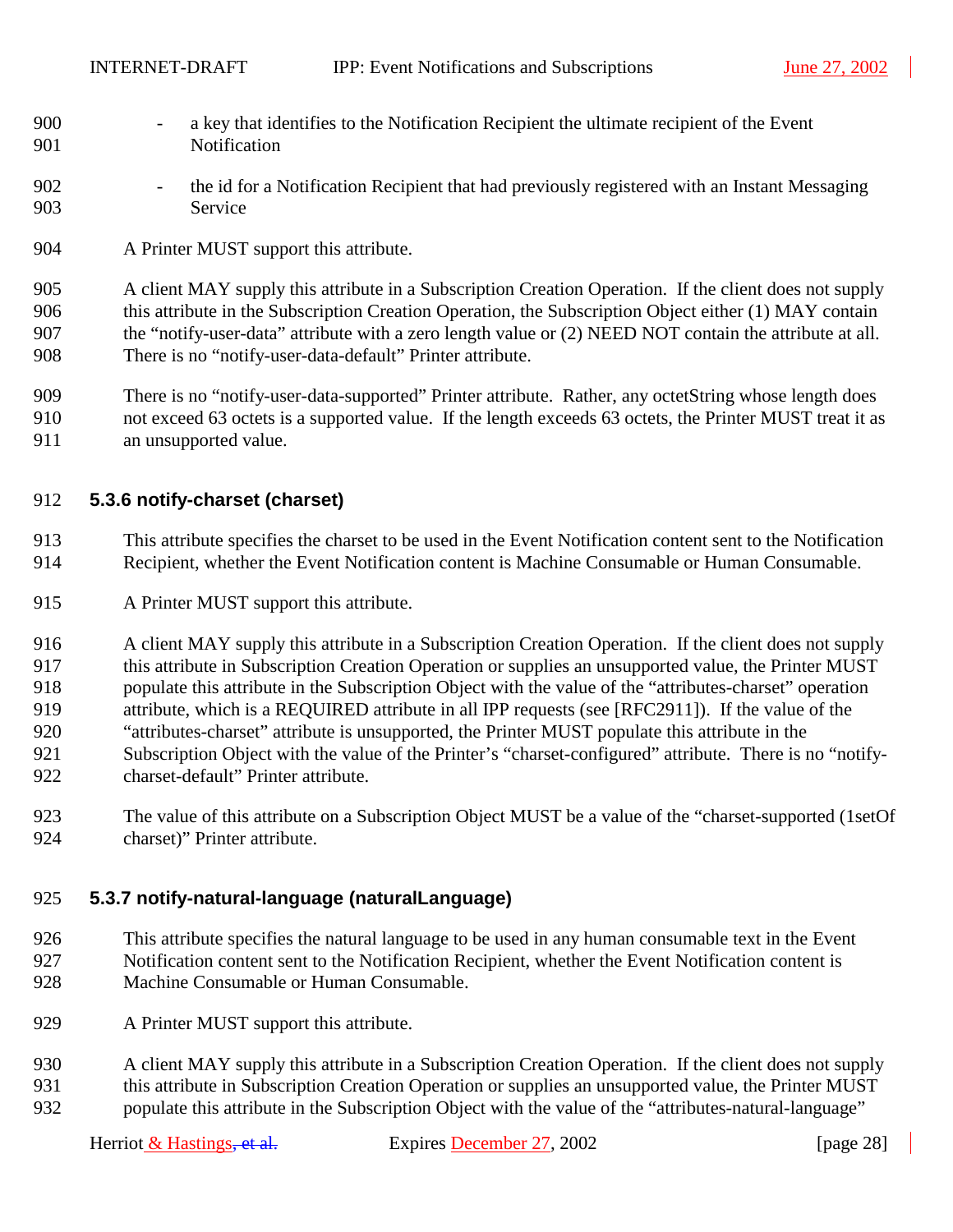- a key that identifies to the Notification Recipient the ultimate recipient of the Event Notification

- the id for a Notification Recipient that had previously registered with an Instant Messaging Service

A Printer MUST support this attribute.

A client MAY supply this attribute in a Subscription Creation Operation. If the client does not supply this attribute in the Subscription Creation Operation, the Subscription Object either (1) MAY contain the "notify-user-data" attribute with a zero length value or (2) NEED NOT contain the attribute at all. There is no "notify-user-data-default" Printer attribute.

There is no "notify-user-data-supported" Printer attribute. Rather, any octetString whose length does not exceed 63 octets is a supported value. If the length exceeds 63 octets, the Printer MUST treat it as an unsupported value.

### 5.3.6 notify-charset (charset)

This attribute specifies the charset to be used in the Event Notification content sent to the Notification Recipient, whether the Event Notification content is Machine Consumable or Human Consumable.

A Printer MUST support this attribute.

A client MAY supply this attribute in a Subscription Creation Operation. If the client does not supply this attribute in Subscription Creation Operation or supplies an unsupported value, the Printer MUST populate this attribute in the Subscription Object with the value of the "attributes-charset" operation attribute, which is a REQUIRED attribute in all IPP requests (see [RFC2911]). If the value of the "attributes-charset" attribute is unsupported, the Printer MUST populate this attribute in the Subscription Object with the value of the Printer's "charset-configured" attribute. There is no "notify-charset-default" Printer attribute.

The value of this attribute on a Subscription Object MUST be a value of the "charset-supported (1setOf charset)" Printer attribute.

### 5.3.7 notify-natural-language (naturalLanguage)

This attribute specifies the natural language to be used in any human consumable text in the Event Notification content sent to the Notification Recipient, whether the Event Notification content is Machine Consumable or Human Consumable.

A Printer MUST support this attribute.

A client MAY supply this attribute in a Subscription Creation Operation. If the client does not supply this attribute in Subscription Creation Operation or supplies an unsupported value, the Printer MUST populate this attribute in the Subscription Object with the value of the "attributes-natural-language"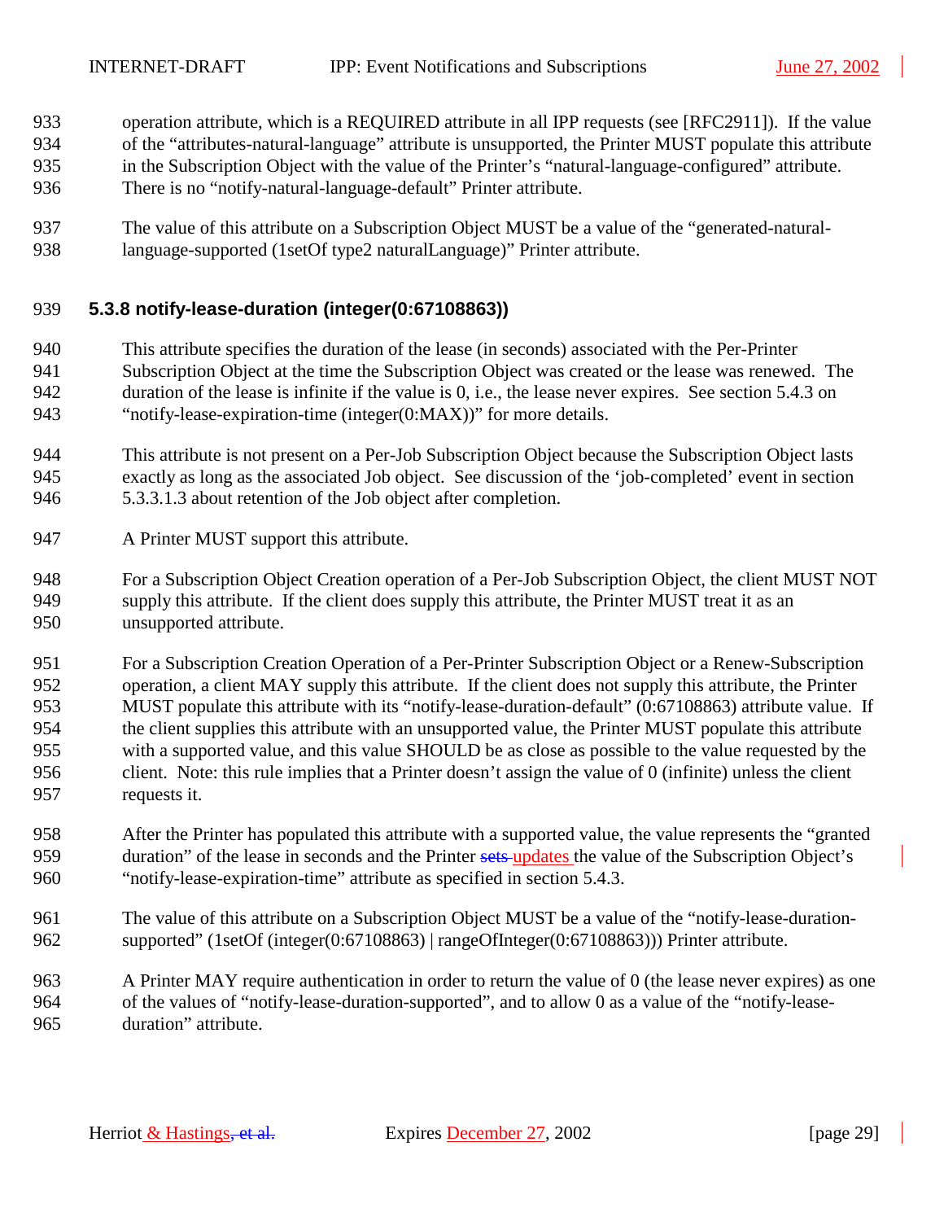operation attribute, which is a REQUIRED attribute in all IPP requests (see [RFC2911]). If the value of the “attributes-natural-language” attribute is unsupported, the Printer MUST populate this attribute in the Subscription Object with the value of the Printer’s “natural-language-configured” attribute. There is no “notify-natural-language-default” Printer attribute.

The value of this attribute on a Subscription Object MUST be a value of the “generated-natural-language-supported (1setOf type2 naturalLanguage)” Printer attribute.

### 5.3.8 notify-lease-duration (integer(0:67108863))

This attribute specifies the duration of the lease (in seconds) associated with the Per-Printer Subscription Object at the time the Subscription Object was created or the lease was renewed. The duration of the lease is infinite if the value is 0, i.e., the lease never expires. See section 5.4.3 on “notify-lease-expiration-time (integer(0:MAX))” for more details.

This attribute is not present on a Per-Job Subscription Object because the Subscription Object lasts exactly as long as the associated Job object. See discussion of the ‘job-completed’ event in section 5.3.3.1.3 about retention of the Job object after completion.

A Printer MUST support this attribute.

For a Subscription Object Creation operation of a Per-Job Subscription Object, the client MUST NOT supply this attribute. If the client does supply this attribute, the Printer MUST treat it as an unsupported attribute.

For a Subscription Creation Operation of a Per-Printer Subscription Object or a Renew-Subscription operation, a client MAY supply this attribute. If the client does not supply this attribute, the Printer MUST populate this attribute with its “notify-lease-duration-default” (0:67108863) attribute value. If the client supplies this attribute with an unsupported value, the Printer MUST populate this attribute with a supported value, and this value SHOULD be as close as possible to the value requested by the client. Note: this rule implies that a Printer doesn’t assign the value of 0 (infinite) unless the client requests it.

After the Printer has populated this attribute with a supported value, the value represents the “granted duration” of the lease in seconds and the Printer ~~sets~~ updates the value of the Subscription Object’s “notify-lease-expiration-time” attribute as specified in section 5.4.3.

The value of this attribute on a Subscription Object MUST be a value of the “notify-lease-duration-supported” (1setOf (integer(0:67108863) | rangeOfInteger(0:67108863))) Printer attribute.

A Printer MAY require authentication in order to return the value of 0 (the lease never expires) as one of the values of “notify-lease-duration-supported”, and to allow 0 as a value of the “notify-lease-duration” attribute.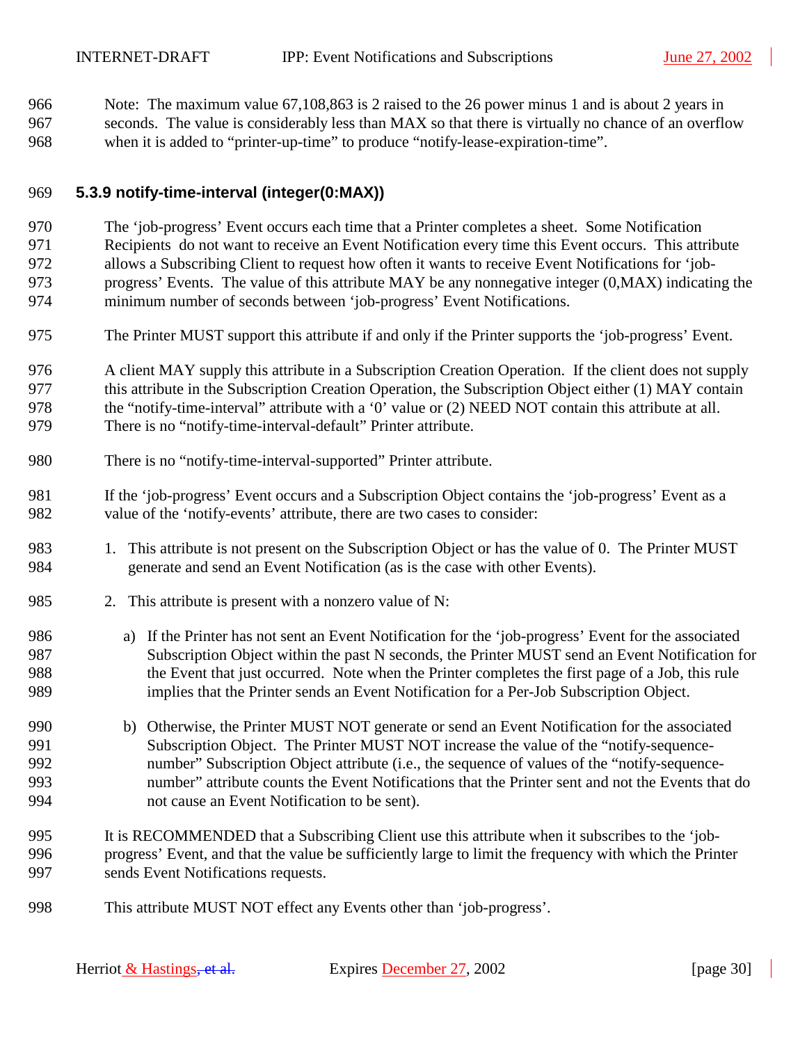Note: The maximum value 67,108,863 is 2 raised to the 26 power minus 1 and is about 2 years in seconds. The value is considerably less than MAX so that there is virtually no chance of an overflow when it is added to "printer-up-time" to produce "notify-lease-expiration-time".

### 5.3.9 notify-time-interval (integer(0:MAX))

The 'job-progress' Event occurs each time that a Printer completes a sheet. Some Notification Recipients do not want to receive an Event Notification every time this Event occurs. This attribute allows a Subscribing Client to request how often it wants to receive Event Notifications for 'job-progress' Events. The value of this attribute MAY be any nonnegative integer (0,MAX) indicating the minimum number of seconds between 'job-progress' Event Notifications.

The Printer MUST support this attribute if and only if the Printer supports the 'job-progress' Event.

A client MAY supply this attribute in a Subscription Creation Operation. If the client does not supply this attribute in the Subscription Creation Operation, the Subscription Object either (1) MAY contain the "notify-time-interval" attribute with a '0' value or (2) NEED NOT contain this attribute at all. There is no "notify-time-interval-default" Printer attribute.

There is no "notify-time-interval-supported" Printer attribute.

If the 'job-progress' Event occurs and a Subscription Object contains the 'job-progress' Event as a value of the 'notify-events' attribute, there are two cases to consider:

1. This attribute is not present on the Subscription Object or has the value of 0. The Printer MUST generate and send an Event Notification (as is the case with other Events).

2. This attribute is present with a nonzero value of N:

   a) If the Printer has not sent an Event Notification for the 'job-progress' Event for the associated Subscription Object within the past N seconds, the Printer MUST send an Event Notification for the Event that just occurred. Note when the Printer completes the first page of a Job, this rule implies that the Printer sends an Event Notification for a Per-Job Subscription Object.

   b) Otherwise, the Printer MUST NOT generate or send an Event Notification for the associated Subscription Object. The Printer MUST NOT increase the value of the "notify-sequence-number" Subscription Object attribute (i.e., the sequence of values of the "notify-sequence-number" attribute counts the Event Notifications that the Printer sent and not the Events that do not cause an Event Notification to be sent).

It is RECOMMENDED that a Subscribing Client use this attribute when it subscribes to the 'job-progress' Event, and that the value be sufficiently large to limit the frequency with which the Printer sends Event Notifications requests.

This attribute MUST NOT effect any Events other than 'job-progress'.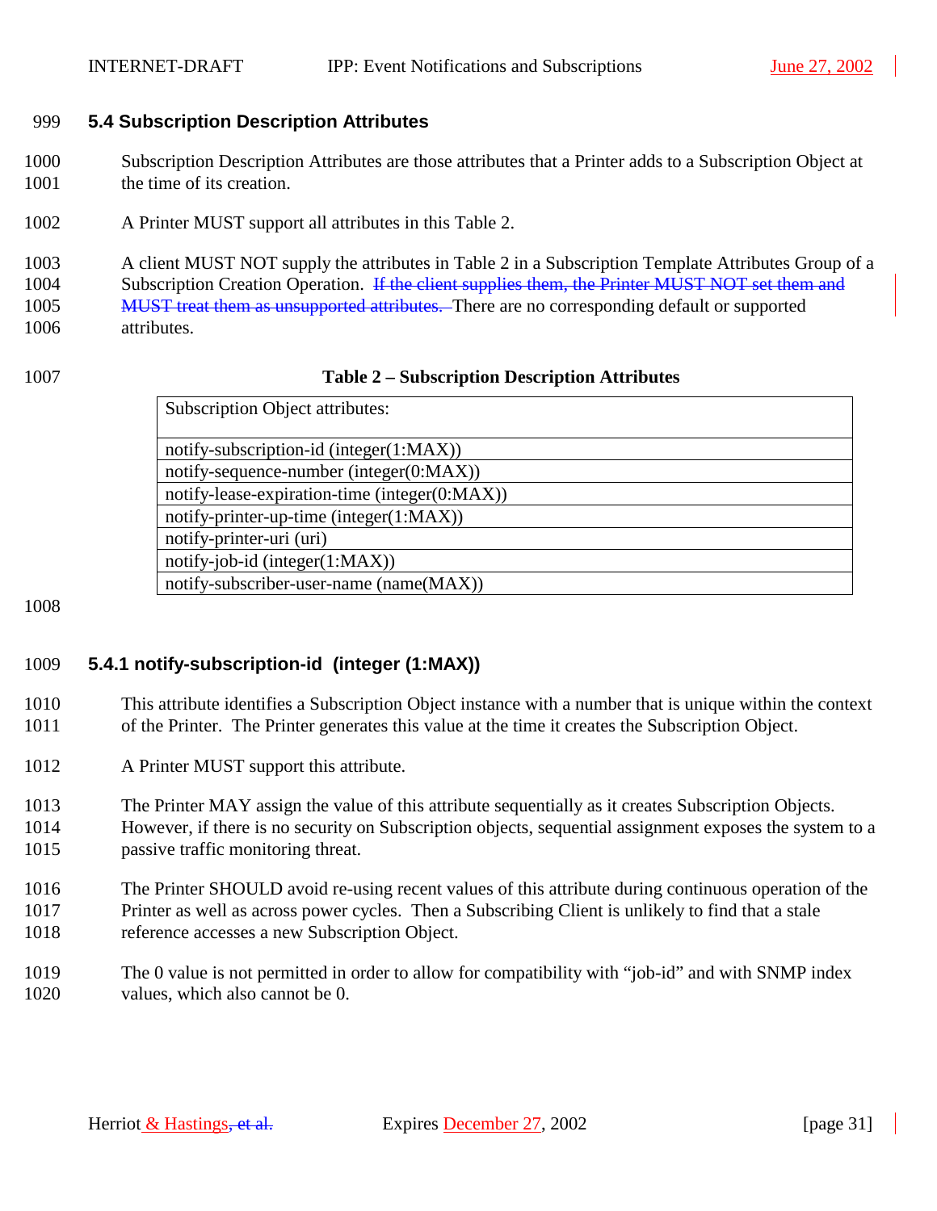## 5.4 Subscription Description Attributes

Subscription Description Attributes are those attributes that a Printer adds to a Subscription Object at the time of its creation.

A Printer MUST support all attributes in this Table 2.

A client MUST NOT supply the attributes in Table 2 in a Subscription Template Attributes Group of a Subscription Creation Operation. ~~If the client supplies them, the Printer MUST NOT set them and MUST treat them as unsupported attributes.~~ There are no corresponding default or supported attributes.

**Table 2 – Subscription Description Attributes**

| Subscription Object attributes: |
|---|
| notify-subscription-id (integer(1:MAX)) |
| notify-sequence-number (integer(0:MAX)) |
| notify-lease-expiration-time (integer(0:MAX)) |
| notify-printer-up-time (integer(1:MAX)) |
| notify-printer-uri (uri) |
| notify-job-id (integer(1:MAX)) |
| notify-subscriber-user-name (name(MAX)) |

### 5.4.1 notify-subscription-id (integer (1:MAX))

This attribute identifies a Subscription Object instance with a number that is unique within the context of the Printer. The Printer generates this value at the time it creates the Subscription Object.

A Printer MUST support this attribute.

The Printer MAY assign the value of this attribute sequentially as it creates Subscription Objects. However, if there is no security on Subscription objects, sequential assignment exposes the system to a passive traffic monitoring threat.

The Printer SHOULD avoid re-using recent values of this attribute during continuous operation of the Printer as well as across power cycles. Then a Subscribing Client is unlikely to find that a stale reference accesses a new Subscription Object.

The 0 value is not permitted in order to allow for compatibility with “job-id” and with SNMP index values, which also cannot be 0.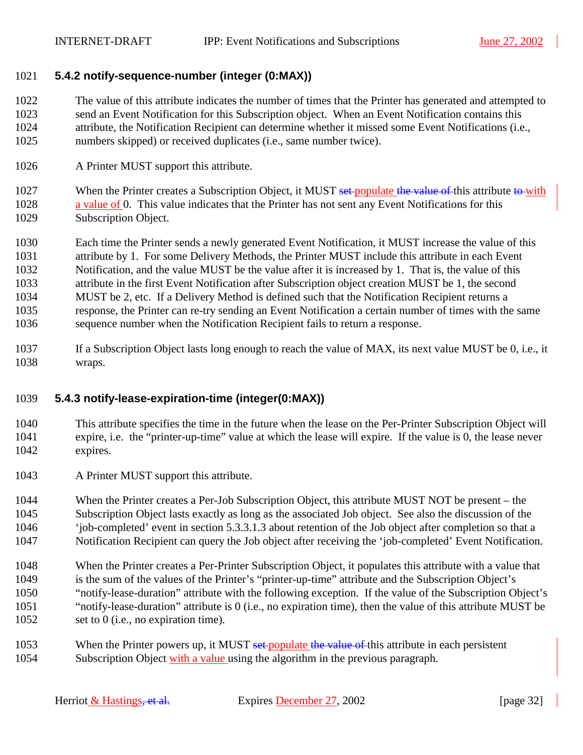### 5.4.2 notify-sequence-number (integer (0:MAX))

The value of this attribute indicates the number of times that the Printer has generated and attempted to send an Event Notification for this Subscription object. When an Event Notification contains this attribute, the Notification Recipient can determine whether it missed some Event Notifications (i.e., numbers skipped) or received duplicates (i.e., same number twice).

A Printer MUST support this attribute.

When the Printer creates a Subscription Object, it MUST ~~set~~ populate ~~the value of~~ this attribute ~~to~~ with a value of 0. This value indicates that the Printer has not sent any Event Notifications for this Subscription Object.

Each time the Printer sends a newly generated Event Notification, it MUST increase the value of this attribute by 1. For some Delivery Methods, the Printer MUST include this attribute in each Event Notification, and the value MUST be the value after it is increased by 1. That is, the value of this attribute in the first Event Notification after Subscription object creation MUST be 1, the second MUST be 2, etc. If a Delivery Method is defined such that the Notification Recipient returns a response, the Printer can re-try sending an Event Notification a certain number of times with the same sequence number when the Notification Recipient fails to return a response.

If a Subscription Object lasts long enough to reach the value of MAX, its next value MUST be 0, i.e., it wraps.

### 5.4.3 notify-lease-expiration-time (integer(0:MAX))

This attribute specifies the time in the future when the lease on the Per-Printer Subscription Object will expire, i.e. the "printer-up-time" value at which the lease will expire. If the value is 0, the lease never expires.

A Printer MUST support this attribute.

When the Printer creates a Per-Job Subscription Object, this attribute MUST NOT be present – the Subscription Object lasts exactly as long as the associated Job object. See also the discussion of the 'job-completed' event in section 5.3.3.1.3 about retention of the Job object after completion so that a Notification Recipient can query the Job object after receiving the 'job-completed' Event Notification.

When the Printer creates a Per-Printer Subscription Object, it populates this attribute with a value that is the sum of the values of the Printer's "printer-up-time" attribute and the Subscription Object's "notify-lease-duration" attribute with the following exception. If the value of the Subscription Object's "notify-lease-duration" attribute is 0 (i.e., no expiration time), then the value of this attribute MUST be set to 0 (i.e., no expiration time).

When the Printer powers up, it MUST ~~set~~ populate ~~the value of~~ this attribute in each persistent Subscription Object with a value using the algorithm in the previous paragraph.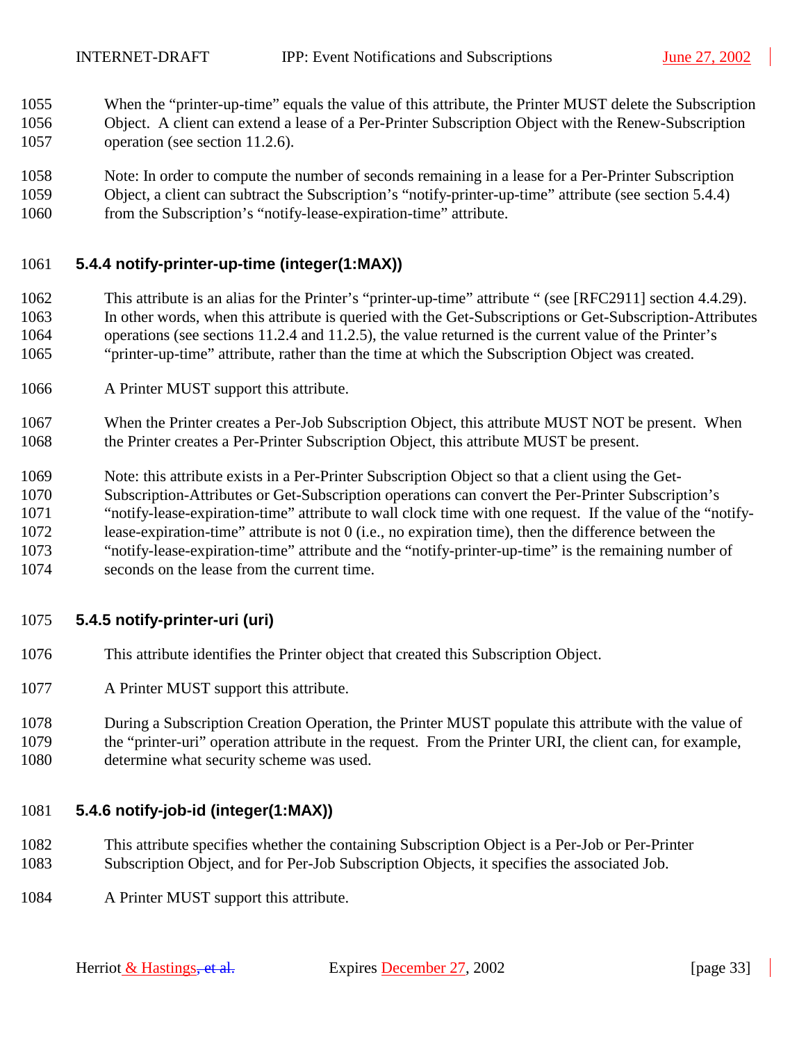When the "printer-up-time" equals the value of this attribute, the Printer MUST delete the Subscription Object. A client can extend a lease of a Per-Printer Subscription Object with the Renew-Subscription operation (see section 11.2.6).

Note: In order to compute the number of seconds remaining in a lease for a Per-Printer Subscription Object, a client can subtract the Subscription's "notify-printer-up-time" attribute (see section 5.4.4) from the Subscription's "notify-lease-expiration-time" attribute.

### 5.4.4 notify-printer-up-time (integer(1:MAX))

This attribute is an alias for the Printer's "printer-up-time" attribute " (see [RFC2911] section 4.4.29). In other words, when this attribute is queried with the Get-Subscriptions or Get-Subscription-Attributes operations (see sections 11.2.4 and 11.2.5), the value returned is the current value of the Printer's "printer-up-time" attribute, rather than the time at which the Subscription Object was created.

A Printer MUST support this attribute.

When the Printer creates a Per-Job Subscription Object, this attribute MUST NOT be present. When the Printer creates a Per-Printer Subscription Object, this attribute MUST be present.

Note: this attribute exists in a Per-Printer Subscription Object so that a client using the Get-Subscription-Attributes or Get-Subscription operations can convert the Per-Printer Subscription's "notify-lease-expiration-time" attribute to wall clock time with one request. If the value of the "notify-lease-expiration-time" attribute is not 0 (i.e., no expiration time), then the difference between the "notify-lease-expiration-time" attribute and the "notify-printer-up-time" is the remaining number of seconds on the lease from the current time.

### 5.4.5 notify-printer-uri (uri)

This attribute identifies the Printer object that created this Subscription Object.

A Printer MUST support this attribute.

During a Subscription Creation Operation, the Printer MUST populate this attribute with the value of the "printer-uri" operation attribute in the request. From the Printer URI, the client can, for example, determine what security scheme was used.

### 5.4.6 notify-job-id (integer(1:MAX))

This attribute specifies whether the containing Subscription Object is a Per-Job or Per-Printer Subscription Object, and for Per-Job Subscription Objects, it specifies the associated Job.

A Printer MUST support this attribute.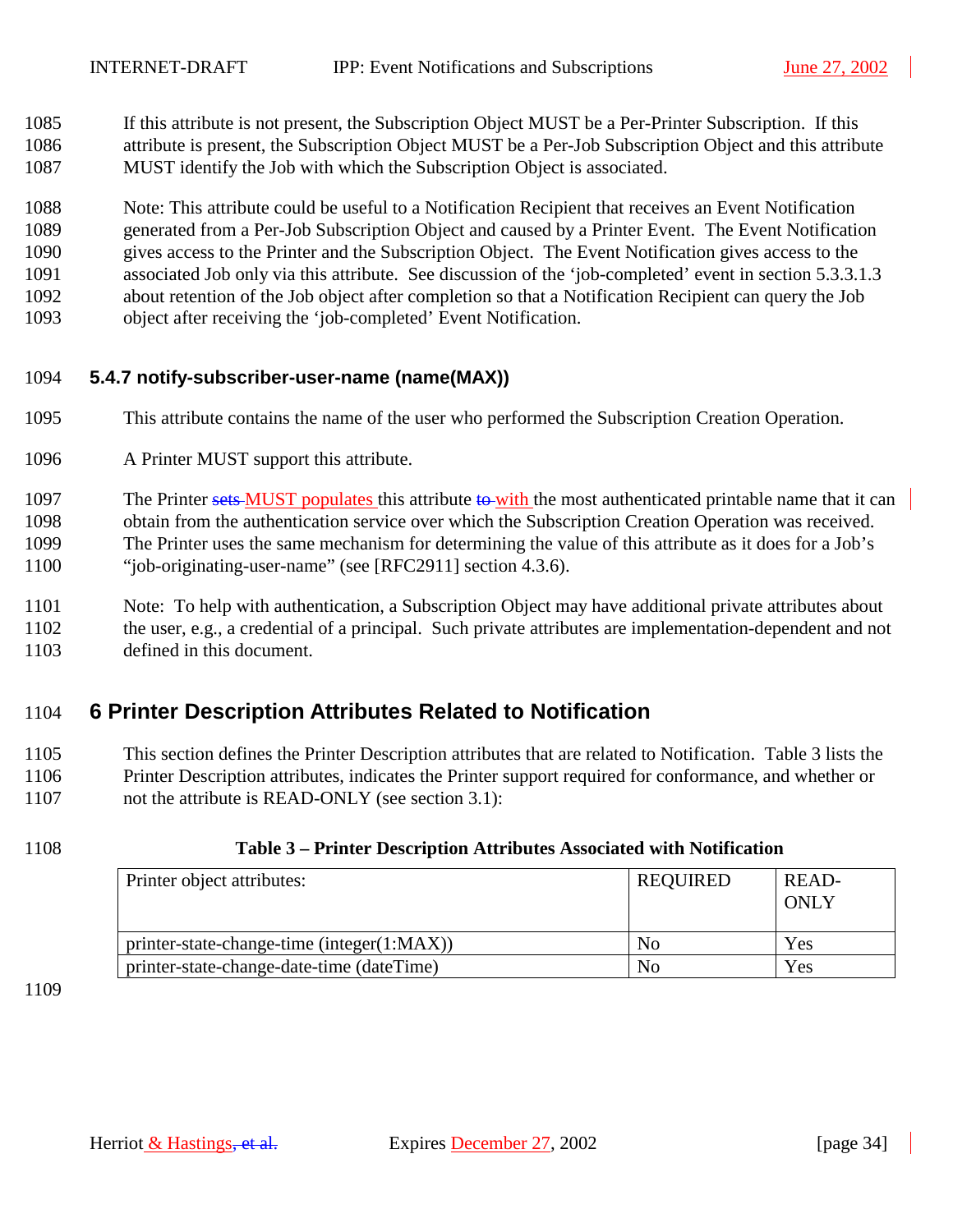If this attribute is not present, the Subscription Object MUST be a Per-Printer Subscription. If this attribute is present, the Subscription Object MUST be a Per-Job Subscription Object and this attribute MUST identify the Job with which the Subscription Object is associated.

Note: This attribute could be useful to a Notification Recipient that receives an Event Notification generated from a Per-Job Subscription Object and caused by a Printer Event. The Event Notification gives access to the Printer and the Subscription Object. The Event Notification gives access to the associated Job only via this attribute. See discussion of the 'job-completed' event in section 5.3.3.1.3 about retention of the Job object after completion so that a Notification Recipient can query the Job object after receiving the 'job-completed' Event Notification.

### 5.4.7 notify-subscriber-user-name (name(MAX))

This attribute contains the name of the user who performed the Subscription Creation Operation.

A Printer MUST support this attribute.

The Printer ~~sets~~ MUST populates this attribute ~~to~~ with the most authenticated printable name that it can obtain from the authentication service over which the Subscription Creation Operation was received. The Printer uses the same mechanism for determining the value of this attribute as it does for a Job's "job-originating-user-name" (see [RFC2911] section 4.3.6).

Note: To help with authentication, a Subscription Object may have additional private attributes about the user, e.g., a credential of a principal. Such private attributes are implementation-dependent and not defined in this document.

## 6 Printer Description Attributes Related to Notification

This section defines the Printer Description attributes that are related to Notification. Table 3 lists the Printer Description attributes, indicates the Printer support required for conformance, and whether or not the attribute is READ-ONLY (see section 3.1):

**Table 3 – Printer Description Attributes Associated with Notification**

| Printer object attributes: | REQUIRED | READ-ONLY |
|---|---|---|
| printer-state-change-time (integer(1:MAX)) | No | Yes |
| printer-state-change-date-time (dateTime) | No | Yes |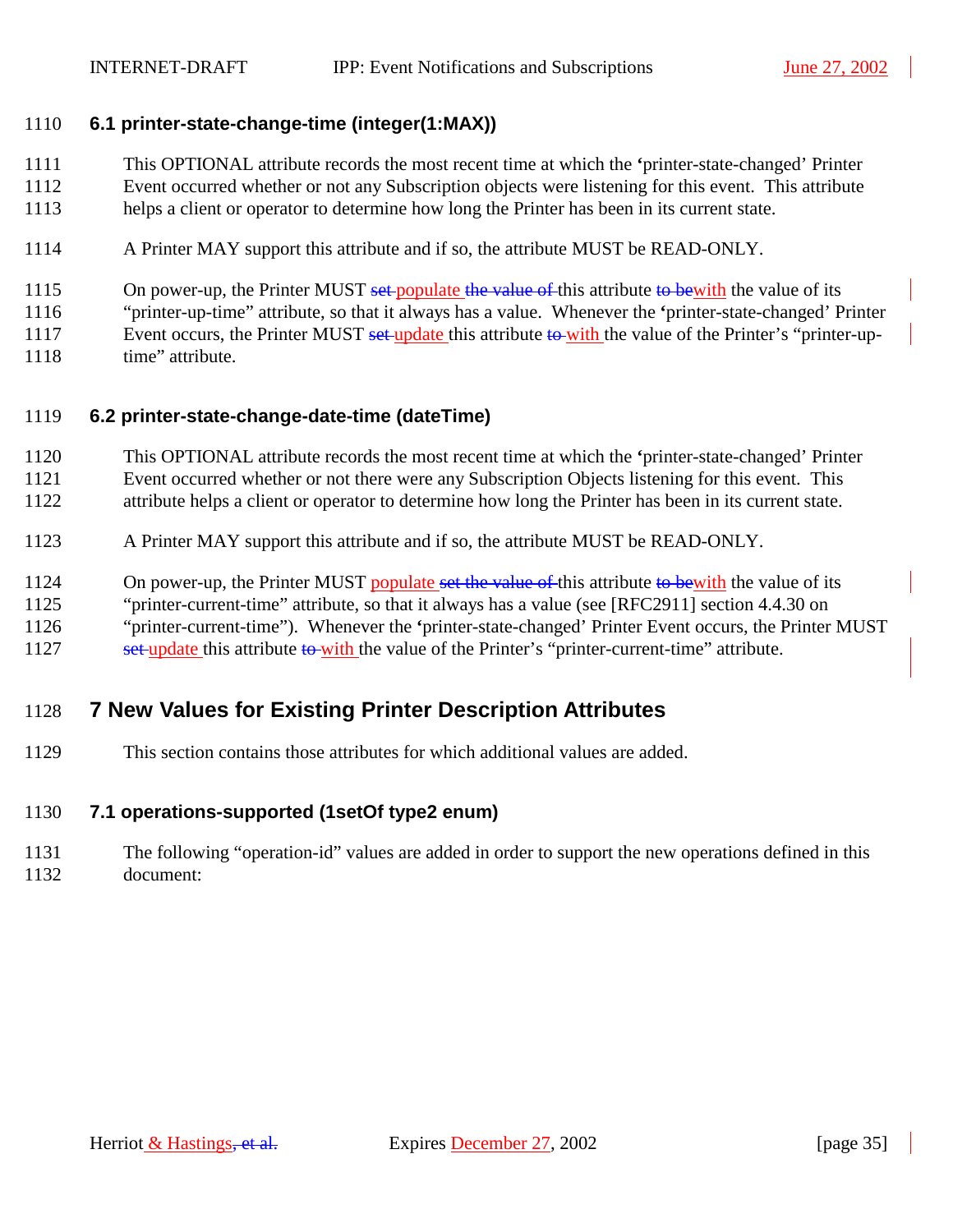## 6.1 printer-state-change-time (integer(1:MAX))

This OPTIONAL attribute records the most recent time at which the 'printer-state-changed' Printer Event occurred whether or not any Subscription objects were listening for this event. This attribute helps a client or operator to determine how long the Printer has been in its current state.

A Printer MAY support this attribute and if so, the attribute MUST be READ-ONLY.

On power-up, the Printer MUST ~~set~~ populate ~~the value of~~ this attribute ~~to be~~with the value of its "printer-up-time" attribute, so that it always has a value. Whenever the 'printer-state-changed' Printer Event occurs, the Printer MUST ~~set~~ update this attribute ~~to~~ with the value of the Printer's "printer-up-time" attribute.

## 6.2 printer-state-change-date-time (dateTime)

This OPTIONAL attribute records the most recent time at which the 'printer-state-changed' Printer Event occurred whether or not there were any Subscription Objects listening for this event. This attribute helps a client or operator to determine how long the Printer has been in its current state.

A Printer MAY support this attribute and if so, the attribute MUST be READ-ONLY.

On power-up, the Printer MUST populate ~~set the value of~~ this attribute ~~to be~~with the value of its "printer-current-time" attribute, so that it always has a value (see [RFC2911] section 4.4.30 on "printer-current-time"). Whenever the 'printer-state-changed' Printer Event occurs, the Printer MUST ~~set~~ update this attribute ~~to~~ with the value of the Printer's "printer-current-time" attribute.

# 7 New Values for Existing Printer Description Attributes

This section contains those attributes for which additional values are added.

## 7.1 operations-supported (1setOf type2 enum)

The following "operation-id" values are added in order to support the new operations defined in this document: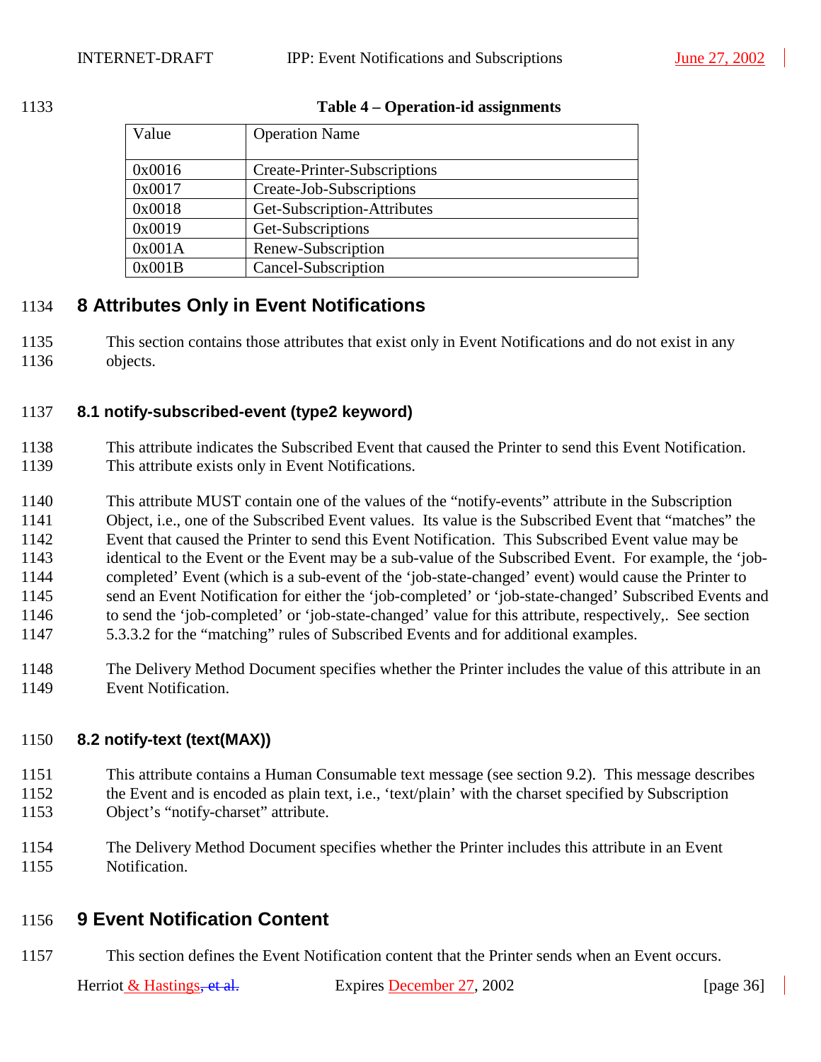**Table 4 – Operation-id assignments**

| Value | Operation Name |
|---|---|
| 0x0016 | Create-Printer-Subscriptions |
| 0x0017 | Create-Job-Subscriptions |
| 0x0018 | Get-Subscription-Attributes |
| 0x0019 | Get-Subscriptions |
| 0x001A | Renew-Subscription |
| 0x001B | Cancel-Subscription |

# 8 Attributes Only in Event Notifications

This section contains those attributes that exist only in Event Notifications and do not exist in any objects.

## 8.1 notify-subscribed-event (type2 keyword)

This attribute indicates the Subscribed Event that caused the Printer to send this Event Notification. This attribute exists only in Event Notifications.

This attribute MUST contain one of the values of the "notify-events" attribute in the Subscription Object, i.e., one of the Subscribed Event values. Its value is the Subscribed Event that "matches" the Event that caused the Printer to send this Event Notification. This Subscribed Event value may be identical to the Event or the Event may be a sub-value of the Subscribed Event. For example, the 'job-completed' Event (which is a sub-event of the 'job-state-changed' event) would cause the Printer to send an Event Notification for either the 'job-completed' or 'job-state-changed' Subscribed Events and to send the 'job-completed' or 'job-state-changed' value for this attribute, respectively,. See section 5.3.3.2 for the "matching" rules of Subscribed Events and for additional examples.

The Delivery Method Document specifies whether the Printer includes the value of this attribute in an Event Notification.

## 8.2 notify-text (text(MAX))

This attribute contains a Human Consumable text message (see section 9.2). This message describes the Event and is encoded as plain text, i.e., 'text/plain' with the charset specified by Subscription Object's "notify-charset" attribute.

The Delivery Method Document specifies whether the Printer includes this attribute in an Event Notification.

# 9 Event Notification Content

This section defines the Event Notification content that the Printer sends when an Event occurs.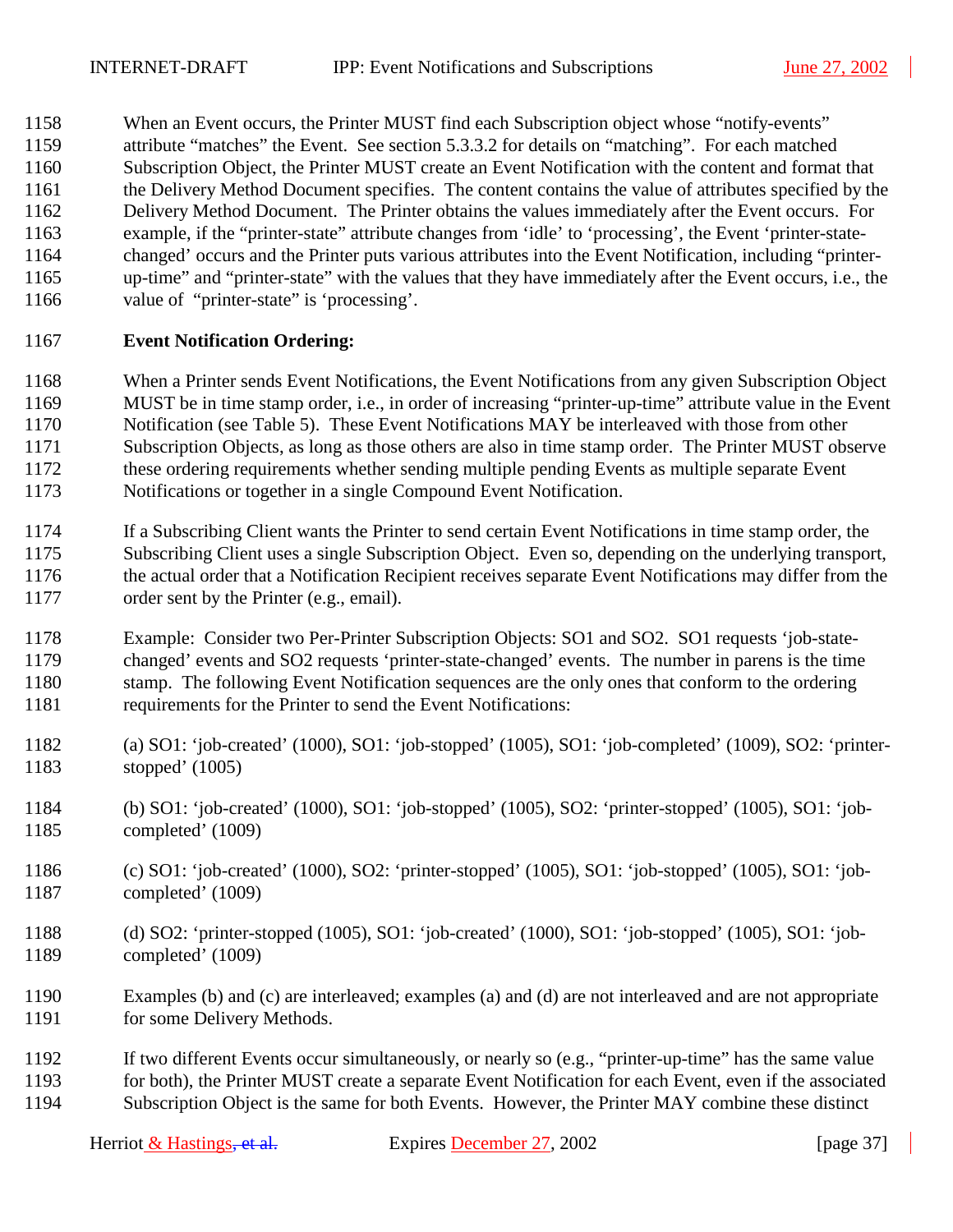When an Event occurs, the Printer MUST find each Subscription object whose "notify-events" attribute "matches" the Event. See section 5.3.3.2 for details on "matching". For each matched Subscription Object, the Printer MUST create an Event Notification with the content and format that the Delivery Method Document specifies. The content contains the value of attributes specified by the Delivery Method Document. The Printer obtains the values immediately after the Event occurs. For example, if the "printer-state" attribute changes from 'idle' to 'processing', the Event 'printer-state-changed' occurs and the Printer puts various attributes into the Event Notification, including "printer-up-time" and "printer-state" with the values that they have immediately after the Event occurs, i.e., the value of "printer-state" is 'processing'.

**Event Notification Ordering:**

When a Printer sends Event Notifications, the Event Notifications from any given Subscription Object MUST be in time stamp order, i.e., in order of increasing "printer-up-time" attribute value in the Event Notification (see Table 5). These Event Notifications MAY be interleaved with those from other Subscription Objects, as long as those others are also in time stamp order. The Printer MUST observe these ordering requirements whether sending multiple pending Events as multiple separate Event Notifications or together in a single Compound Event Notification.

If a Subscribing Client wants the Printer to send certain Event Notifications in time stamp order, the Subscribing Client uses a single Subscription Object. Even so, depending on the underlying transport, the actual order that a Notification Recipient receives separate Event Notifications may differ from the order sent by the Printer (e.g., email).

Example: Consider two Per-Printer Subscription Objects: SO1 and SO2. SO1 requests 'job-state-changed' events and SO2 requests 'printer-state-changed' events. The number in parens is the time stamp. The following Event Notification sequences are the only ones that conform to the ordering requirements for the Printer to send the Event Notifications:

(a) SO1: 'job-created' (1000), SO1: 'job-stopped' (1005), SO1: 'job-completed' (1009), SO2: 'printer-stopped' (1005)

(b) SO1: 'job-created' (1000), SO1: 'job-stopped' (1005), SO2: 'printer-stopped' (1005), SO1: 'job-completed' (1009)

(c) SO1: 'job-created' (1000), SO2: 'printer-stopped' (1005), SO1: 'job-stopped' (1005), SO1: 'job-completed' (1009)

(d) SO2: 'printer-stopped (1005), SO1: 'job-created' (1000), SO1: 'job-stopped' (1005), SO1: 'job-completed' (1009)

Examples (b) and (c) are interleaved; examples (a) and (d) are not interleaved and are not appropriate for some Delivery Methods.

If two different Events occur simultaneously, or nearly so (e.g., "printer-up-time" has the same value for both), the Printer MUST create a separate Event Notification for each Event, even if the associated Subscription Object is the same for both Events. However, the Printer MAY combine these distinct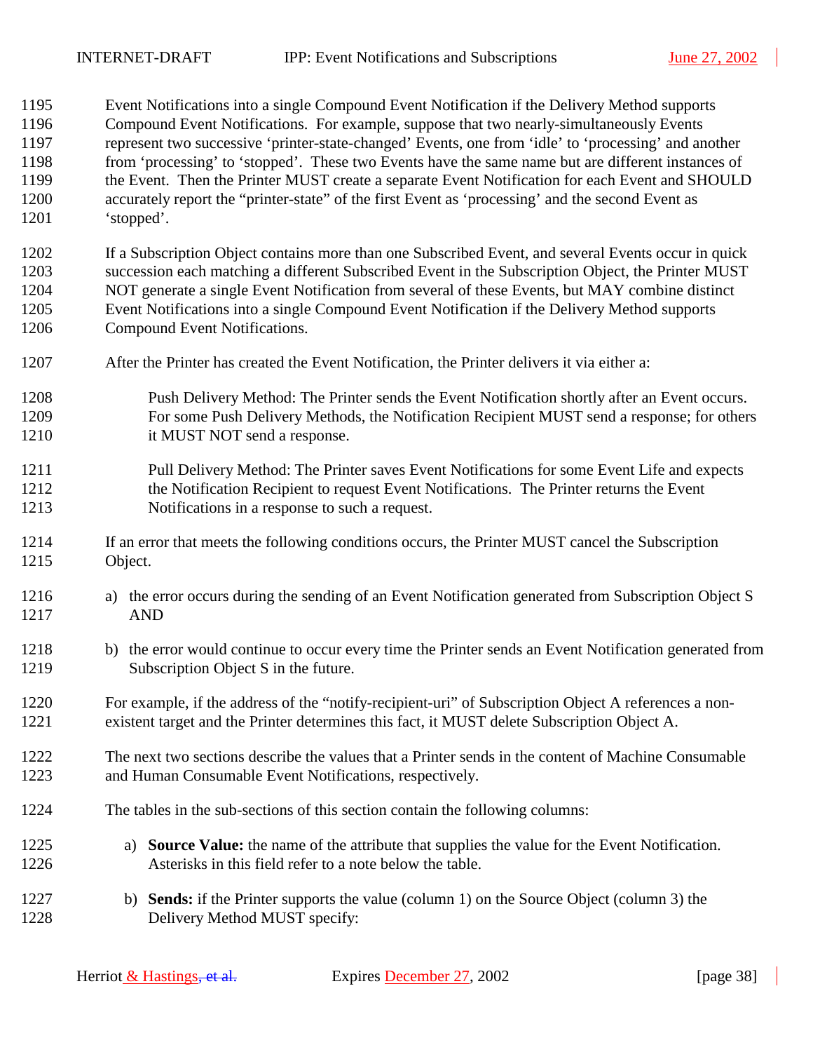Event Notifications into a single Compound Event Notification if the Delivery Method supports Compound Event Notifications. For example, suppose that two nearly-simultaneously Events represent two successive 'printer-state-changed' Events, one from 'idle' to 'processing' and another from 'processing' to 'stopped'. These two Events have the same name but are different instances of the Event. Then the Printer MUST create a separate Event Notification for each Event and SHOULD accurately report the "printer-state" of the first Event as 'processing' and the second Event as 'stopped'.

If a Subscription Object contains more than one Subscribed Event, and several Events occur in quick succession each matching a different Subscribed Event in the Subscription Object, the Printer MUST NOT generate a single Event Notification from several of these Events, but MAY combine distinct Event Notifications into a single Compound Event Notification if the Delivery Method supports Compound Event Notifications.

After the Printer has created the Event Notification, the Printer delivers it via either a:

> Push Delivery Method: The Printer sends the Event Notification shortly after an Event occurs. For some Push Delivery Methods, the Notification Recipient MUST send a response; for others it MUST NOT send a response.

> Pull Delivery Method: The Printer saves Event Notifications for some Event Life and expects the Notification Recipient to request Event Notifications. The Printer returns the Event Notifications in a response to such a request.

If an error that meets the following conditions occurs, the Printer MUST cancel the Subscription Object.

a) the error occurs during the sending of an Event Notification generated from Subscription Object S AND

b) the error would continue to occur every time the Printer sends an Event Notification generated from Subscription Object S in the future.

For example, if the address of the "notify-recipient-uri" of Subscription Object A references a non-existent target and the Printer determines this fact, it MUST delete Subscription Object A.

The next two sections describe the values that a Printer sends in the content of Machine Consumable and Human Consumable Event Notifications, respectively.

The tables in the sub-sections of this section contain the following columns:

a) **Source Value:** the name of the attribute that supplies the value for the Event Notification. Asterisks in this field refer to a note below the table.

b) **Sends:** if the Printer supports the value (column 1) on the Source Object (column 3) the Delivery Method MUST specify: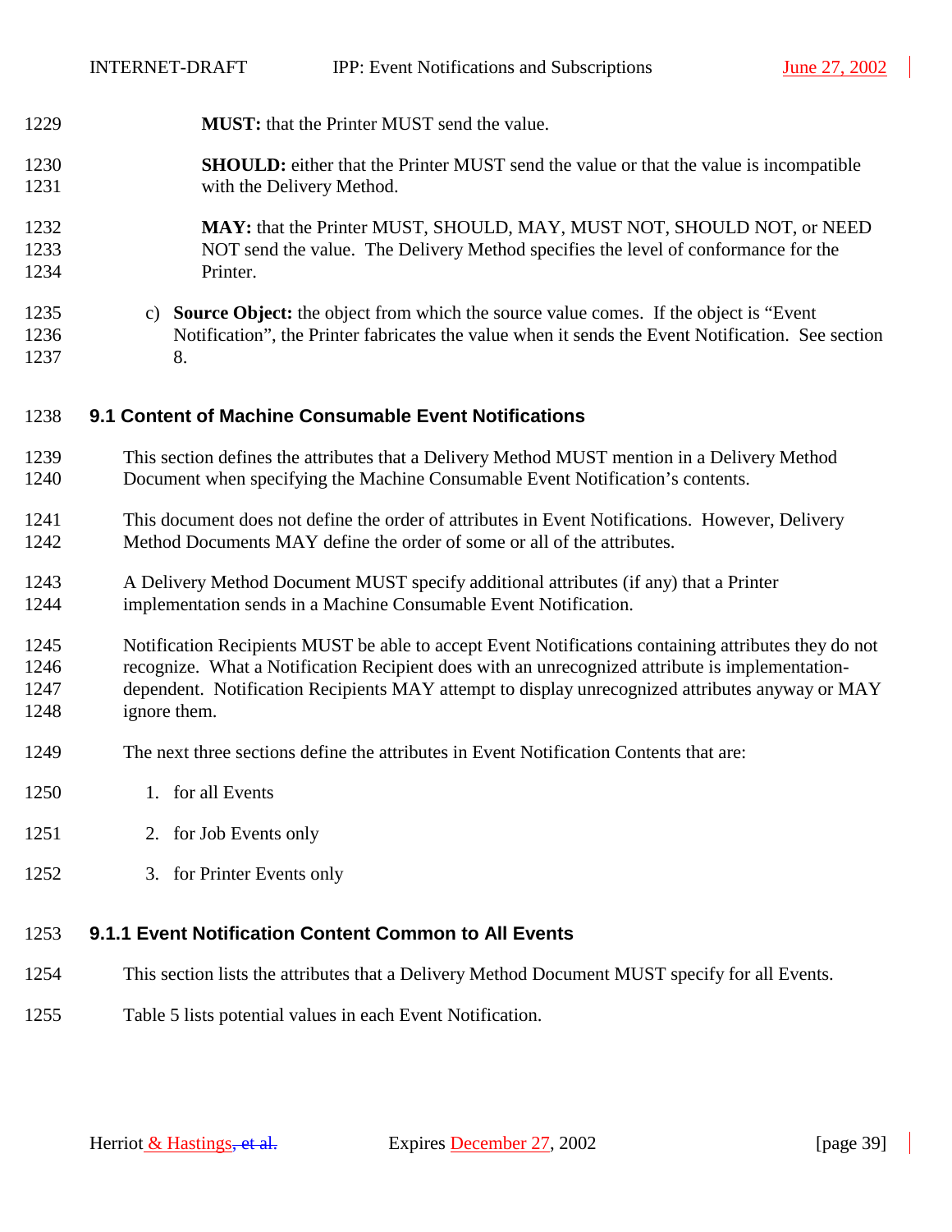**MUST:** that the Printer MUST send the value.

**SHOULD:** either that the Printer MUST send the value or that the value is incompatible with the Delivery Method.

**MAY:** that the Printer MUST, SHOULD, MAY, MUST NOT, SHOULD NOT, or NEED NOT send the value. The Delivery Method specifies the level of conformance for the Printer.

c) **Source Object:** the object from which the source value comes. If the object is "Event Notification", the Printer fabricates the value when it sends the Event Notification. See section 8.

### 9.1 Content of Machine Consumable Event Notifications

This section defines the attributes that a Delivery Method MUST mention in a Delivery Method Document when specifying the Machine Consumable Event Notification's contents.

This document does not define the order of attributes in Event Notifications. However, Delivery Method Documents MAY define the order of some or all of the attributes.

A Delivery Method Document MUST specify additional attributes (if any) that a Printer implementation sends in a Machine Consumable Event Notification.

Notification Recipients MUST be able to accept Event Notifications containing attributes they do not recognize. What a Notification Recipient does with an unrecognized attribute is implementation-dependent. Notification Recipients MAY attempt to display unrecognized attributes anyway or MAY ignore them.

The next three sections define the attributes in Event Notification Contents that are:

1. for all Events
2. for Job Events only
3. for Printer Events only

#### 9.1.1 Event Notification Content Common to All Events

This section lists the attributes that a Delivery Method Document MUST specify for all Events.

Table 5 lists potential values in each Event Notification.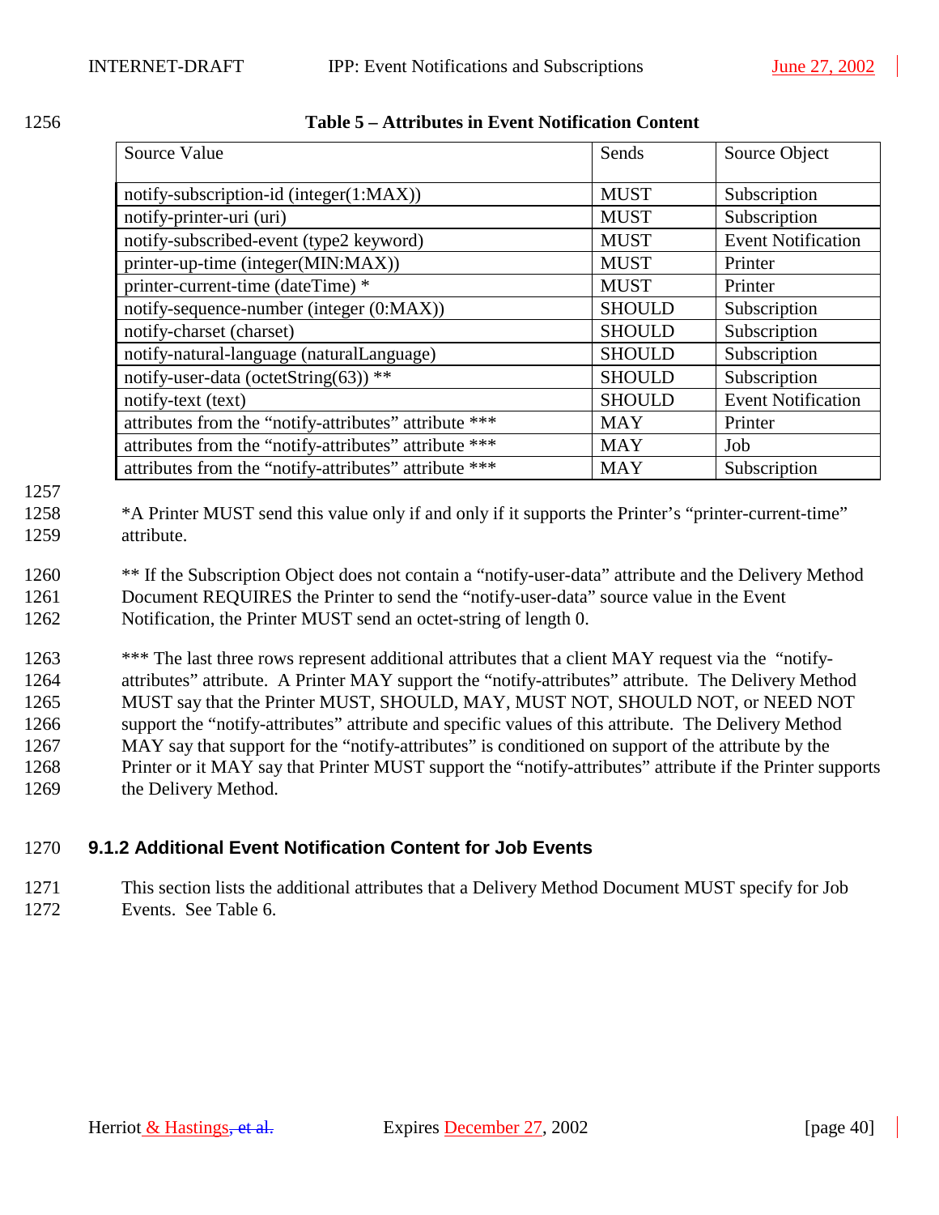**Table 5 – Attributes in Event Notification Content**

| Source Value | Sends | Source Object |
|---|---|---|
| notify-subscription-id (integer(1:MAX)) | MUST | Subscription |
| notify-printer-uri (uri) | MUST | Subscription |
| notify-subscribed-event (type2 keyword) | MUST | Event Notification |
| printer-up-time (integer(MIN:MAX)) | MUST | Printer |
| printer-current-time (dateTime) * | MUST | Printer |
| notify-sequence-number (integer (0:MAX)) | SHOULD | Subscription |
| notify-charset (charset) | SHOULD | Subscription |
| notify-natural-language (naturalLanguage) | SHOULD | Subscription |
| notify-user-data (octetString(63)) ** | SHOULD | Subscription |
| notify-text (text) | SHOULD | Event Notification |
| attributes from the “notify-attributes” attribute *** | MAY | Printer |
| attributes from the “notify-attributes” attribute *** | MAY | Job |
| attributes from the “notify-attributes” attribute *** | MAY | Subscription |

*A Printer MUST send this value only if and only if it supports the Printer’s “printer-current-time” attribute.

** If the Subscription Object does not contain a “notify-user-data” attribute and the Delivery Method Document REQUIRES the Printer to send the “notify-user-data” source value in the Event Notification, the Printer MUST send an octet-string of length 0.

*** The last three rows represent additional attributes that a client MAY request via the “notify-attributes” attribute. A Printer MAY support the “notify-attributes” attribute. The Delivery Method MUST say that the Printer MUST, SHOULD, MAY, MUST NOT, SHOULD NOT, or NEED NOT support the “notify-attributes” attribute and specific values of this attribute. The Delivery Method MAY say that support for the “notify-attributes” is conditioned on support of the attribute by the Printer or it MAY say that Printer MUST support the “notify-attributes” attribute if the Printer supports the Delivery Method.

### 9.1.2 Additional Event Notification Content for Job Events

This section lists the additional attributes that a Delivery Method Document MUST specify for Job Events. See Table 6.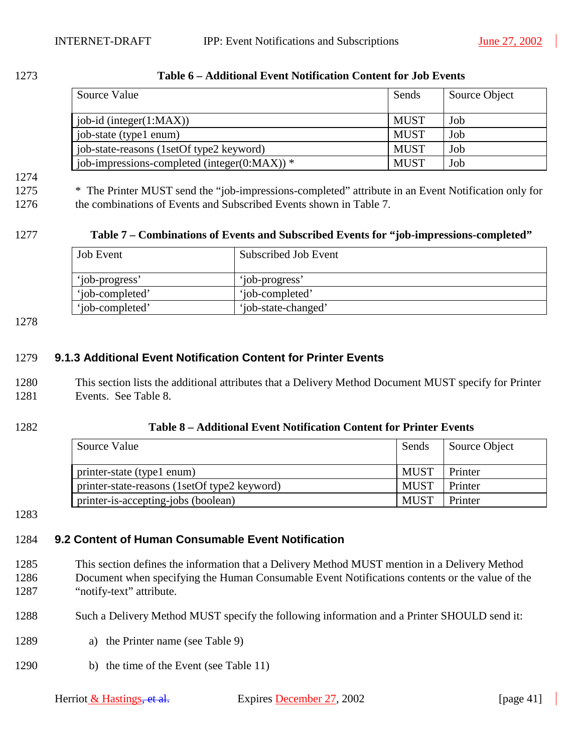**Table 6 – Additional Event Notification Content for Job Events**

| Source Value | Sends | Source Object |
| --- | --- | --- |
| job-id (integer(1:MAX)) | MUST | Job |
| job-state (type1 enum) | MUST | Job |
| job-state-reasons (1setOf type2 keyword) | MUST | Job |
| job-impressions-completed (integer(0:MAX)) * | MUST | Job |

* The Printer MUST send the "job-impressions-completed" attribute in an Event Notification only for the combinations of Events and Subscribed Events shown in Table 7.

**Table 7 – Combinations of Events and Subscribed Events for "job-impressions-completed"**

| Job Event | Subscribed Job Event |
| --- | --- |
| 'job-progress' | 'job-progress' |
| 'job-completed' | 'job-completed' |
| 'job-completed' | 'job-state-changed' |

### 9.1.3 Additional Event Notification Content for Printer Events

This section lists the additional attributes that a Delivery Method Document MUST specify for Printer Events. See Table 8.

**Table 8 – Additional Event Notification Content for Printer Events**

| Source Value | Sends | Source Object |
| --- | --- | --- |
| printer-state (type1 enum) | MUST | Printer |
| printer-state-reasons (1setOf type2 keyword) | MUST | Printer |
| printer-is-accepting-jobs (boolean) | MUST | Printer |

## 9.2 Content of Human Consumable Event Notification

This section defines the information that a Delivery Method MUST mention in a Delivery Method Document when specifying the Human Consumable Event Notifications contents or the value of the "notify-text" attribute.

Such a Delivery Method MUST specify the following information and a Printer SHOULD send it:

a) the Printer name (see Table 9)

b) the time of the Event (see Table 11)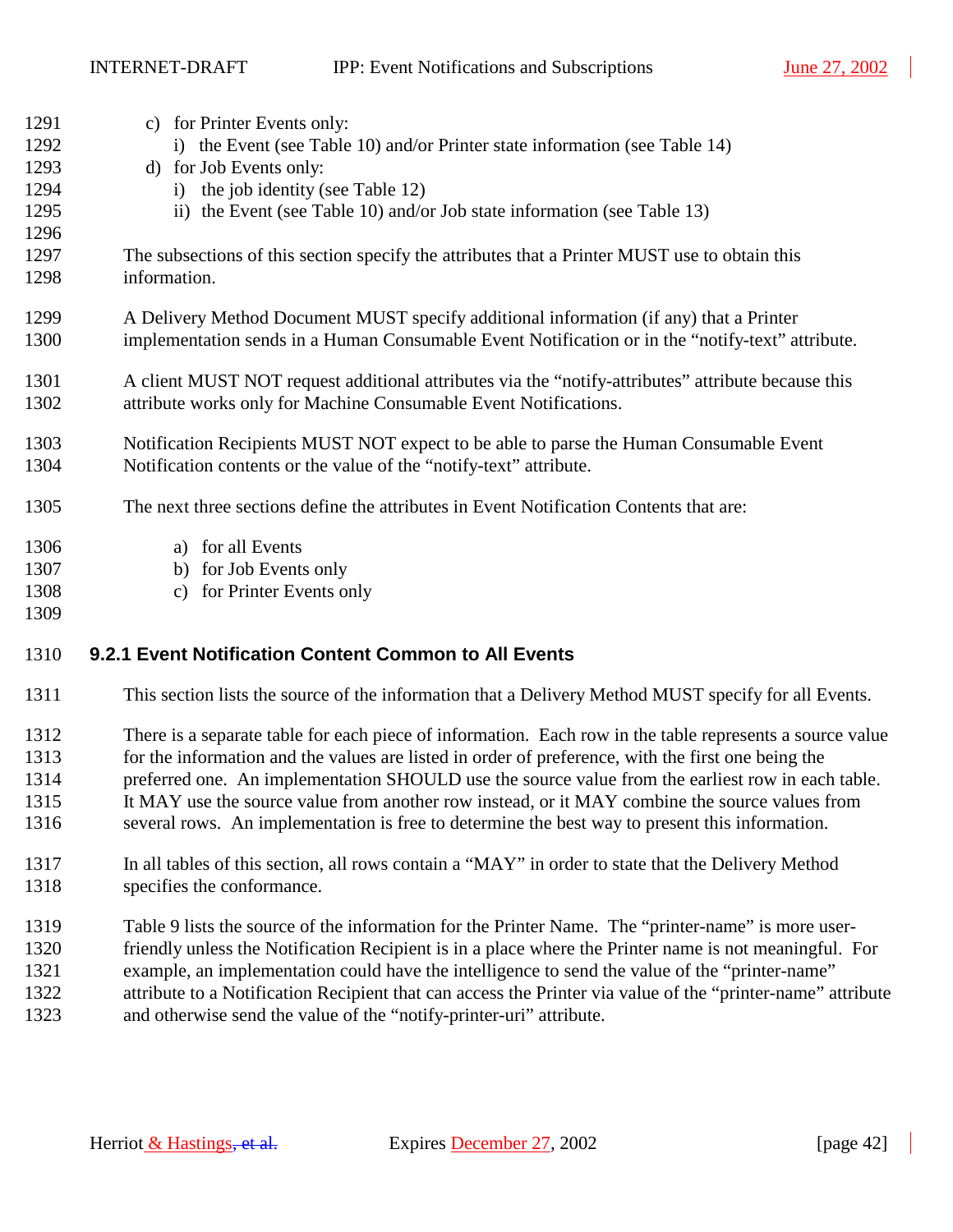c) for Printer Events only:
   i) the Event (see Table 10) and/or Printer state information (see Table 14)
d) for Job Events only:
   i) the job identity (see Table 12)
   ii) the Event (see Table 10) and/or Job state information (see Table 13)

The subsections of this section specify the attributes that a Printer MUST use to obtain this information.

A Delivery Method Document MUST specify additional information (if any) that a Printer implementation sends in a Human Consumable Event Notification or in the "notify-text" attribute.

A client MUST NOT request additional attributes via the "notify-attributes" attribute because this attribute works only for Machine Consumable Event Notifications.

Notification Recipients MUST NOT expect to be able to parse the Human Consumable Event Notification contents or the value of the "notify-text" attribute.

The next three sections define the attributes in Event Notification Contents that are:

a) for all Events
b) for Job Events only
c) for Printer Events only

### 9.2.1 Event Notification Content Common to All Events

This section lists the source of the information that a Delivery Method MUST specify for all Events.

There is a separate table for each piece of information. Each row in the table represents a source value for the information and the values are listed in order of preference, with the first one being the preferred one. An implementation SHOULD use the source value from the earliest row in each table. It MAY use the source value from another row instead, or it MAY combine the source values from several rows. An implementation is free to determine the best way to present this information.

In all tables of this section, all rows contain a "MAY" in order to state that the Delivery Method specifies the conformance.

Table 9 lists the source of the information for the Printer Name. The "printer-name" is more user-friendly unless the Notification Recipient is in a place where the Printer name is not meaningful. For example, an implementation could have the intelligence to send the value of the "printer-name" attribute to a Notification Recipient that can access the Printer via value of the "printer-name" attribute and otherwise send the value of the "notify-printer-uri" attribute.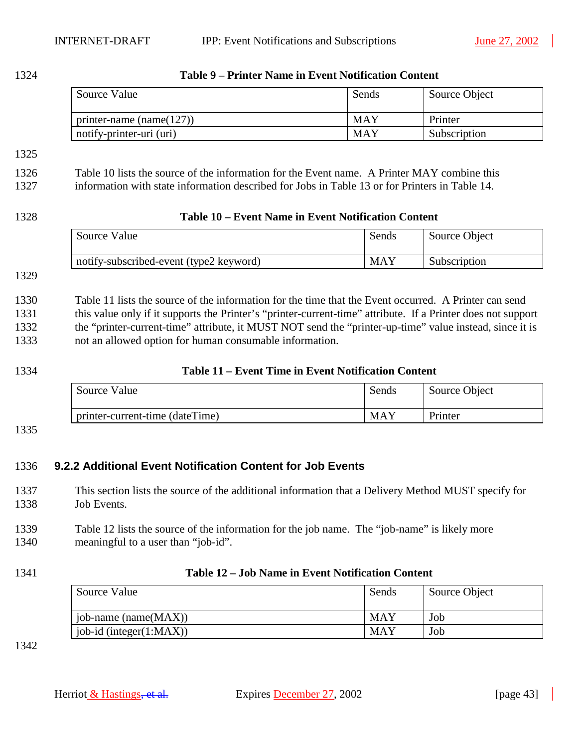**Table 9 – Printer Name in Event Notification Content**

| Source Value | Sends | Source Object |
|---|---|---|
| printer-name (name(127)) | MAY | Printer |
| notify-printer-uri (uri) | MAY | Subscription |

Table 10 lists the source of the information for the Event name. A Printer MAY combine this information with state information described for Jobs in Table 13 or for Printers in Table 14.

**Table 10 – Event Name in Event Notification Content**

| Source Value | Sends | Source Object |
|---|---|---|
| notify-subscribed-event (type2 keyword) | MAY | Subscription |

Table 11 lists the source of the information for the time that the Event occurred. A Printer can send this value only if it supports the Printer's "printer-current-time" attribute. If a Printer does not support the "printer-current-time" attribute, it MUST NOT send the "printer-up-time" value instead, since it is not an allowed option for human consumable information.

**Table 11 – Event Time in Event Notification Content**

| Source Value | Sends | Source Object |
|---|---|---|
| printer-current-time (dateTime) | MAY | Printer |

### 9.2.2 Additional Event Notification Content for Job Events

This section lists the source of the additional information that a Delivery Method MUST specify for Job Events.

Table 12 lists the source of the information for the job name. The "job-name" is likely more meaningful to a user than "job-id".

**Table 12 – Job Name in Event Notification Content**

| Source Value | Sends | Source Object |
|---|---|---|
| job-name (name(MAX)) | MAY | Job |
| job-id (integer(1:MAX)) | MAY | Job |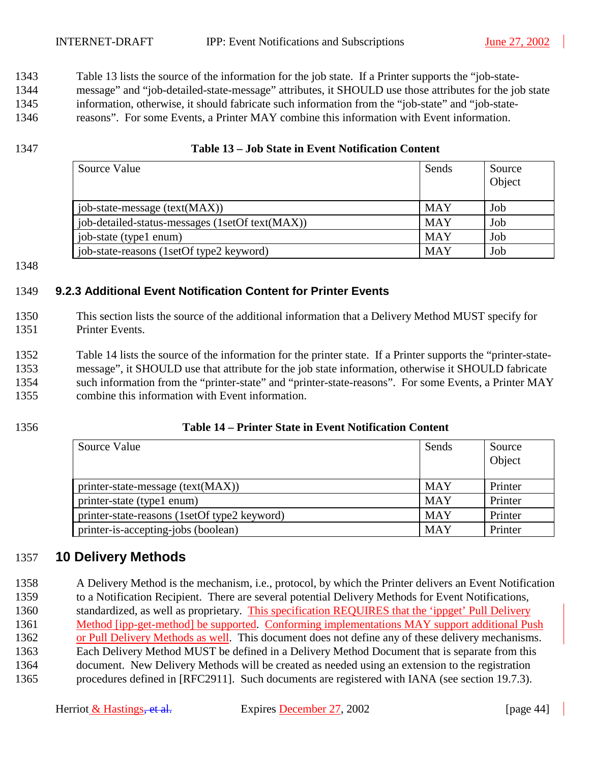Table 13 lists the source of the information for the job state. If a Printer supports the "job-state-message" and "job-detailed-state-message" attributes, it SHOULD use those attributes for the job state information, otherwise, it should fabricate such information from the "job-state" and "job-state-reasons". For some Events, a Printer MAY combine this information with Event information.

**Table 13 – Job State in Event Notification Content**

| Source Value | Sends | Source Object |
|---|---|---|
| job-state-message (text(MAX)) | MAY | Job |
| job-detailed-status-messages (1setOf text(MAX)) | MAY | Job |
| job-state (type1 enum) | MAY | Job |
| job-state-reasons (1setOf type2 keyword) | MAY | Job |

### 9.2.3 Additional Event Notification Content for Printer Events

This section lists the source of the additional information that a Delivery Method MUST specify for Printer Events.

Table 14 lists the source of the information for the printer state. If a Printer supports the "printer-state-message", it SHOULD use that attribute for the job state information, otherwise it SHOULD fabricate such information from the "printer-state" and "printer-state-reasons". For some Events, a Printer MAY combine this information with Event information.

**Table 14 – Printer State in Event Notification Content**

| Source Value | Sends | Source Object |
|---|---|---|
| printer-state-message (text(MAX)) | MAY | Printer |
| printer-state (type1 enum) | MAY | Printer |
| printer-state-reasons (1setOf type2 keyword) | MAY | Printer |
| printer-is-accepting-jobs (boolean) | MAY | Printer |

## 10 Delivery Methods

A Delivery Method is the mechanism, i.e., protocol, by which the Printer delivers an Event Notification to a Notification Recipient. There are several potential Delivery Methods for Event Notifications, standardized, as well as proprietary. This specification REQUIRES that the 'ippget' Pull Delivery Method [ipp-get-method] be supported. Conforming implementations MAY support additional Push or Pull Delivery Methods as well. This document does not define any of these delivery mechanisms. Each Delivery Method MUST be defined in a Delivery Method Document that is separate from this document. New Delivery Methods will be created as needed using an extension to the registration procedures defined in [RFC2911]. Such documents are registered with IANA (see section 19.7.3).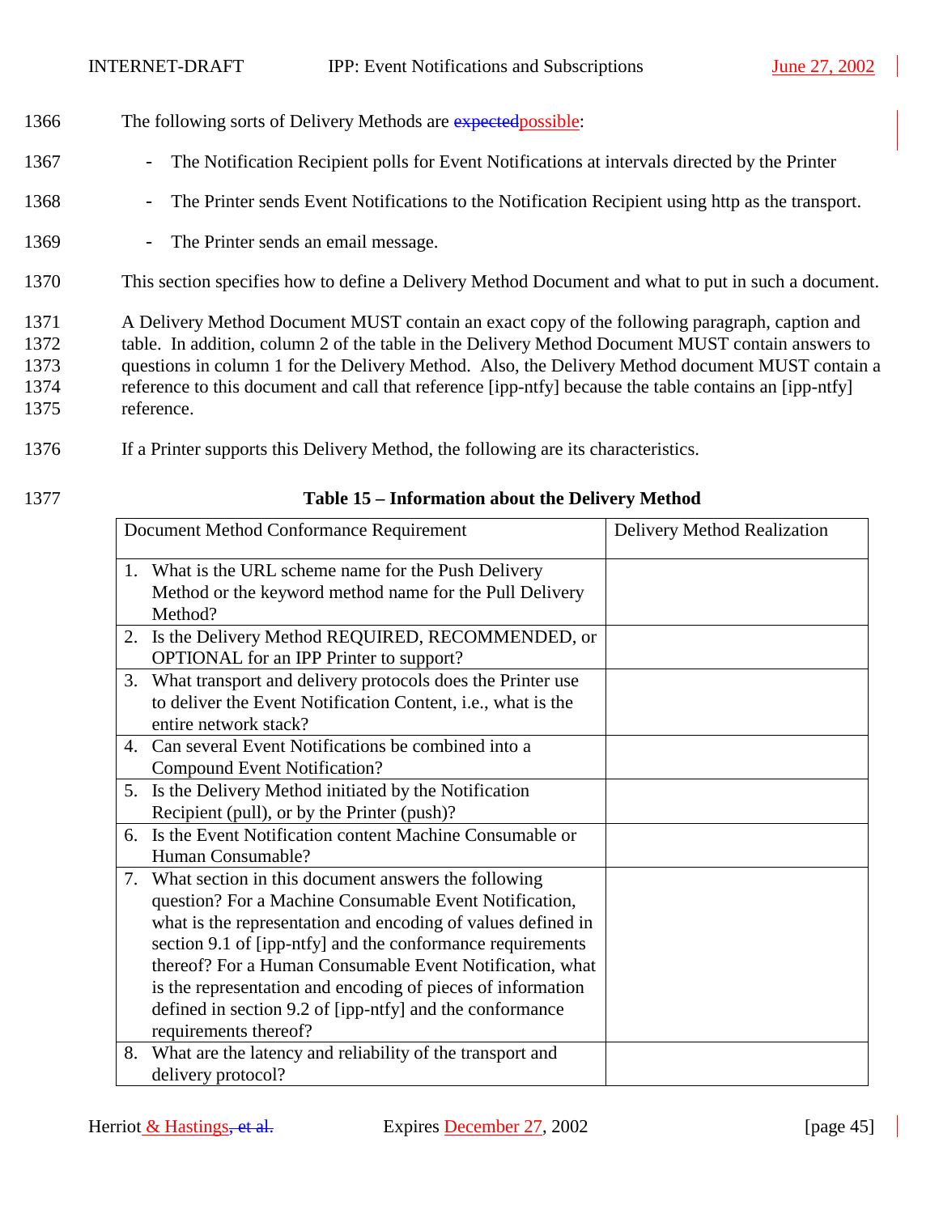The following sorts of Delivery Methods are ~~expected~~possible:

- The Notification Recipient polls for Event Notifications at intervals directed by the Printer
- The Printer sends Event Notifications to the Notification Recipient using http as the transport.
- The Printer sends an email message.

This section specifies how to define a Delivery Method Document and what to put in such a document.

A Delivery Method Document MUST contain an exact copy of the following paragraph, caption and table. In addition, column 2 of the table in the Delivery Method Document MUST contain answers to questions in column 1 for the Delivery Method. Also, the Delivery Method document MUST contain a reference to this document and call that reference [ipp-ntfy] because the table contains an [ipp-ntfy] reference.

If a Printer supports this Delivery Method, the following are its characteristics.

**Table 15 – Information about the Delivery Method**

| Document Method Conformance Requirement | Delivery Method Realization |
|---|---|
| 1. What is the URL scheme name for the Push Delivery Method or the keyword method name for the Pull Delivery Method? | |
| 2. Is the Delivery Method REQUIRED, RECOMMENDED, or OPTIONAL for an IPP Printer to support? | |
| 3. What transport and delivery protocols does the Printer use to deliver the Event Notification Content, i.e., what is the entire network stack? | |
| 4. Can several Event Notifications be combined into a Compound Event Notification? | |
| 5. Is the Delivery Method initiated by the Notification Recipient (pull), or by the Printer (push)? | |
| 6. Is the Event Notification content Machine Consumable or Human Consumable? | |
| 7. What section in this document answers the following question? For a Machine Consumable Event Notification, what is the representation and encoding of values defined in section 9.1 of [ipp-ntfy] and the conformance requirements thereof? For a Human Consumable Event Notification, what is the representation and encoding of pieces of information defined in section 9.2 of [ipp-ntfy] and the conformance requirements thereof? | |
| 8. What are the latency and reliability of the transport and delivery protocol? | |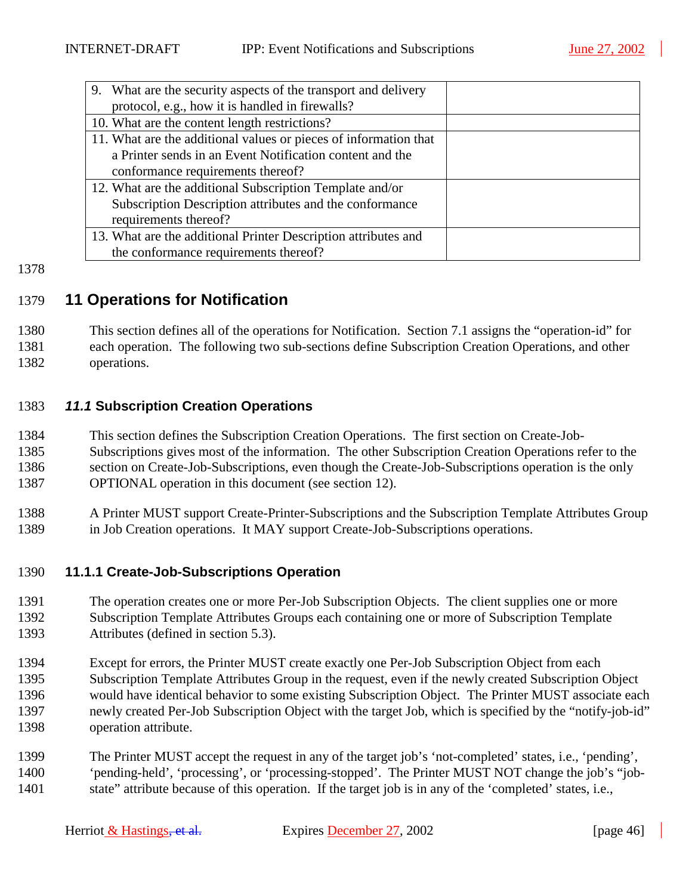| | |
|---|---|
| 9. What are the security aspects of the transport and delivery protocol, e.g., how it is handled in firewalls? | |
| 10. What are the content length restrictions? | |
| 11. What are the additional values or pieces of information that a Printer sends in an Event Notification content and the conformance requirements thereof? | |
| 12. What are the additional Subscription Template and/or Subscription Description attributes and the conformance requirements thereof? | |
| 13. What are the additional Printer Description attributes and the conformance requirements thereof? | |

# 11 Operations for Notification

This section defines all of the operations for Notification. Section 7.1 assigns the "operation-id" for each operation. The following two sub-sections define Subscription Creation Operations, and other operations.

## *11.1* Subscription Creation Operations

This section defines the Subscription Creation Operations. The first section on Create-Job-Subscriptions gives most of the information. The other Subscription Creation Operations refer to the section on Create-Job-Subscriptions, even though the Create-Job-Subscriptions operation is the only OPTIONAL operation in this document (see section 12).

A Printer MUST support Create-Printer-Subscriptions and the Subscription Template Attributes Group in Job Creation operations. It MAY support Create-Job-Subscriptions operations.

### 11.1.1 Create-Job-Subscriptions Operation

The operation creates one or more Per-Job Subscription Objects. The client supplies one or more Subscription Template Attributes Groups each containing one or more of Subscription Template Attributes (defined in section 5.3).

Except for errors, the Printer MUST create exactly one Per-Job Subscription Object from each Subscription Template Attributes Group in the request, even if the newly created Subscription Object would have identical behavior to some existing Subscription Object. The Printer MUST associate each newly created Per-Job Subscription Object with the target Job, which is specified by the "notify-job-id" operation attribute.

The Printer MUST accept the request in any of the target job's 'not-completed' states, i.e., 'pending', 'pending-held', 'processing', or 'processing-stopped'. The Printer MUST NOT change the job's "job-state" attribute because of this operation. If the target job is in any of the 'completed' states, i.e.,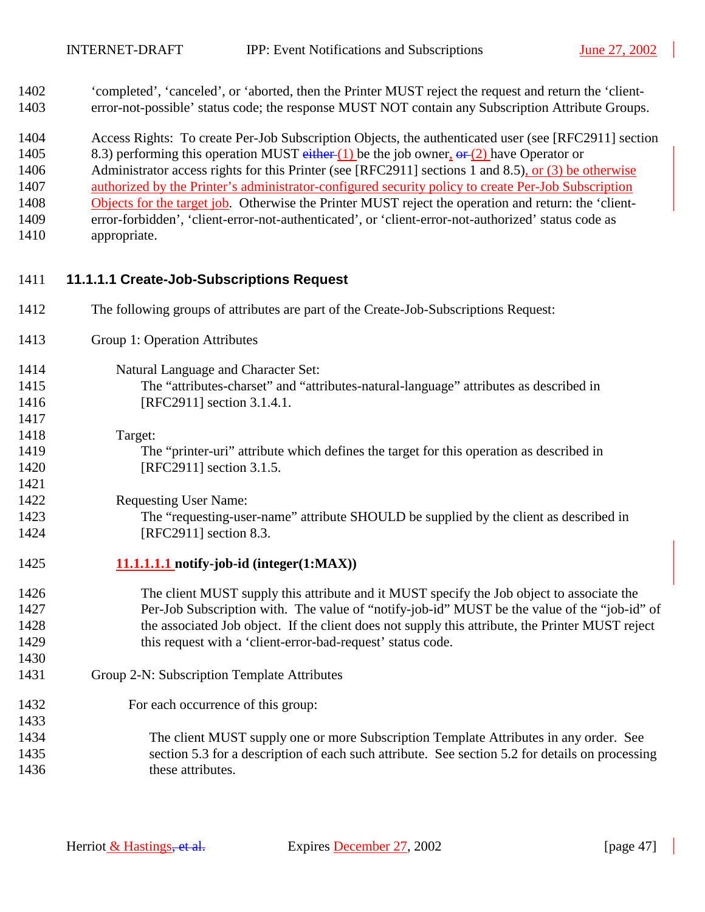'completed', 'canceled', or 'aborted, then the Printer MUST reject the request and return the 'client-error-not-possible' status code; the response MUST NOT contain any Subscription Attribute Groups.

Access Rights: To create Per-Job Subscription Objects, the authenticated user (see [RFC2911] section 8.3) performing this operation MUST (1) be the job owner, (2) have Operator or Administrator access rights for this Printer (see [RFC2911] sections 1 and 8.5), or (3) be otherwise authorized by the Printer's administrator-configured security policy to create Per-Job Subscription Objects for the target job. Otherwise the Printer MUST reject the operation and return: the 'client-error-forbidden', 'client-error-not-authenticated', or 'client-error-not-authorized' status code as appropriate.

#### 11.1.1.1 Create-Job-Subscriptions Request

The following groups of attributes are part of the Create-Job-Subscriptions Request:

Group 1: Operation Attributes

Natural Language and Character Set:
The "attributes-charset" and "attributes-natural-language" attributes as described in [RFC2911] section 3.1.4.1.

Target:
The "printer-uri" attribute which defines the target for this operation as described in [RFC2911] section 3.1.5.

Requesting User Name:
The "requesting-user-name" attribute SHOULD be supplied by the client as described in [RFC2911] section 8.3.

**11.1.1.1.1 notify-job-id (integer(1:MAX))**

The client MUST supply this attribute and it MUST specify the Job object to associate the Per-Job Subscription with. The value of "notify-job-id" MUST be the value of the "job-id" of the associated Job object. If the client does not supply this attribute, the Printer MUST reject this request with a 'client-error-bad-request' status code.

Group 2-N: Subscription Template Attributes

For each occurrence of this group:

The client MUST supply one or more Subscription Template Attributes in any order. See section 5.3 for a description of each such attribute. See section 5.2 for details on processing these attributes.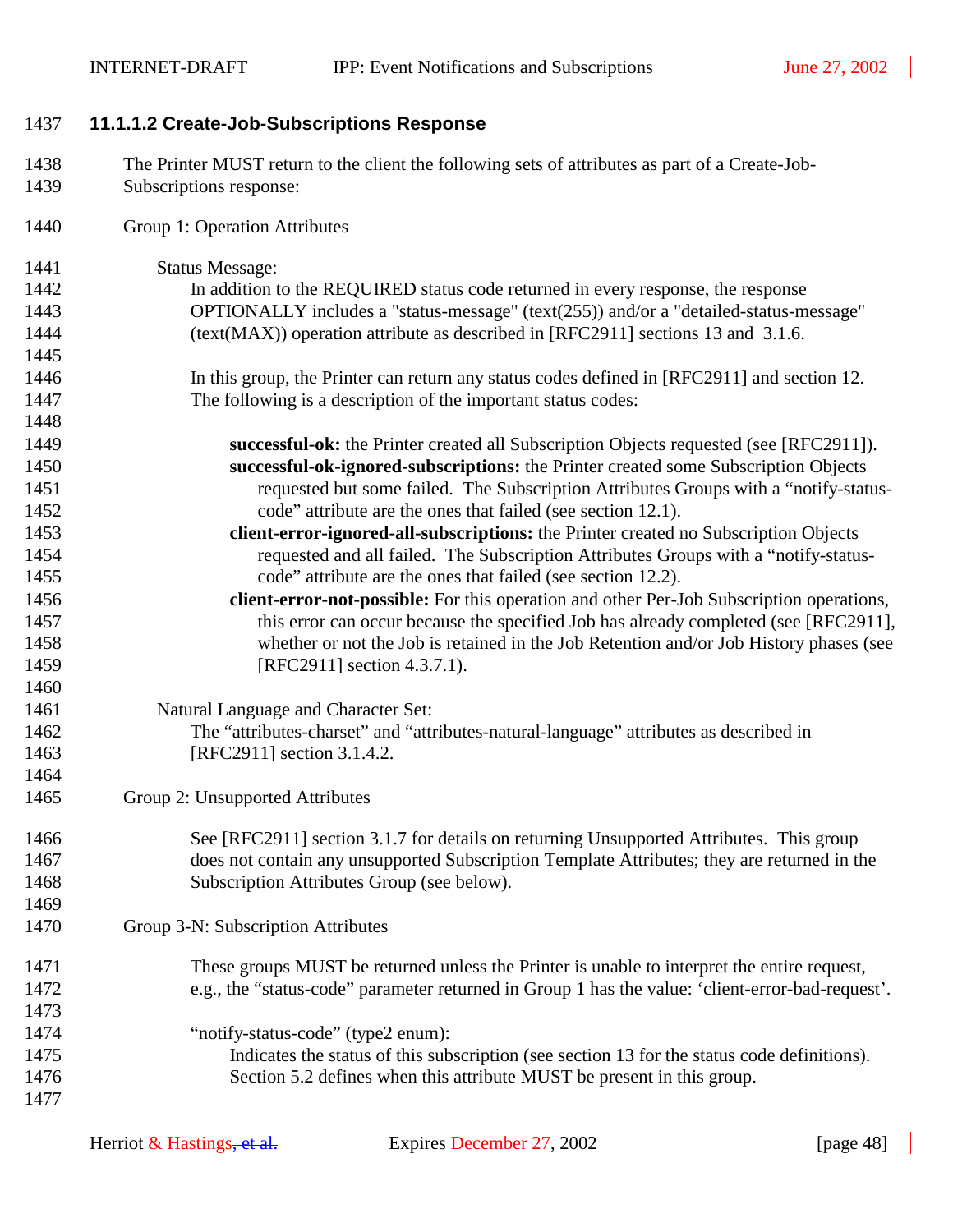#### 11.1.1.2 Create-Job-Subscriptions Response

The Printer MUST return to the client the following sets of attributes as part of a Create-Job-Subscriptions response:

Group 1: Operation Attributes

Status Message:

In addition to the REQUIRED status code returned in every response, the response OPTIONALLY includes a "status-message" (text(255)) and/or a "detailed-status-message" (text(MAX)) operation attribute as described in [RFC2911] sections 13 and 3.1.6.

In this group, the Printer can return any status codes defined in [RFC2911] and section 12. The following is a description of the important status codes:

**successful-ok:** the Printer created all Subscription Objects requested (see [RFC2911]).

**successful-ok-ignored-subscriptions:** the Printer created some Subscription Objects requested but some failed. The Subscription Attributes Groups with a "notify-status-code" attribute are the ones that failed (see section 12.1).

**client-error-ignored-all-subscriptions:** the Printer created no Subscription Objects requested and all failed. The Subscription Attributes Groups with a "notify-status-code" attribute are the ones that failed (see section 12.2).

**client-error-not-possible:** For this operation and other Per-Job Subscription operations, this error can occur because the specified Job has already completed (see [RFC2911], whether or not the Job is retained in the Job Retention and/or Job History phases (see [RFC2911] section 4.3.7.1).

Natural Language and Character Set:

The "attributes-charset" and "attributes-natural-language" attributes as described in [RFC2911] section 3.1.4.2.

Group 2: Unsupported Attributes

See [RFC2911] section 3.1.7 for details on returning Unsupported Attributes. This group does not contain any unsupported Subscription Template Attributes; they are returned in the Subscription Attributes Group (see below).

Group 3-N: Subscription Attributes

These groups MUST be returned unless the Printer is unable to interpret the entire request, e.g., the "status-code" parameter returned in Group 1 has the value: 'client-error-bad-request'.

"notify-status-code" (type2 enum):

Indicates the status of this subscription (see section 13 for the status code definitions). Section 5.2 defines when this attribute MUST be present in this group.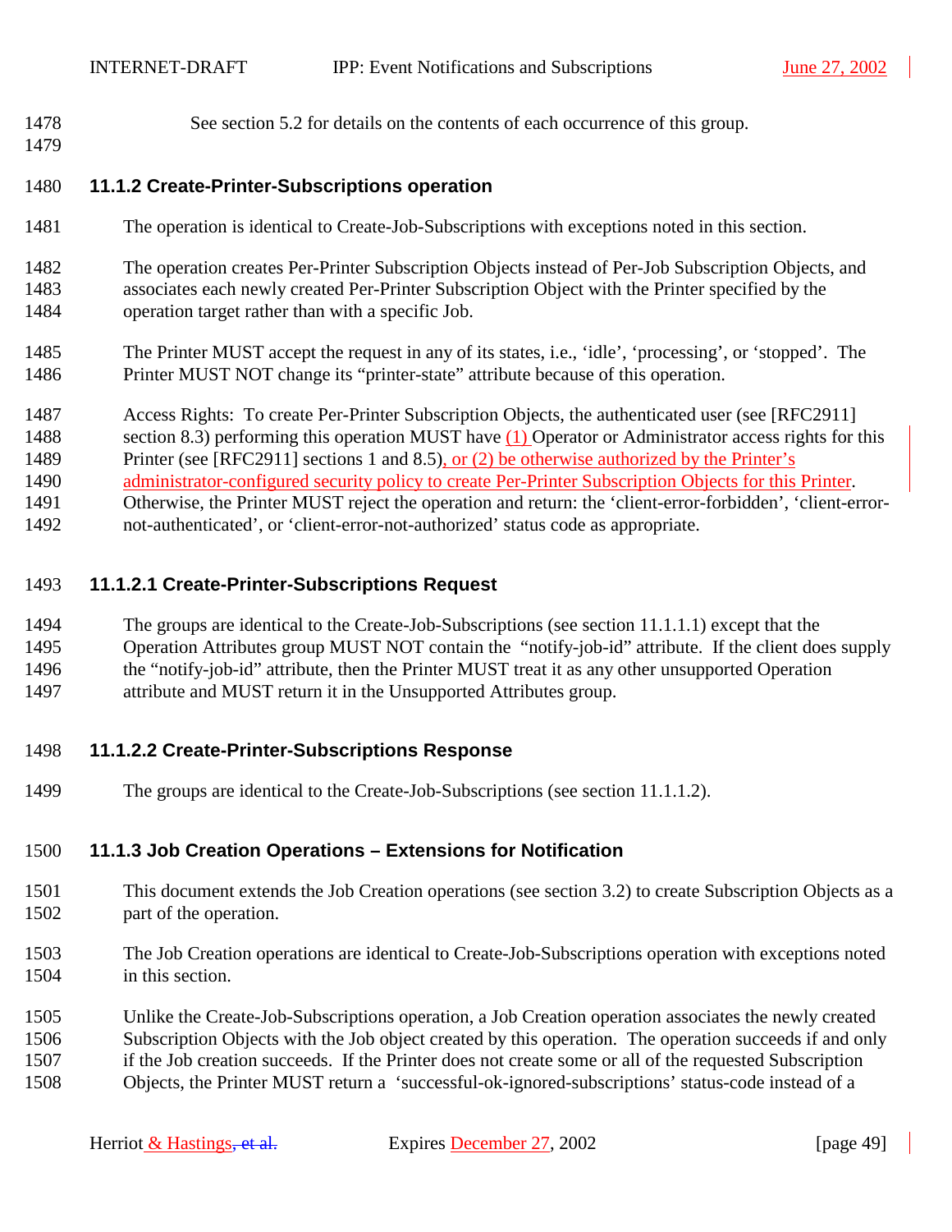See section 5.2 for details on the contents of each occurrence of this group.

### 11.1.2 Create-Printer-Subscriptions operation

The operation is identical to Create-Job-Subscriptions with exceptions noted in this section.

The operation creates Per-Printer Subscription Objects instead of Per-Job Subscription Objects, and associates each newly created Per-Printer Subscription Object with the Printer specified by the operation target rather than with a specific Job.

The Printer MUST accept the request in any of its states, i.e., 'idle', 'processing', or 'stopped'. The Printer MUST NOT change its "printer-state" attribute because of this operation.

Access Rights: To create Per-Printer Subscription Objects, the authenticated user (see [RFC2911] section 8.3) performing this operation MUST have (1) Operator or Administrator access rights for this Printer (see [RFC2911] sections 1 and 8.5), or (2) be otherwise authorized by the Printer's administrator-configured security policy to create Per-Printer Subscription Objects for this Printer. Otherwise, the Printer MUST reject the operation and return: the 'client-error-forbidden', 'client-error-not-authenticated', or 'client-error-not-authorized' status code as appropriate.

#### 11.1.2.1 Create-Printer-Subscriptions Request

The groups are identical to the Create-Job-Subscriptions (see section 11.1.1.1) except that the Operation Attributes group MUST NOT contain the "notify-job-id" attribute. If the client does supply the "notify-job-id" attribute, then the Printer MUST treat it as any other unsupported Operation attribute and MUST return it in the Unsupported Attributes group.

#### 11.1.2.2 Create-Printer-Subscriptions Response

The groups are identical to the Create-Job-Subscriptions (see section 11.1.1.2).

### 11.1.3 Job Creation Operations – Extensions for Notification

This document extends the Job Creation operations (see section 3.2) to create Subscription Objects as a part of the operation.

The Job Creation operations are identical to Create-Job-Subscriptions operation with exceptions noted in this section.

Unlike the Create-Job-Subscriptions operation, a Job Creation operation associates the newly created Subscription Objects with the Job object created by this operation. The operation succeeds if and only if the Job creation succeeds. If the Printer does not create some or all of the requested Subscription Objects, the Printer MUST return a 'successful-ok-ignored-subscriptions' status-code instead of a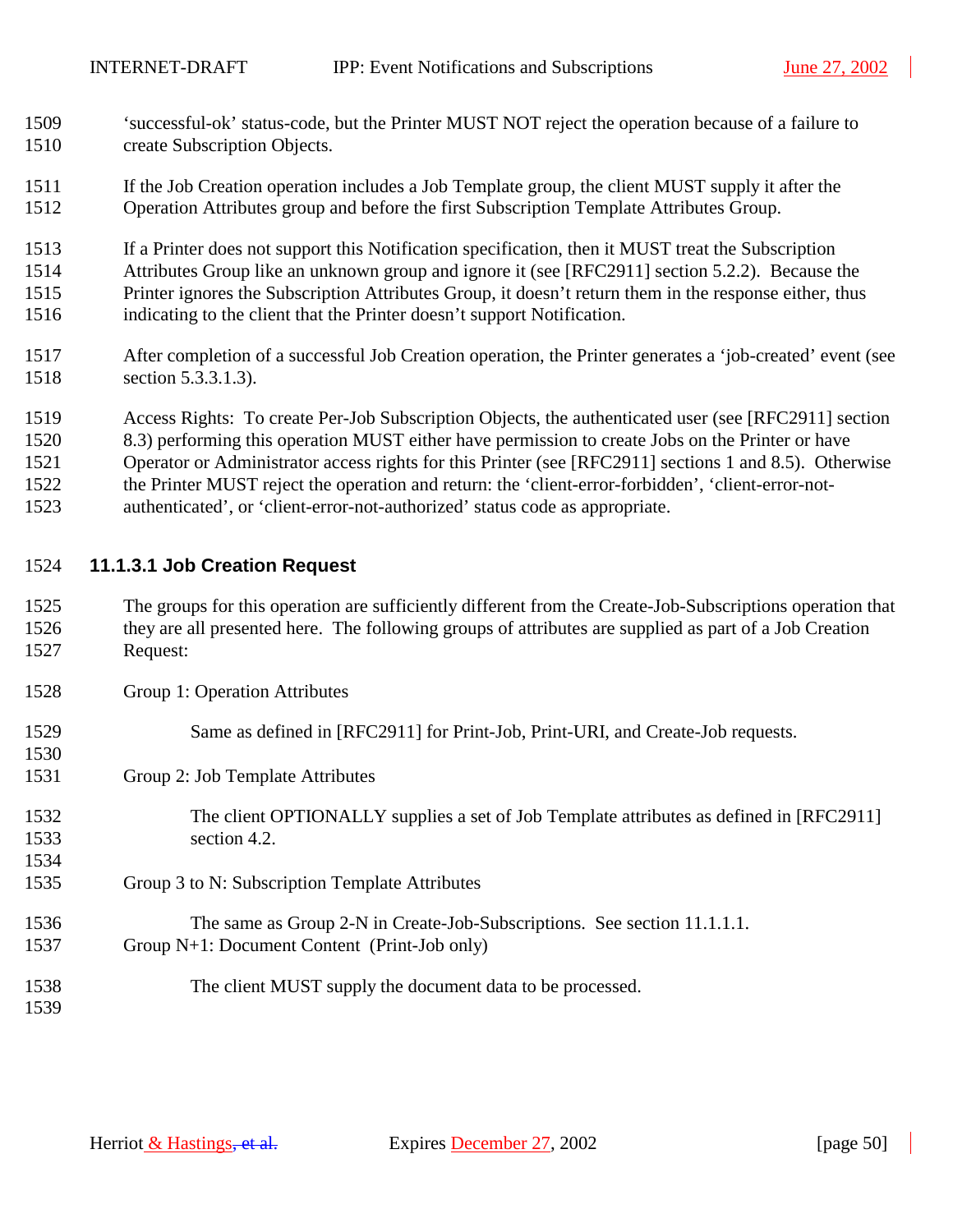'successful-ok' status-code, but the Printer MUST NOT reject the operation because of a failure to create Subscription Objects.

If the Job Creation operation includes a Job Template group, the client MUST supply it after the Operation Attributes group and before the first Subscription Template Attributes Group.

If a Printer does not support this Notification specification, then it MUST treat the Subscription Attributes Group like an unknown group and ignore it (see [RFC2911] section 5.2.2). Because the Printer ignores the Subscription Attributes Group, it doesn't return them in the response either, thus indicating to the client that the Printer doesn't support Notification.

After completion of a successful Job Creation operation, the Printer generates a 'job-created' event (see section 5.3.3.1.3).

Access Rights: To create Per-Job Subscription Objects, the authenticated user (see [RFC2911] section 8.3) performing this operation MUST either have permission to create Jobs on the Printer or have Operator or Administrator access rights for this Printer (see [RFC2911] sections 1 and 8.5). Otherwise the Printer MUST reject the operation and return: the 'client-error-forbidden', 'client-error-not-authenticated', or 'client-error-not-authorized' status code as appropriate.

#### 11.1.3.1 Job Creation Request

The groups for this operation are sufficiently different from the Create-Job-Subscriptions operation that they are all presented here. The following groups of attributes are supplied as part of a Job Creation Request:

Group 1: Operation Attributes

> Same as defined in [RFC2911] for Print-Job, Print-URI, and Create-Job requests.

Group 2: Job Template Attributes

> The client OPTIONALLY supplies a set of Job Template attributes as defined in [RFC2911] section 4.2.

Group 3 to N: Subscription Template Attributes

> The same as Group 2-N in Create-Job-Subscriptions. See section 11.1.1.1.

Group N+1: Document Content (Print-Job only)

> The client MUST supply the document data to be processed.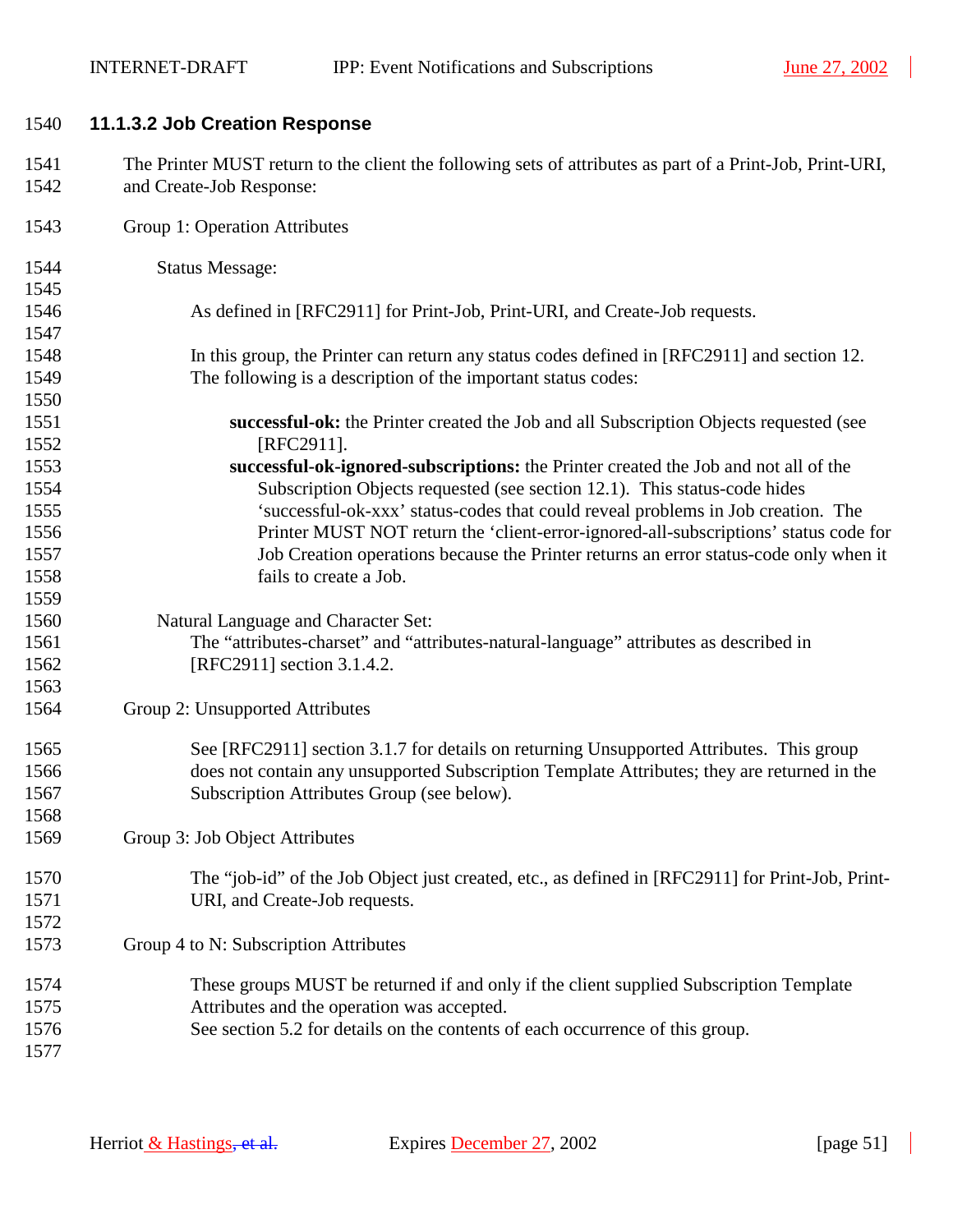#### 11.1.3.2 Job Creation Response

The Printer MUST return to the client the following sets of attributes as part of a Print-Job, Print-URI, and Create-Job Response:

Group 1: Operation Attributes

Status Message:

As defined in [RFC2911] for Print-Job, Print-URI, and Create-Job requests.

In this group, the Printer can return any status codes defined in [RFC2911] and section 12. The following is a description of the important status codes:

**successful-ok:** the Printer created the Job and all Subscription Objects requested (see [RFC2911].

**successful-ok-ignored-subscriptions:** the Printer created the Job and not all of the Subscription Objects requested (see section 12.1). This status-code hides 'successful-ok-xxx' status-codes that could reveal problems in Job creation. The Printer MUST NOT return the 'client-error-ignored-all-subscriptions' status code for Job Creation operations because the Printer returns an error status-code only when it fails to create a Job.

Natural Language and Character Set:

The "attributes-charset" and "attributes-natural-language" attributes as described in [RFC2911] section 3.1.4.2.

Group 2: Unsupported Attributes

See [RFC2911] section 3.1.7 for details on returning Unsupported Attributes. This group does not contain any unsupported Subscription Template Attributes; they are returned in the Subscription Attributes Group (see below).

Group 3: Job Object Attributes

The "job-id" of the Job Object just created, etc., as defined in [RFC2911] for Print-Job, Print-URI, and Create-Job requests.

Group 4 to N: Subscription Attributes

These groups MUST be returned if and only if the client supplied Subscription Template Attributes and the operation was accepted.
See section 5.2 for details on the contents of each occurrence of this group.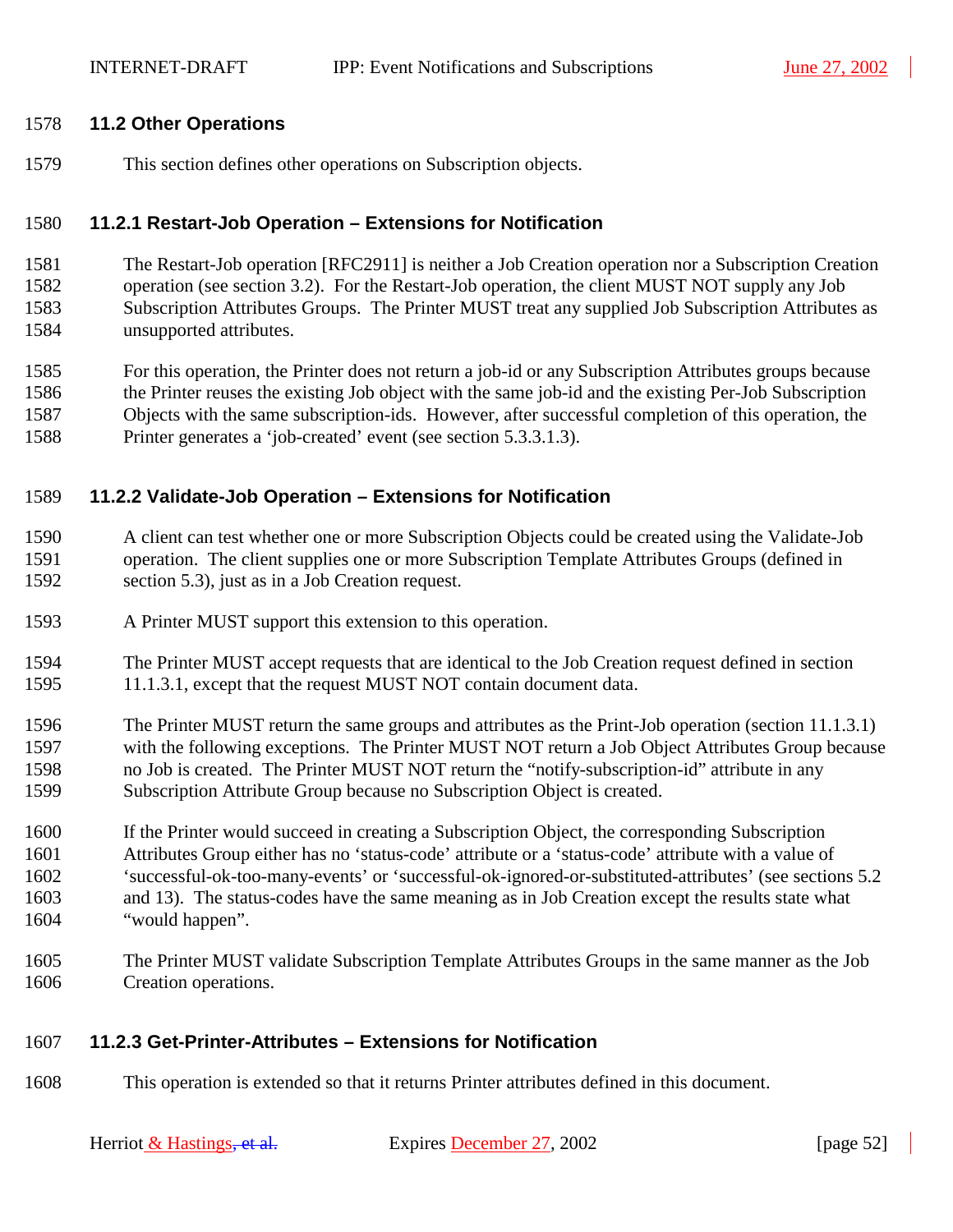### 11.2 Other Operations

This section defines other operations on Subscription objects.

#### 11.2.1 Restart-Job Operation – Extensions for Notification

The Restart-Job operation [RFC2911] is neither a Job Creation operation nor a Subscription Creation operation (see section 3.2). For the Restart-Job operation, the client MUST NOT supply any Job Subscription Attributes Groups. The Printer MUST treat any supplied Job Subscription Attributes as unsupported attributes.

For this operation, the Printer does not return a job-id or any Subscription Attributes groups because the Printer reuses the existing Job object with the same job-id and the existing Per-Job Subscription Objects with the same subscription-ids. However, after successful completion of this operation, the Printer generates a 'job-created' event (see section 5.3.3.1.3).

#### 11.2.2 Validate-Job Operation – Extensions for Notification

A client can test whether one or more Subscription Objects could be created using the Validate-Job operation. The client supplies one or more Subscription Template Attributes Groups (defined in section 5.3), just as in a Job Creation request.

A Printer MUST support this extension to this operation.

The Printer MUST accept requests that are identical to the Job Creation request defined in section 11.1.3.1, except that the request MUST NOT contain document data.

The Printer MUST return the same groups and attributes as the Print-Job operation (section 11.1.3.1) with the following exceptions. The Printer MUST NOT return a Job Object Attributes Group because no Job is created. The Printer MUST NOT return the "notify-subscription-id" attribute in any Subscription Attribute Group because no Subscription Object is created.

If the Printer would succeed in creating a Subscription Object, the corresponding Subscription Attributes Group either has no 'status-code' attribute or a 'status-code' attribute with a value of 'successful-ok-too-many-events' or 'successful-ok-ignored-or-substituted-attributes' (see sections 5.2 and 13). The status-codes have the same meaning as in Job Creation except the results state what "would happen".

The Printer MUST validate Subscription Template Attributes Groups in the same manner as the Job Creation operations.

#### 11.2.3 Get-Printer-Attributes – Extensions for Notification

This operation is extended so that it returns Printer attributes defined in this document.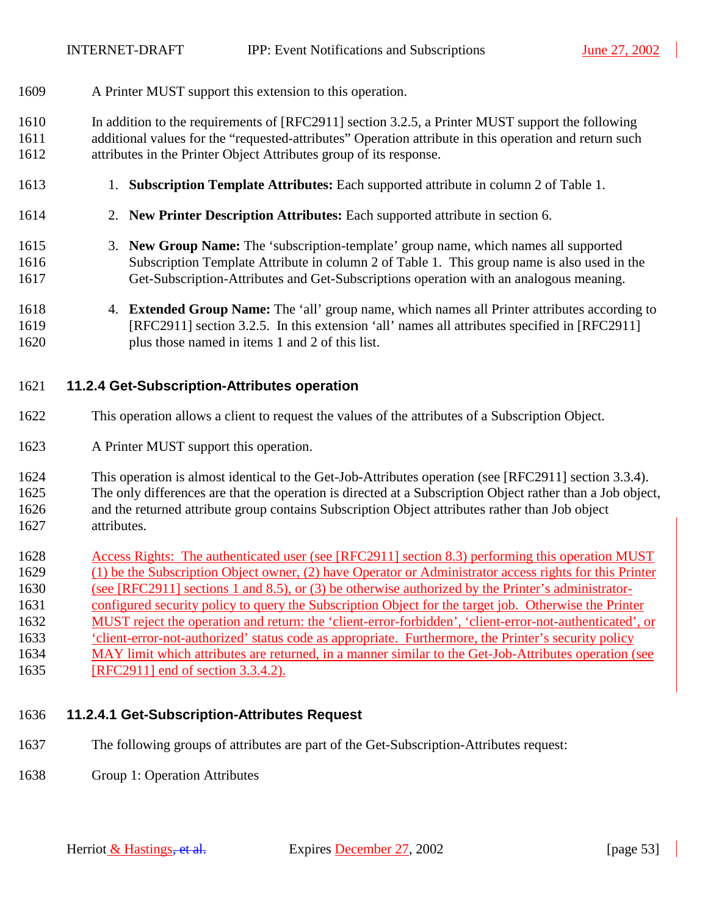A Printer MUST support this extension to this operation.

In addition to the requirements of [RFC2911] section 3.2.5, a Printer MUST support the following additional values for the "requested-attributes" Operation attribute in this operation and return such attributes in the Printer Object Attributes group of its response.

1. **Subscription Template Attributes:** Each supported attribute in column 2 of Table 1.
2. **New Printer Description Attributes:** Each supported attribute in section 6.
3. **New Group Name:** The 'subscription-template' group name, which names all supported Subscription Template Attribute in column 2 of Table 1. This group name is also used in the Get-Subscription-Attributes and Get-Subscriptions operation with an analogous meaning.
4. **Extended Group Name:** The 'all' group name, which names all Printer attributes according to [RFC2911] section 3.2.5. In this extension 'all' names all attributes specified in [RFC2911] plus those named in items 1 and 2 of this list.

### 11.2.4 Get-Subscription-Attributes operation

This operation allows a client to request the values of the attributes of a Subscription Object.

A Printer MUST support this operation.

This operation is almost identical to the Get-Job-Attributes operation (see [RFC2911] section 3.3.4). The only differences are that the operation is directed at a Subscription Object rather than a Job object, and the returned attribute group contains Subscription Object attributes rather than Job object attributes.

Access Rights: The authenticated user (see [RFC2911] section 8.3) performing this operation MUST (1) be the Subscription Object owner, (2) have Operator or Administrator access rights for this Printer (see [RFC2911] sections 1 and 8.5), or (3) be otherwise authorized by the Printer's administrator-configured security policy to query the Subscription Object for the target job. Otherwise the Printer MUST reject the operation and return: the 'client-error-forbidden', 'client-error-not-authenticated', or 'client-error-not-authorized' status code as appropriate. Furthermore, the Printer's security policy MAY limit which attributes are returned, in a manner similar to the Get-Job-Attributes operation (see [RFC2911] end of section 3.3.4.2).

#### 11.2.4.1 Get-Subscription-Attributes Request

The following groups of attributes are part of the Get-Subscription-Attributes request:

Group 1: Operation Attributes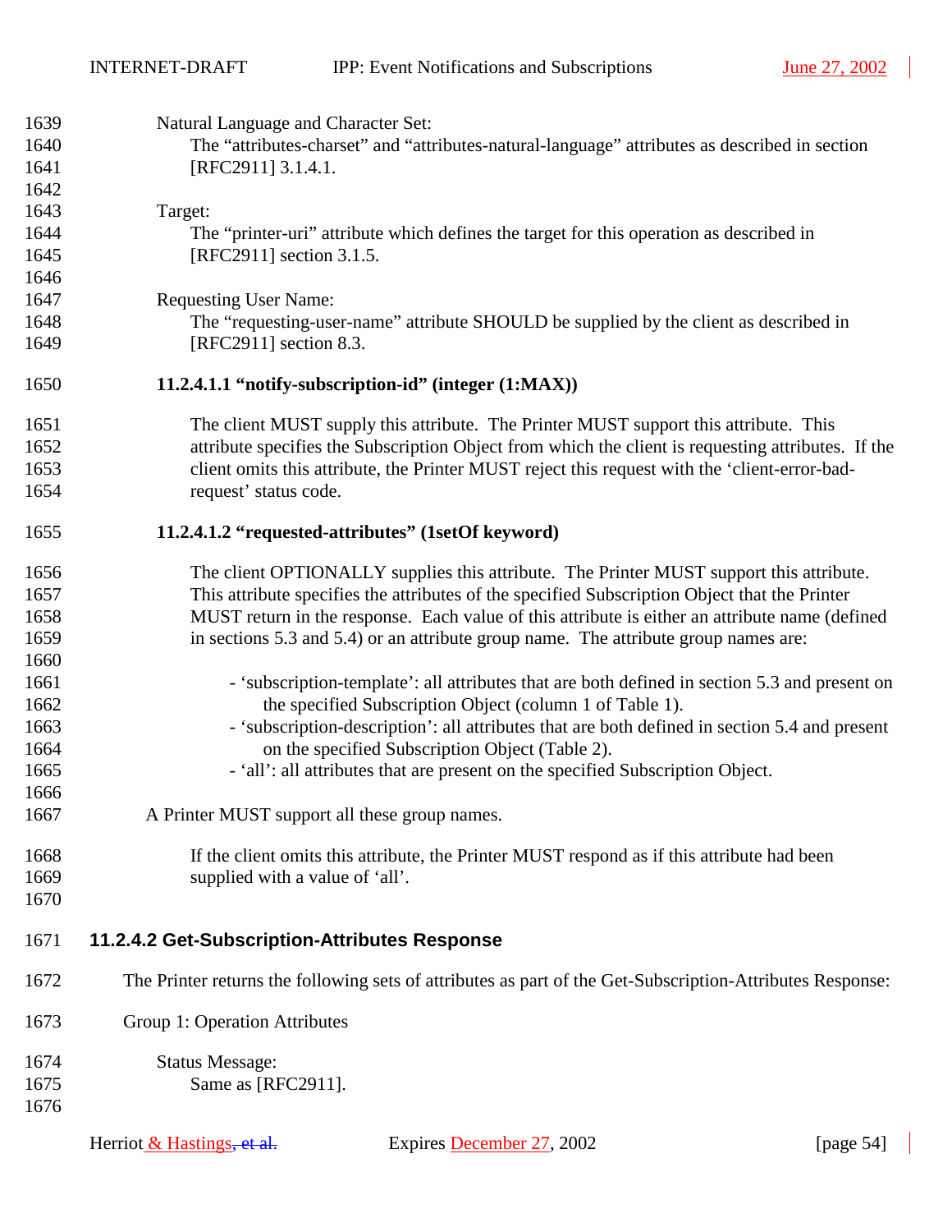Natural Language and Character Set:
The “attributes-charset” and “attributes-natural-language” attributes as described in section [RFC2911] 3.1.4.1.

Target:
The “printer-uri” attribute which defines the target for this operation as described in [RFC2911] section 3.1.5.

Requesting User Name:
The “requesting-user-name” attribute SHOULD be supplied by the client as described in [RFC2911] section 8.3.

#### 11.2.4.1.1 “notify-subscription-id” (integer (1:MAX))

The client MUST supply this attribute. The Printer MUST support this attribute. This attribute specifies the Subscription Object from which the client is requesting attributes. If the client omits this attribute, the Printer MUST reject this request with the ‘client-error-bad-request’ status code.

#### 11.2.4.1.2 “requested-attributes” (1setOf keyword)

The client OPTIONALLY supplies this attribute. The Printer MUST support this attribute. This attribute specifies the attributes of the specified Subscription Object that the Printer MUST return in the response. Each value of this attribute is either an attribute name (defined in sections 5.3 and 5.4) or an attribute group name. The attribute group names are:

- ‘subscription-template’: all attributes that are both defined in section 5.3 and present on the specified Subscription Object (column 1 of Table 1).
- ‘subscription-description’: all attributes that are both defined in section 5.4 and present on the specified Subscription Object (Table 2).
- ‘all’: all attributes that are present on the specified Subscription Object.

A Printer MUST support all these group names.

If the client omits this attribute, the Printer MUST respond as if this attribute had been supplied with a value of ‘all’.

### 11.2.4.2 Get-Subscription-Attributes Response

The Printer returns the following sets of attributes as part of the Get-Subscription-Attributes Response:

Group 1: Operation Attributes

Status Message:
Same as [RFC2911].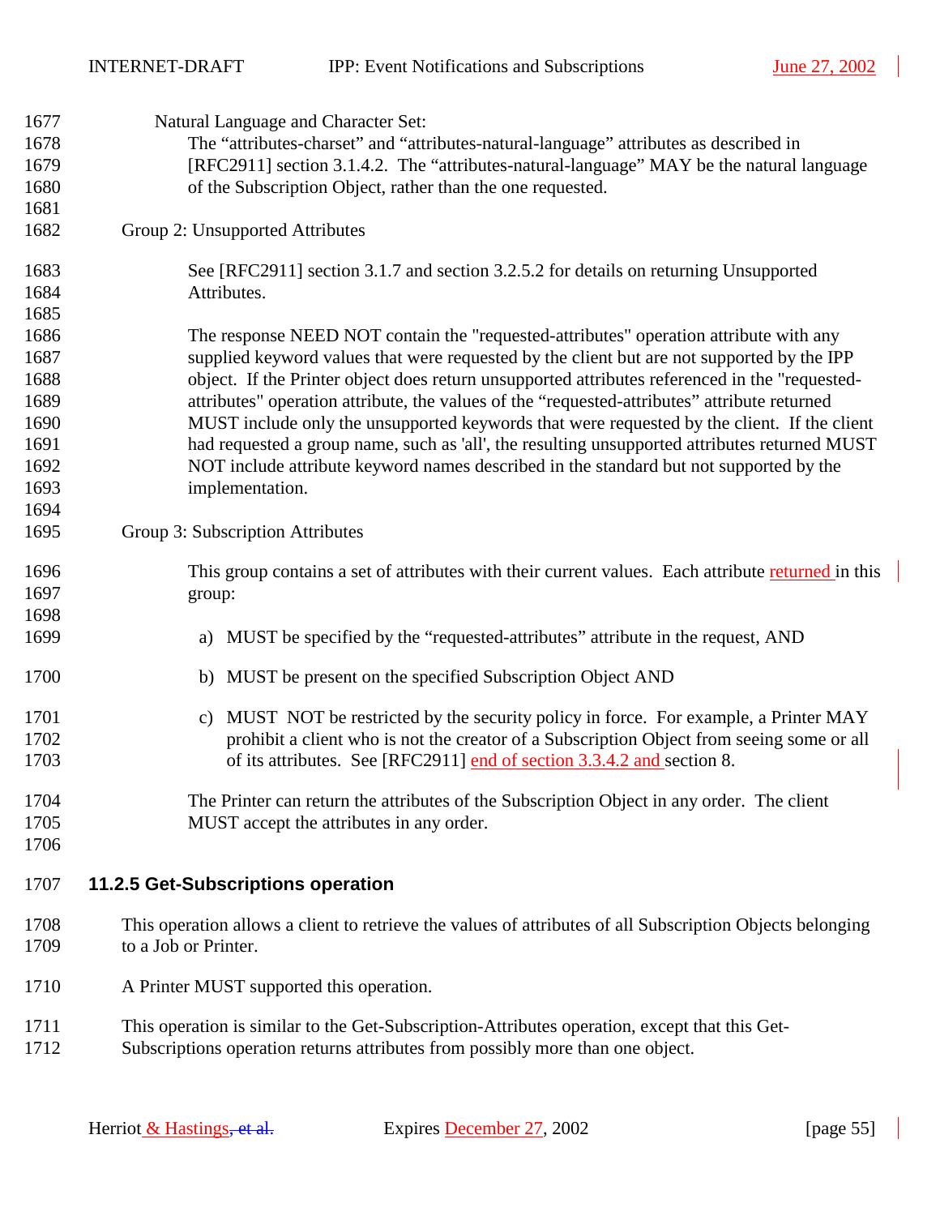Natural Language and Character Set:

The “attributes-charset” and “attributes-natural-language” attributes as described in [RFC2911] section 3.1.4.2. The “attributes-natural-language” MAY be the natural language of the Subscription Object, rather than the one requested.

Group 2: Unsupported Attributes

See [RFC2911] section 3.1.7 and section 3.2.5.2 for details on returning Unsupported Attributes.

The response NEED NOT contain the "requested-attributes" operation attribute with any supplied keyword values that were requested by the client but are not supported by the IPP object. If the Printer object does return unsupported attributes referenced in the "requested-attributes" operation attribute, the values of the “requested-attributes” attribute returned MUST include only the unsupported keywords that were requested by the client. If the client had requested a group name, such as 'all', the resulting unsupported attributes returned MUST NOT include attribute keyword names described in the standard but not supported by the implementation.

Group 3: Subscription Attributes

This group contains a set of attributes with their current values. Each attribute returned in this group:

a) MUST be specified by the “requested-attributes” attribute in the request, AND

b) MUST be present on the specified Subscription Object AND

c) MUST NOT be restricted by the security policy in force. For example, a Printer MAY prohibit a client who is not the creator of a Subscription Object from seeing some or all of its attributes. See [RFC2911] end of section 3.3.4.2 and section 8.

The Printer can return the attributes of the Subscription Object in any order. The client MUST accept the attributes in any order.

### 11.2.5 Get-Subscriptions operation

This operation allows a client to retrieve the values of attributes of all Subscription Objects belonging to a Job or Printer.

A Printer MUST supported this operation.

This operation is similar to the Get-Subscription-Attributes operation, except that this Get-Subscriptions operation returns attributes from possibly more than one object.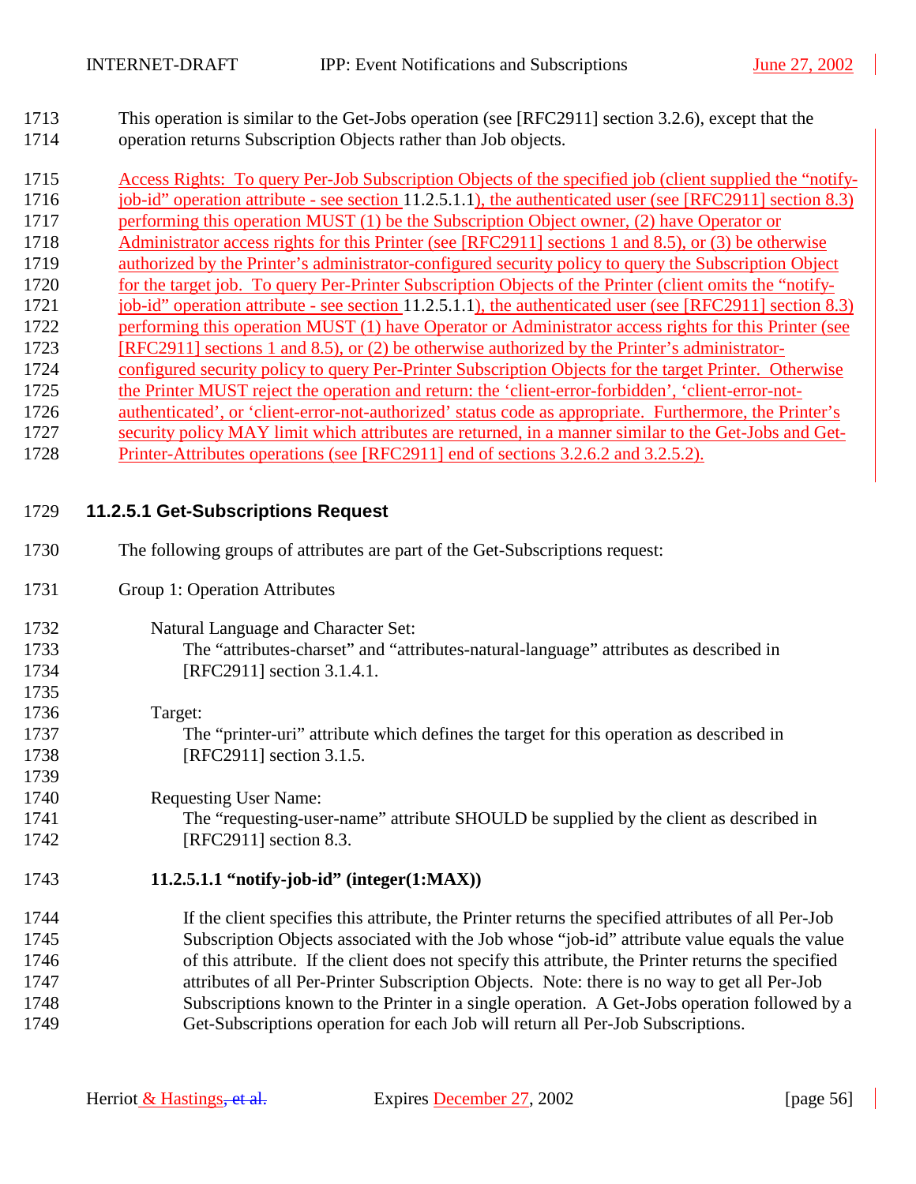This operation is similar to the Get-Jobs operation (see [RFC2911] section 3.2.6), except that the operation returns Subscription Objects rather than Job objects.

Access Rights: To query Per-Job Subscription Objects of the specified job (client supplied the "notify-job-id" operation attribute - see section 11.2.5.1.1), the authenticated user (see [RFC2911] section 8.3) performing this operation MUST (1) be the Subscription Object owner, (2) have Operator or Administrator access rights for this Printer (see [RFC2911] sections 1 and 8.5), or (3) be otherwise authorized by the Printer's administrator-configured security policy to query the Subscription Object for the target job. To query Per-Printer Subscription Objects of the Printer (client omits the "notify-job-id" operation attribute - see section 11.2.5.1.1), the authenticated user (see [RFC2911] section 8.3) performing this operation MUST (1) have Operator or Administrator access rights for this Printer (see [RFC2911] sections 1 and 8.5), or (2) be otherwise authorized by the Printer's administrator-configured security policy to query Per-Printer Subscription Objects for the target Printer. Otherwise the Printer MUST reject the operation and return: the 'client-error-forbidden', 'client-error-not-authenticated', or 'client-error-not-authorized' status code as appropriate. Furthermore, the Printer's security policy MAY limit which attributes are returned, in a manner similar to the Get-Jobs and Get-Printer-Attributes operations (see [RFC2911] end of sections 3.2.6.2 and 3.2.5.2).

### 11.2.5.1 Get-Subscriptions Request

The following groups of attributes are part of the Get-Subscriptions request:

Group 1: Operation Attributes

Natural Language and Character Set:
The "attributes-charset" and "attributes-natural-language" attributes as described in [RFC2911] section 3.1.4.1.

Target:
The "printer-uri" attribute which defines the target for this operation as described in [RFC2911] section 3.1.5.

Requesting User Name:
The "requesting-user-name" attribute SHOULD be supplied by the client as described in [RFC2911] section 8.3.

#### 11.2.5.1.1 "notify-job-id" (integer(1:MAX))

If the client specifies this attribute, the Printer returns the specified attributes of all Per-Job Subscription Objects associated with the Job whose "job-id" attribute value equals the value of this attribute. If the client does not specify this attribute, the Printer returns the specified attributes of all Per-Printer Subscription Objects. Note: there is no way to get all Per-Job Subscriptions known to the Printer in a single operation. A Get-Jobs operation followed by a Get-Subscriptions operation for each Job will return all Per-Job Subscriptions.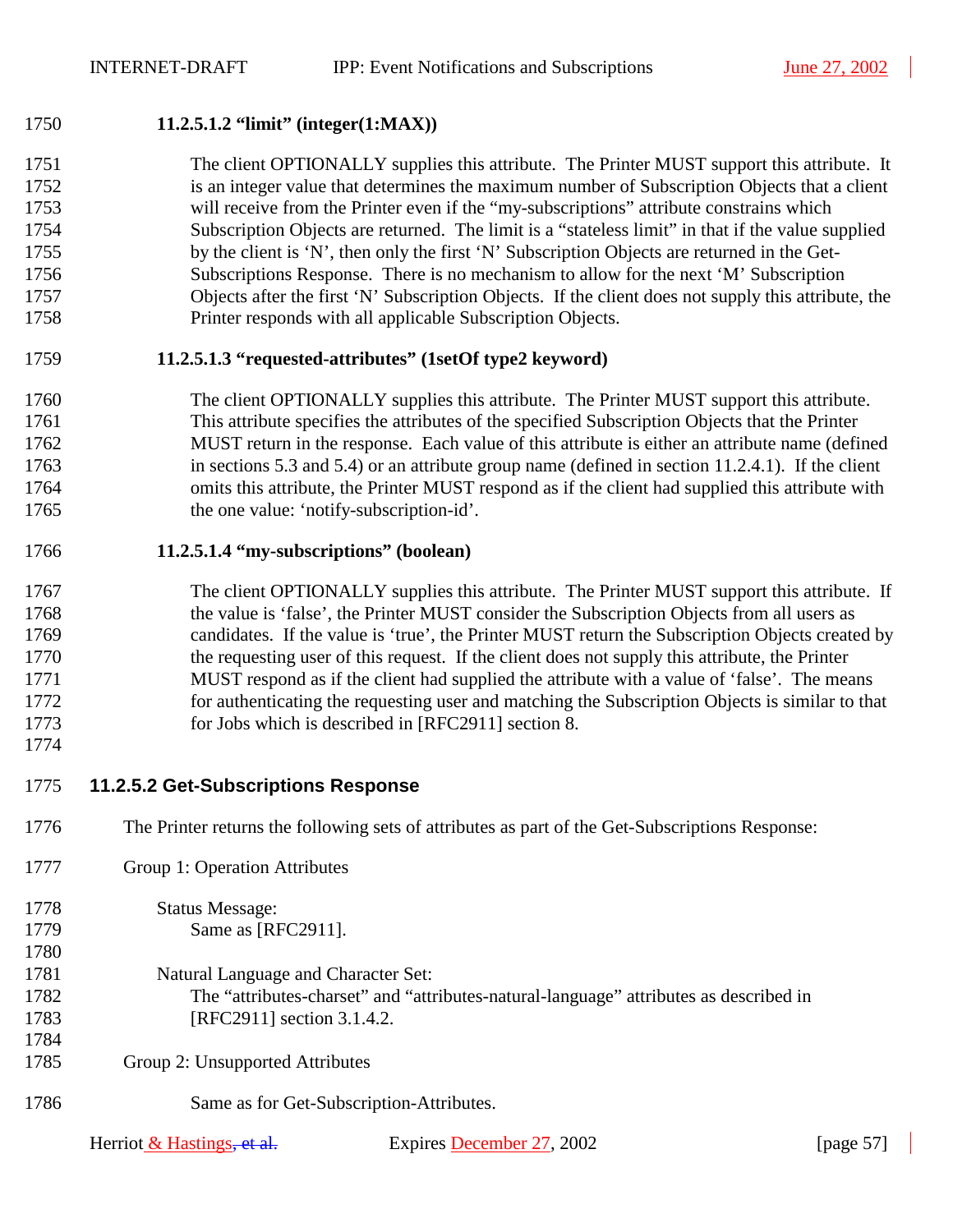#### 11.2.5.1.2 “limit” (integer(1:MAX))

The client OPTIONALLY supplies this attribute. The Printer MUST support this attribute. It is an integer value that determines the maximum number of Subscription Objects that a client will receive from the Printer even if the “my-subscriptions” attribute constrains which Subscription Objects are returned. The limit is a “stateless limit” in that if the value supplied by the client is ‘N’, then only the first ‘N’ Subscription Objects are returned in the Get-Subscriptions Response. There is no mechanism to allow for the next ‘M’ Subscription Objects after the first ‘N’ Subscription Objects. If the client does not supply this attribute, the Printer responds with all applicable Subscription Objects.

#### 11.2.5.1.3 “requested-attributes” (1setOf type2 keyword)

The client OPTIONALLY supplies this attribute. The Printer MUST support this attribute. This attribute specifies the attributes of the specified Subscription Objects that the Printer MUST return in the response. Each value of this attribute is either an attribute name (defined in sections 5.3 and 5.4) or an attribute group name (defined in section 11.2.4.1). If the client omits this attribute, the Printer MUST respond as if the client had supplied this attribute with the one value: ‘notify-subscription-id’.

#### 11.2.5.1.4 “my-subscriptions” (boolean)

The client OPTIONALLY supplies this attribute. The Printer MUST support this attribute. If the value is ‘false’, the Printer MUST consider the Subscription Objects from all users as candidates. If the value is ‘true’, the Printer MUST return the Subscription Objects created by the requesting user of this request. If the client does not supply this attribute, the Printer MUST respond as if the client had supplied the attribute with a value of ‘false’. The means for authenticating the requesting user and matching the Subscription Objects is similar to that for Jobs which is described in [RFC2911] section 8.

### 11.2.5.2 Get-Subscriptions Response

The Printer returns the following sets of attributes as part of the Get-Subscriptions Response:

Group 1: Operation Attributes

Status Message:
Same as [RFC2911].

Natural Language and Character Set:
The “attributes-charset” and “attributes-natural-language” attributes as described in [RFC2911] section 3.1.4.2.

Group 2: Unsupported Attributes

Same as for Get-Subscription-Attributes.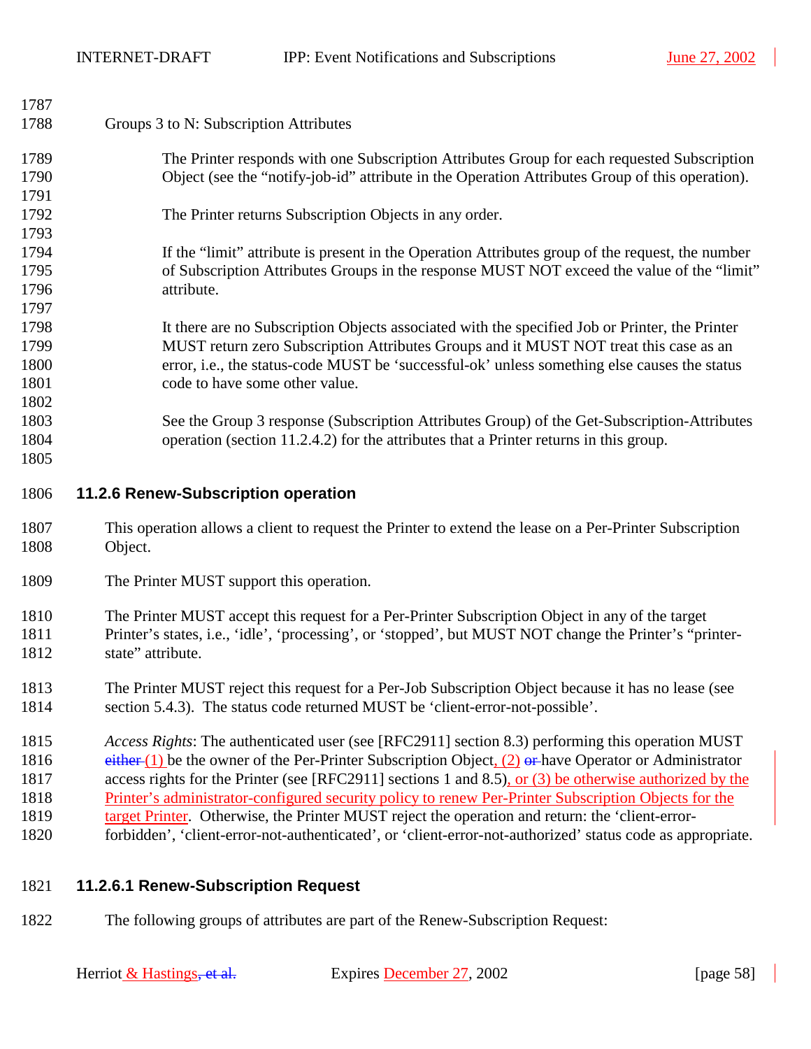Groups 3 to N: Subscription Attributes

The Printer responds with one Subscription Attributes Group for each requested Subscription Object (see the “notify-job-id” attribute in the Operation Attributes Group of this operation).

The Printer returns Subscription Objects in any order.

If the “limit” attribute is present in the Operation Attributes group of the request, the number of Subscription Attributes Groups in the response MUST NOT exceed the value of the “limit” attribute.

It there are no Subscription Objects associated with the specified Job or Printer, the Printer MUST return zero Subscription Attributes Groups and it MUST NOT treat this case as an error, i.e., the status-code MUST be ‘successful-ok’ unless something else causes the status code to have some other value.

See the Group 3 response (Subscription Attributes Group) of the Get-Subscription-Attributes operation (section 11.2.4.2) for the attributes that a Printer returns in this group.

### 11.2.6 Renew-Subscription operation

This operation allows a client to request the Printer to extend the lease on a Per-Printer Subscription Object.

The Printer MUST support this operation.

The Printer MUST accept this request for a Per-Printer Subscription Object in any of the target Printer’s states, i.e., ‘idle’, ‘processing’, or ‘stopped’, but MUST NOT change the Printer’s “printer-state” attribute.

The Printer MUST reject this request for a Per-Job Subscription Object because it has no lease (see section 5.4.3). The status code returned MUST be ‘client-error-not-possible’.

*Access Rights*: The authenticated user (see [RFC2911] section 8.3) performing this operation MUST ~~either~~ (1) be the owner of the Per-Printer Subscription Object, (2) ~~or~~ have Operator or Administrator access rights for the Printer (see [RFC2911] sections 1 and 8.5), or (3) be otherwise authorized by the Printer’s administrator-configured security policy to renew Per-Printer Subscription Objects for the target Printer. Otherwise, the Printer MUST reject the operation and return: the ‘client-error-forbidden’, ‘client-error-not-authenticated’, or ‘client-error-not-authorized’ status code as appropriate.

#### 11.2.6.1 Renew-Subscription Request

The following groups of attributes are part of the Renew-Subscription Request: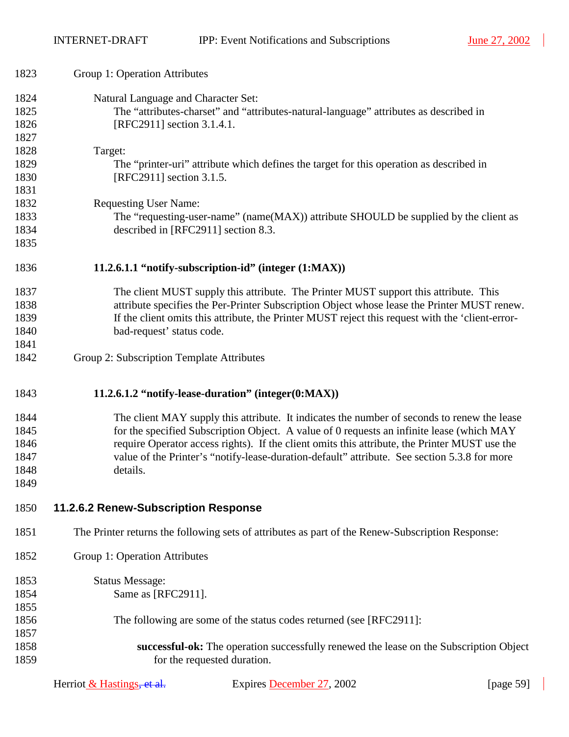Group 1: Operation Attributes

Natural Language and Character Set:
The “attributes-charset” and “attributes-natural-language” attributes as described in [RFC2911] section 3.1.4.1.

Target:
The “printer-uri” attribute which defines the target for this operation as described in [RFC2911] section 3.1.5.

Requesting User Name:
The “requesting-user-name” (name(MAX)) attribute SHOULD be supplied by the client as described in [RFC2911] section 8.3.

#### 11.2.6.1.1 “notify-subscription-id” (integer (1:MAX))

The client MUST supply this attribute. The Printer MUST support this attribute. This attribute specifies the Per-Printer Subscription Object whose lease the Printer MUST renew. If the client omits this attribute, the Printer MUST reject this request with the ‘client-error-bad-request’ status code.

Group 2: Subscription Template Attributes

#### 11.2.6.1.2 “notify-lease-duration” (integer(0:MAX))

The client MAY supply this attribute. It indicates the number of seconds to renew the lease for the specified Subscription Object. A value of 0 requests an infinite lease (which MAY require Operator access rights). If the client omits this attribute, the Printer MUST use the value of the Printer’s “notify-lease-duration-default” attribute. See section 5.3.8 for more details.

### 11.2.6.2 Renew-Subscription Response

The Printer returns the following sets of attributes as part of the Renew-Subscription Response:

Group 1: Operation Attributes

Status Message:
Same as [RFC2911].

The following are some of the status codes returned (see [RFC2911]:

**successful-ok:** The operation successfully renewed the lease on the Subscription Object for the requested duration.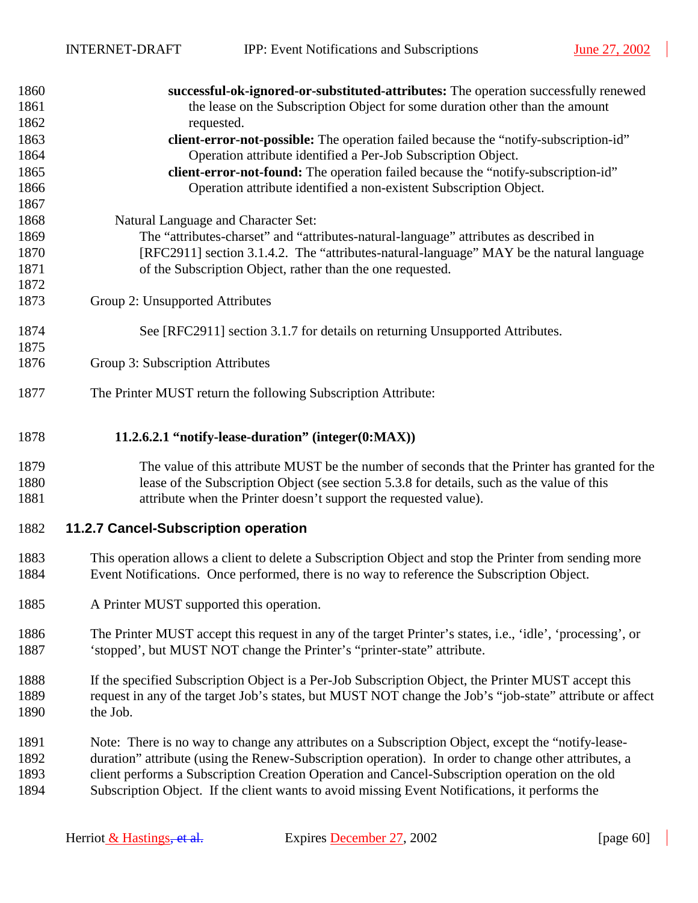**successful-ok-ignored-or-substituted-attributes:** The operation successfully renewed the lease on the Subscription Object for some duration other than the amount requested.

**client-error-not-possible:** The operation failed because the "notify-subscription-id" Operation attribute identified a Per-Job Subscription Object.

**client-error-not-found:** The operation failed because the "notify-subscription-id" Operation attribute identified a non-existent Subscription Object.

Natural Language and Character Set:

The "attributes-charset" and "attributes-natural-language" attributes as described in [RFC2911] section 3.1.4.2. The "attributes-natural-language" MAY be the natural language of the Subscription Object, rather than the one requested.

Group 2: Unsupported Attributes

See [RFC2911] section 3.1.7 for details on returning Unsupported Attributes.

Group 3: Subscription Attributes

The Printer MUST return the following Subscription Attribute:

#### 11.2.6.2.1 "notify-lease-duration" (integer(0:MAX))

The value of this attribute MUST be the number of seconds that the Printer has granted for the lease of the Subscription Object (see section 5.3.8 for details, such as the value of this attribute when the Printer doesn't support the requested value).

### 11.2.7 Cancel-Subscription operation

This operation allows a client to delete a Subscription Object and stop the Printer from sending more Event Notifications. Once performed, there is no way to reference the Subscription Object.

A Printer MUST supported this operation.

The Printer MUST accept this request in any of the target Printer's states, i.e., 'idle', 'processing', or 'stopped', but MUST NOT change the Printer's "printer-state" attribute.

If the specified Subscription Object is a Per-Job Subscription Object, the Printer MUST accept this request in any of the target Job's states, but MUST NOT change the Job's "job-state" attribute or affect the Job.

Note: There is no way to change any attributes on a Subscription Object, except the "notify-lease-duration" attribute (using the Renew-Subscription operation). In order to change other attributes, a client performs a Subscription Creation Operation and Cancel-Subscription operation on the old Subscription Object. If the client wants to avoid missing Event Notifications, it performs the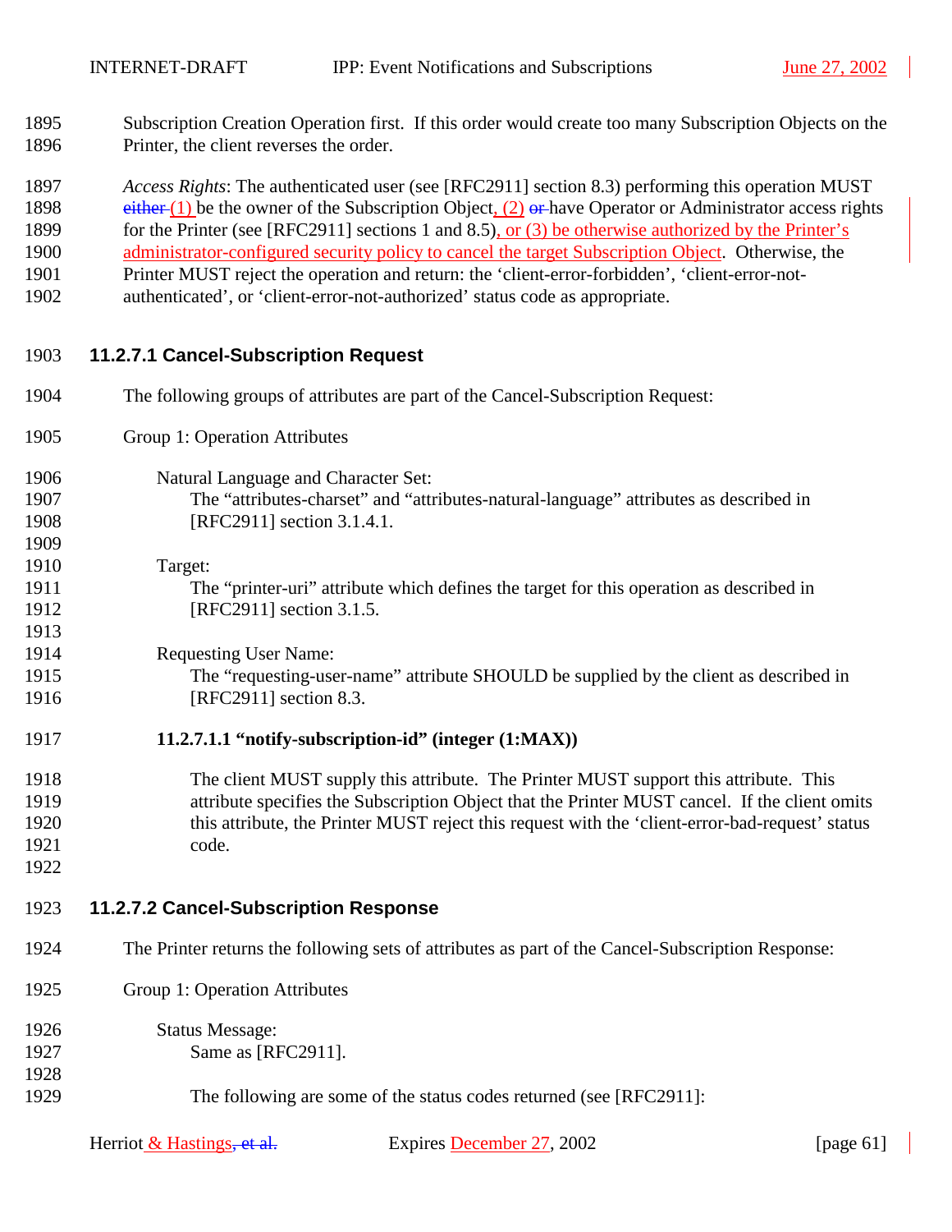Subscription Creation Operation first. If this order would create too many Subscription Objects on the Printer, the client reverses the order.

*Access Rights*: The authenticated user (see [RFC2911] section 8.3) performing this operation MUST ~~either~~ (1) be the owner of the Subscription Object, (2) ~~or~~ have Operator or Administrator access rights for the Printer (see [RFC2911] sections 1 and 8.5), or (3) be otherwise authorized by the Printer's administrator-configured security policy to cancel the target Subscription Object. Otherwise, the Printer MUST reject the operation and return: the 'client-error-forbidden', 'client-error-not-authenticated', or 'client-error-not-authorized' status code as appropriate.

### 11.2.7.1 Cancel-Subscription Request

The following groups of attributes are part of the Cancel-Subscription Request:

Group 1: Operation Attributes

Natural Language and Character Set:
The "attributes-charset" and "attributes-natural-language" attributes as described in [RFC2911] section 3.1.4.1.

Target:
The "printer-uri" attribute which defines the target for this operation as described in [RFC2911] section 3.1.5.

Requesting User Name:
The "requesting-user-name" attribute SHOULD be supplied by the client as described in [RFC2911] section 8.3.

#### 11.2.7.1.1 "notify-subscription-id" (integer (1:MAX))

The client MUST supply this attribute. The Printer MUST support this attribute. This attribute specifies the Subscription Object that the Printer MUST cancel. If the client omits this attribute, the Printer MUST reject this request with the 'client-error-bad-request' status code.

### 11.2.7.2 Cancel-Subscription Response

The Printer returns the following sets of attributes as part of the Cancel-Subscription Response:

Group 1: Operation Attributes

Status Message:
Same as [RFC2911].

The following are some of the status codes returned (see [RFC2911]: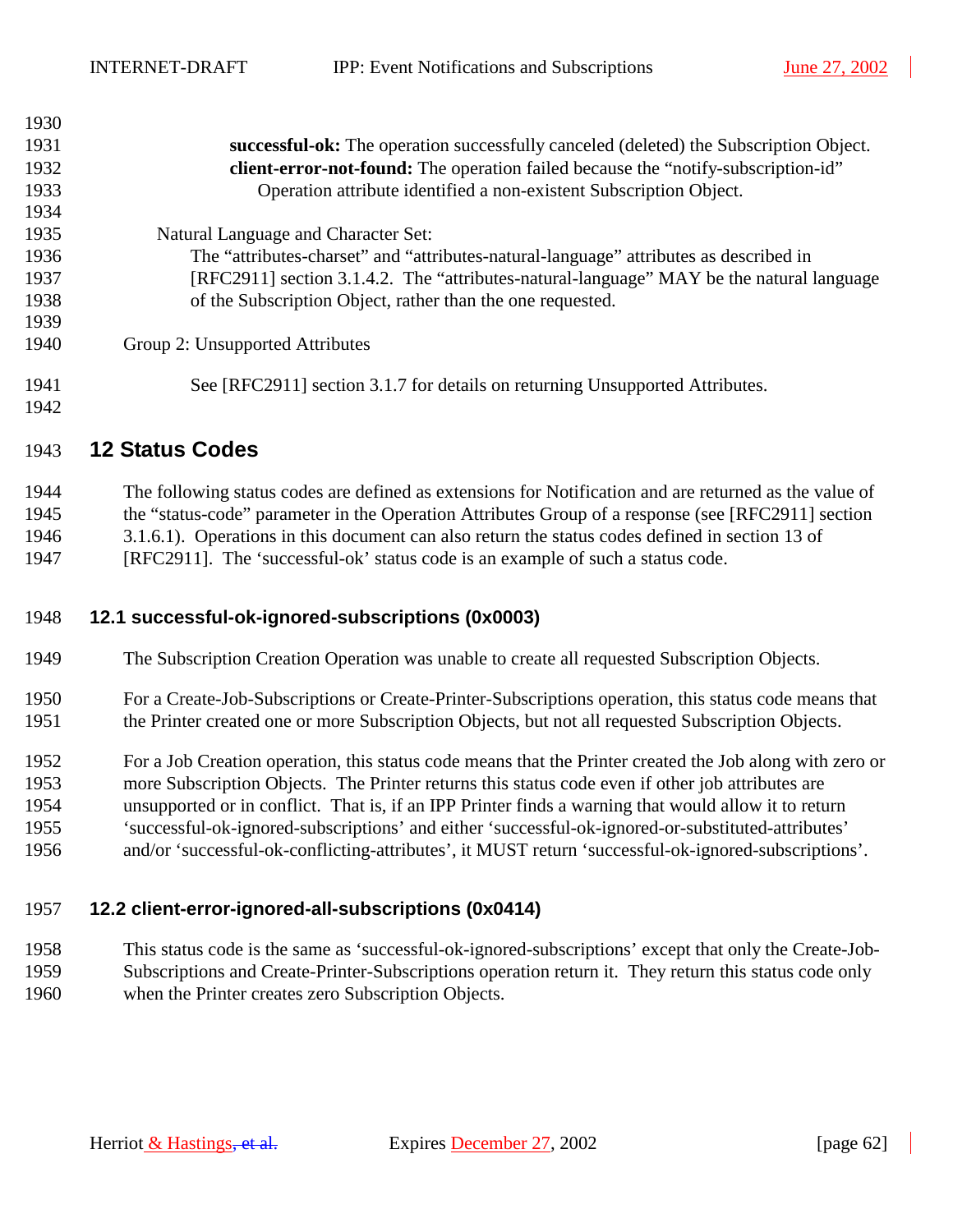**successful-ok:** The operation successfully canceled (deleted) the Subscription Object.
**client-error-not-found:** The operation failed because the "notify-subscription-id" Operation attribute identified a non-existent Subscription Object.

Natural Language and Character Set:
The "attributes-charset" and "attributes-natural-language" attributes as described in [RFC2911] section 3.1.4.2. The "attributes-natural-language" MAY be the natural language of the Subscription Object, rather than the one requested.

Group 2: Unsupported Attributes

See [RFC2911] section 3.1.7 for details on returning Unsupported Attributes.

# 12 Status Codes

The following status codes are defined as extensions for Notification and are returned as the value of the "status-code" parameter in the Operation Attributes Group of a response (see [RFC2911] section 3.1.6.1). Operations in this document can also return the status codes defined in section 13 of [RFC2911]. The 'successful-ok' status code is an example of such a status code.

## 12.1 successful-ok-ignored-subscriptions (0x0003)

The Subscription Creation Operation was unable to create all requested Subscription Objects.

For a Create-Job-Subscriptions or Create-Printer-Subscriptions operation, this status code means that the Printer created one or more Subscription Objects, but not all requested Subscription Objects.

For a Job Creation operation, this status code means that the Printer created the Job along with zero or more Subscription Objects. The Printer returns this status code even if other job attributes are unsupported or in conflict. That is, if an IPP Printer finds a warning that would allow it to return 'successful-ok-ignored-subscriptions' and either 'successful-ok-ignored-or-substituted-attributes' and/or 'successful-ok-conflicting-attributes', it MUST return 'successful-ok-ignored-subscriptions'.

## 12.2 client-error-ignored-all-subscriptions (0x0414)

This status code is the same as 'successful-ok-ignored-subscriptions' except that only the Create-Job-Subscriptions and Create-Printer-Subscriptions operation return it. They return this status code only when the Printer creates zero Subscription Objects.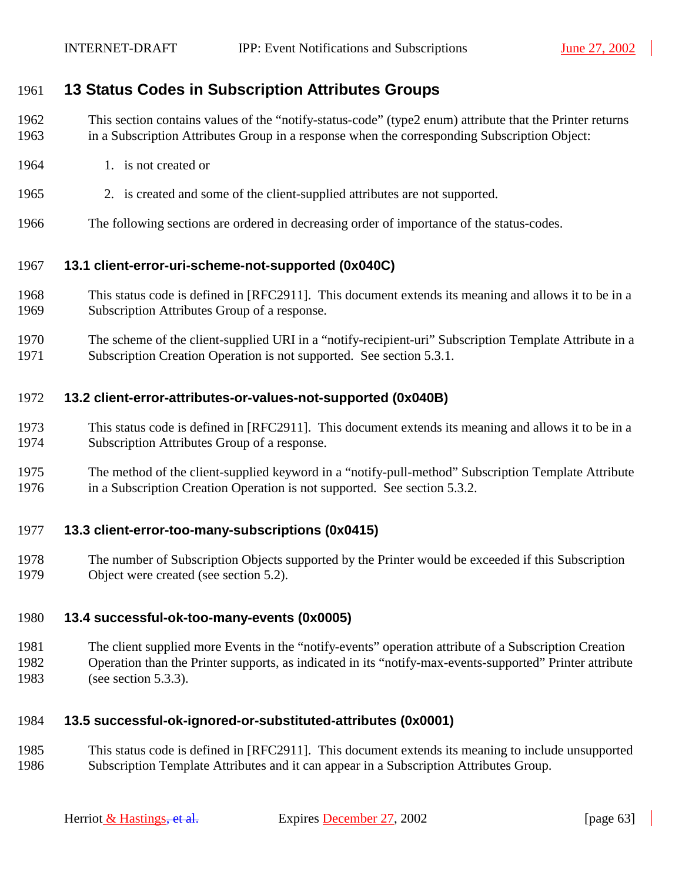# 13 Status Codes in Subscription Attributes Groups

This section contains values of the "notify-status-code" (type2 enum) attribute that the Printer returns in a Subscription Attributes Group in a response when the corresponding Subscription Object:

1. is not created or
2. is created and some of the client-supplied attributes are not supported.

The following sections are ordered in decreasing order of importance of the status-codes.

## 13.1 client-error-uri-scheme-not-supported (0x040C)

This status code is defined in [RFC2911]. This document extends its meaning and allows it to be in a Subscription Attributes Group of a response.

The scheme of the client-supplied URI in a "notify-recipient-uri" Subscription Template Attribute in a Subscription Creation Operation is not supported. See section 5.3.1.

## 13.2 client-error-attributes-or-values-not-supported (0x040B)

This status code is defined in [RFC2911]. This document extends its meaning and allows it to be in a Subscription Attributes Group of a response.

The method of the client-supplied keyword in a "notify-pull-method" Subscription Template Attribute in a Subscription Creation Operation is not supported. See section 5.3.2.

## 13.3 client-error-too-many-subscriptions (0x0415)

The number of Subscription Objects supported by the Printer would be exceeded if this Subscription Object were created (see section 5.2).

## 13.4 successful-ok-too-many-events (0x0005)

The client supplied more Events in the "notify-events" operation attribute of a Subscription Creation Operation than the Printer supports, as indicated in its "notify-max-events-supported" Printer attribute (see section 5.3.3).

## 13.5 successful-ok-ignored-or-substituted-attributes (0x0001)

This status code is defined in [RFC2911]. This document extends its meaning to include unsupported Subscription Template Attributes and it can appear in a Subscription Attributes Group.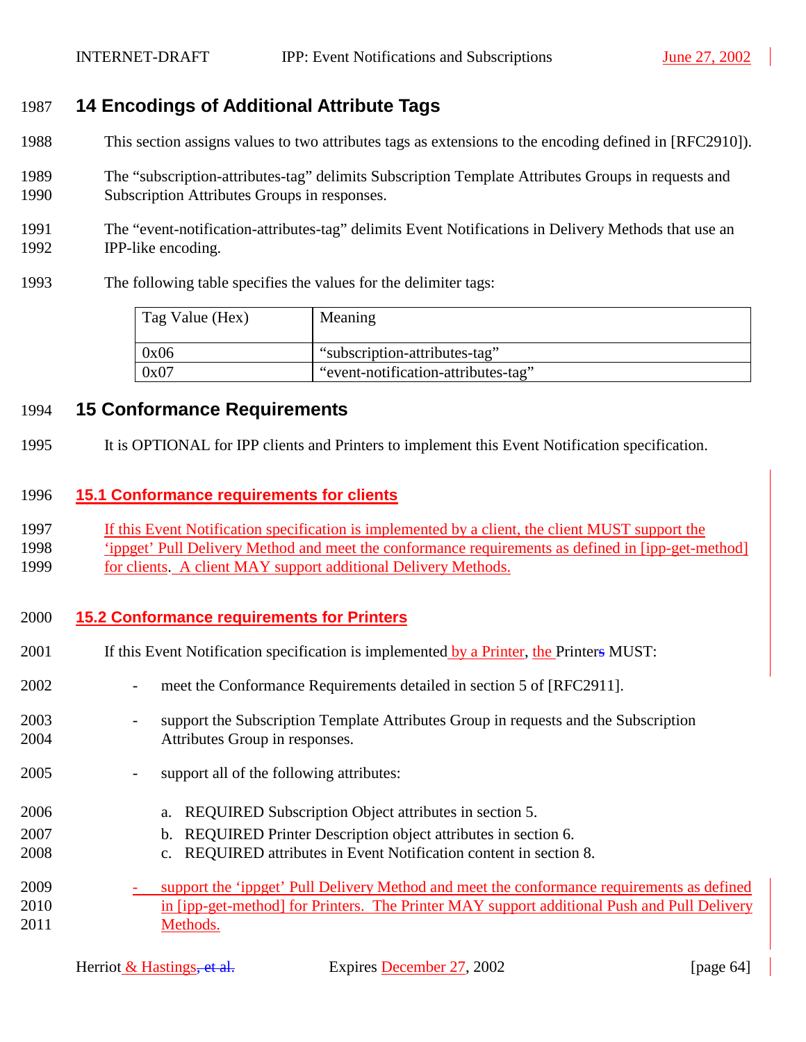# 14 Encodings of Additional Attribute Tags

This section assigns values to two attributes tags as extensions to the encoding defined in [RFC2910]).

The "subscription-attributes-tag" delimits Subscription Template Attributes Groups in requests and Subscription Attributes Groups in responses.

The "event-notification-attributes-tag" delimits Event Notifications in Delivery Methods that use an IPP-like encoding.

The following table specifies the values for the delimiter tags:

| Tag Value (Hex) | Meaning |
|---|---|
| 0x06 | "subscription-attributes-tag" |
| 0x07 | "event-notification-attributes-tag" |

# 15 Conformance Requirements

It is OPTIONAL for IPP clients and Printers to implement this Event Notification specification.

## 15.1 Conformance requirements for clients

If this Event Notification specification is implemented by a client, the client MUST support the 'ippget' Pull Delivery Method and meet the conformance requirements as defined in [ipp-get-method] for clients. A client MAY support additional Delivery Methods.

## 15.2 Conformance requirements for Printers

If this Event Notification specification is implemented by a Printer, the Printer MUST:

- meet the Conformance Requirements detailed in section 5 of [RFC2911].
- support the Subscription Template Attributes Group in requests and the Subscription Attributes Group in responses.
- support all of the following attributes:
  a. REQUIRED Subscription Object attributes in section 5.
  b. REQUIRED Printer Description object attributes in section 6.
  c. REQUIRED attributes in Event Notification content in section 8.
- support the 'ippget' Pull Delivery Method and meet the conformance requirements as defined in [ipp-get-method] for Printers. The Printer MAY support additional Push and Pull Delivery Methods.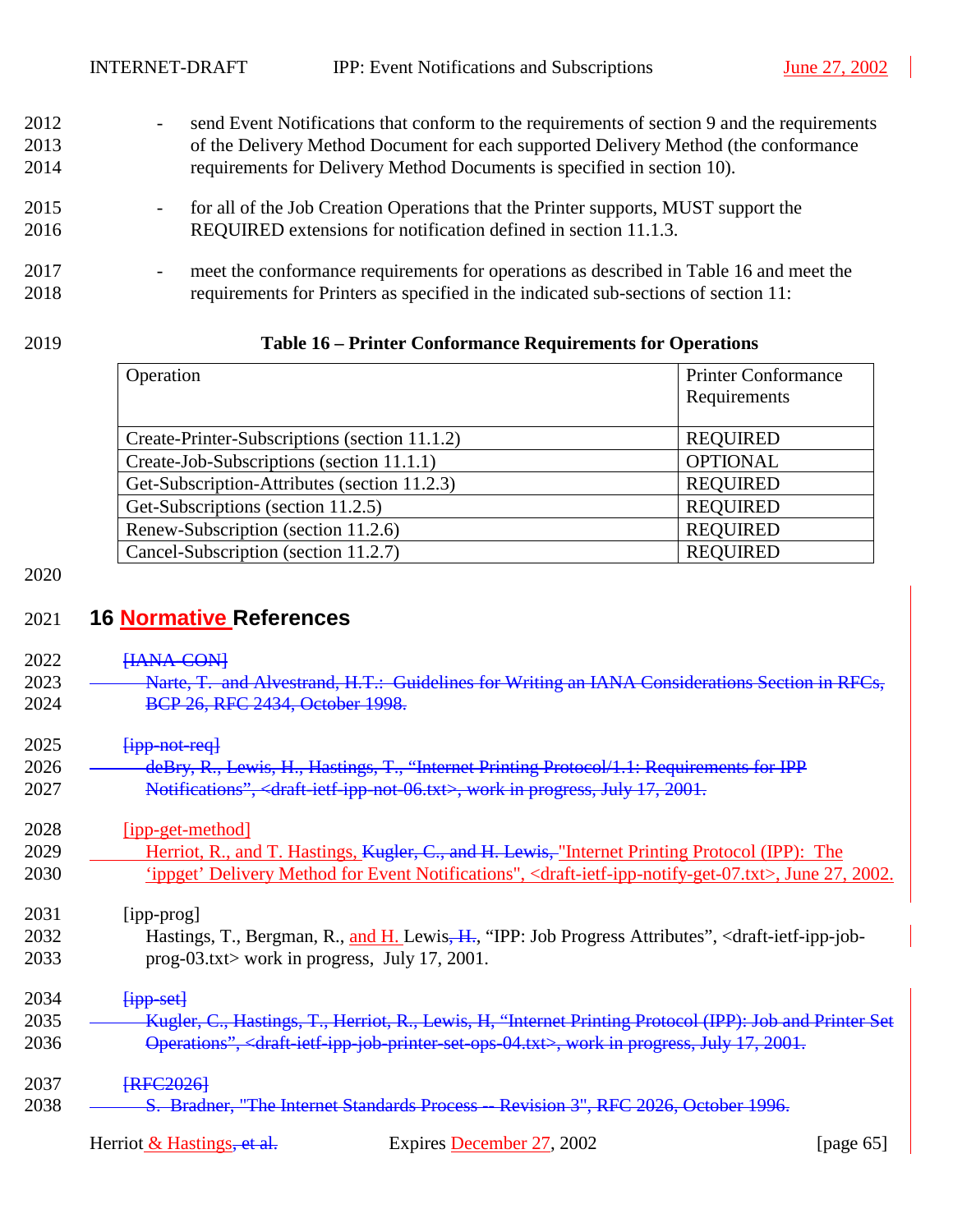- send Event Notifications that conform to the requirements of section 9 and the requirements of the Delivery Method Document for each supported Delivery Method (the conformance requirements for Delivery Method Documents is specified in section 10).

- for all of the Job Creation Operations that the Printer supports, MUST support the REQUIRED extensions for notification defined in section 11.1.3.

- meet the conformance requirements for operations as described in Table 16 and meet the requirements for Printers as specified in the indicated sub-sections of section 11:

**Table 16 – Printer Conformance Requirements for Operations**

| Operation | Printer Conformance Requirements |
|---|---|
| Create-Printer-Subscriptions (section 11.1.2) | REQUIRED |
| Create-Job-Subscriptions (section 11.1.1) | OPTIONAL |
| Get-Subscription-Attributes (section 11.2.3) | REQUIRED |
| Get-Subscriptions (section 11.2.5) | REQUIRED |
| Renew-Subscription (section 11.2.6) | REQUIRED |
| Cancel-Subscription (section 11.2.7) | REQUIRED |

# 16 Normative References

~~[IANA-CON]~~
~~Narte, T. and Alvestrand, H.T.: Guidelines for Writing an IANA Considerations Section in RFCs, BCP 26, RFC 2434, October 1998.~~

~~[ipp-not-req]~~
~~deBry, R., Lewis, H., Hastings, T., "Internet Printing Protocol/1.1: Requirements for IPP Notifications", <draft-ietf-ipp-not-06.txt>, work in progress, July 17, 2001.~~

[ipp-get-method]
Herriot, R., and T. Hastings, ~~Kugler, C., and H. Lewis,~~ "Internet Printing Protocol (IPP): The 'ippget' Delivery Method for Event Notifications", <draft-ietf-ipp-notify-get-07.txt>, June 27, 2002.

[ipp-prog]
Hastings, T., Bergman, R., and H. Lewis~~, H.~~, "IPP: Job Progress Attributes", <draft-ietf-ipp-job-prog-03.txt> work in progress, July 17, 2001.

~~[ipp-set]~~
~~Kugler, C., Hastings, T., Herriot, R., Lewis, H, "Internet Printing Protocol (IPP): Job and Printer Set Operations", <draft-ietf-ipp-job-printer-set-ops-04.txt>, work in progress, July 17, 2001.~~

~~[RFC2026]~~
~~S. Bradner, "The Internet Standards Process -- Revision 3", RFC 2026, October 1996.~~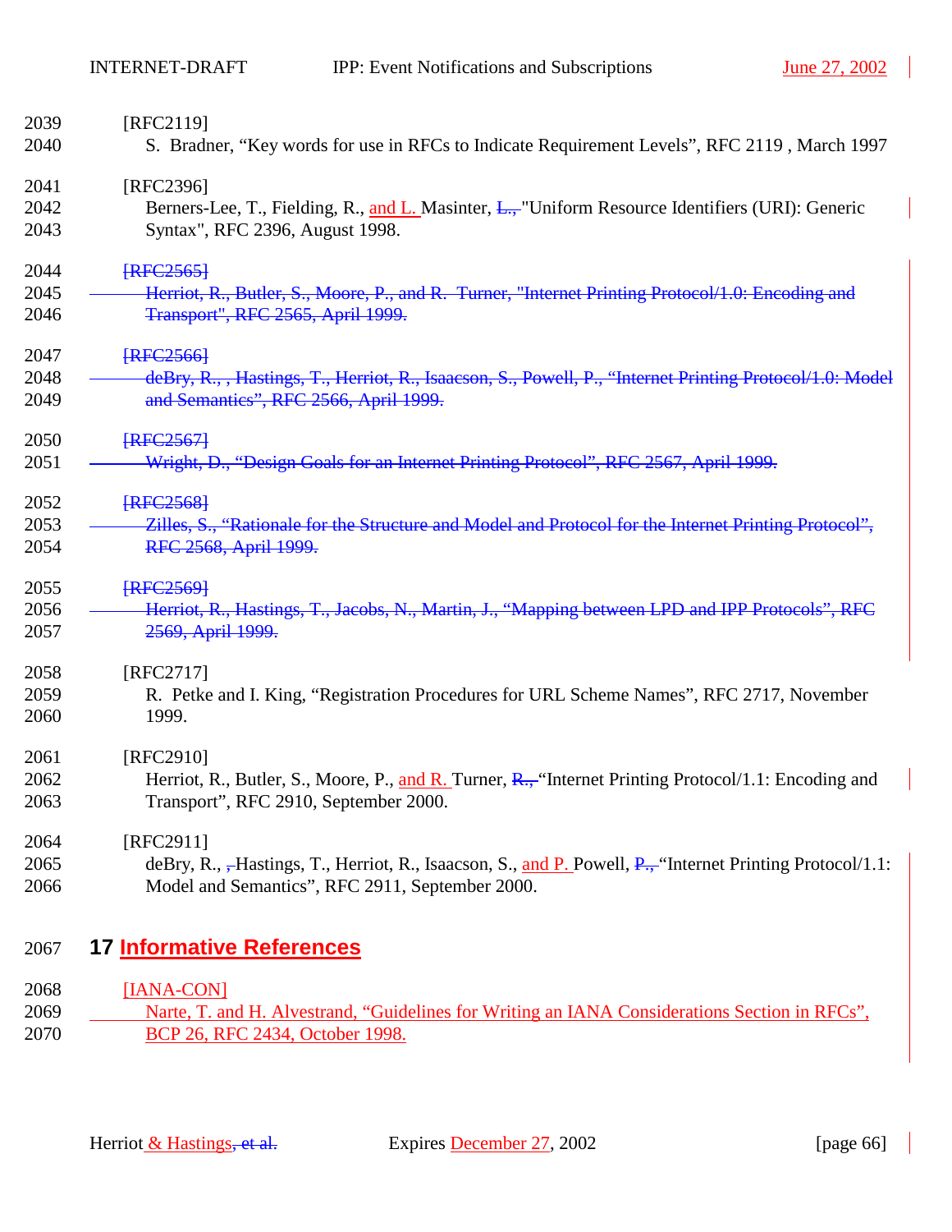[RFC2119]

S. Bradner, “Key words for use in RFCs to Indicate Requirement Levels”, RFC 2119 , March 1997

[RFC2396]

Berners-Lee, T., Fielding, R., and L. Masinter, ~~L.,~~ "Uniform Resource Identifiers (URI): Generic Syntax", RFC 2396, August 1998.

~~[RFC2565]~~

~~Herriot, R., Butler, S., Moore, P., and R. Turner, "Internet Printing Protocol/1.0: Encoding and Transport", RFC 2565, April 1999.~~

~~[RFC2566]~~

~~deBry, R., , Hastings, T., Herriot, R., Isaacson, S., Powell, P., “Internet Printing Protocol/1.0: Model and Semantics”, RFC 2566, April 1999.~~

~~[RFC2567]~~

~~Wright, D., “Design Goals for an Internet Printing Protocol”, RFC 2567, April 1999.~~

~~[RFC2568]~~

~~Zilles, S., “Rationale for the Structure and Model and Protocol for the Internet Printing Protocol”, RFC 2568, April 1999.~~

~~[RFC2569]~~

~~Herriot, R., Hastings, T., Jacobs, N., Martin, J., “Mapping between LPD and IPP Protocols”, RFC 2569, April 1999.~~

[RFC2717]

R. Petke and I. King, “Registration Procedures for URL Scheme Names”, RFC 2717, November 1999.

[RFC2910]

Herriot, R., Butler, S., Moore, P., and R. Turner, ~~R.,~~ “Internet Printing Protocol/1.1: Encoding and Transport”, RFC 2910, September 2000.

[RFC2911]

deBry, R., ~~,~~ Hastings, T., Herriot, R., Isaacson, S., and P. Powell, ~~P.,~~ “Internet Printing Protocol/1.1: Model and Semantics”, RFC 2911, September 2000.

# 17 Informative References

[IANA-CON]

Narte, T. and H. Alvestrand, “Guidelines for Writing an IANA Considerations Section in RFCs”, BCP 26, RFC 2434, October 1998.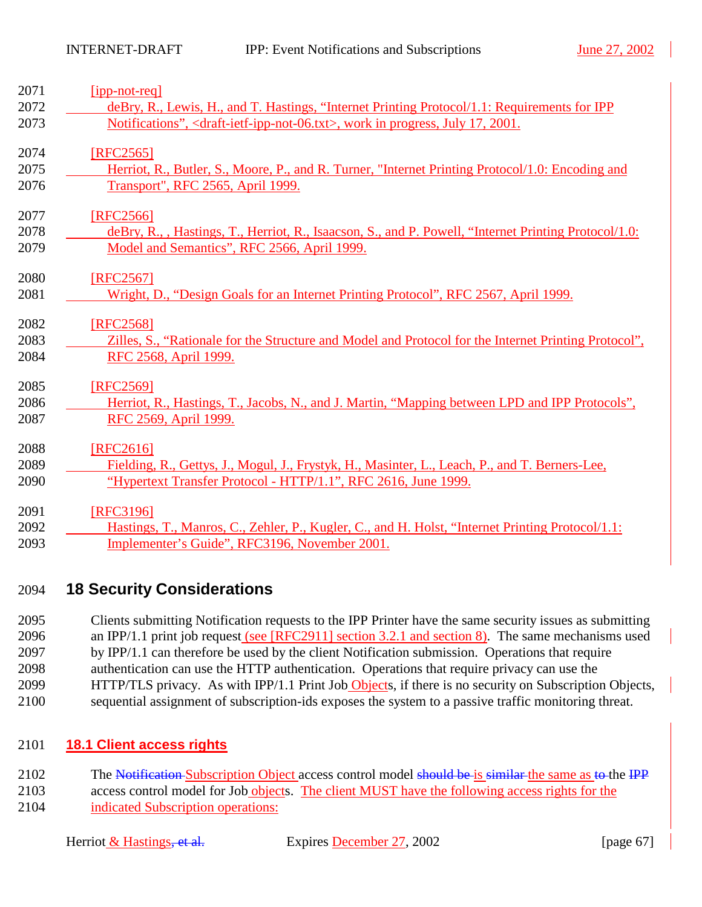[ipp-not-req]
deBry, R., Lewis, H., and T. Hastings, “Internet Printing Protocol/1.1: Requirements for IPP Notifications”, <draft-ietf-ipp-not-06.txt>, work in progress, July 17, 2001.

[RFC2565]
Herriot, R., Butler, S., Moore, P., and R. Turner, "Internet Printing Protocol/1.0: Encoding and Transport", RFC 2565, April 1999.

[RFC2566]
deBry, R., , Hastings, T., Herriot, R., Isaacson, S., and P. Powell, “Internet Printing Protocol/1.0: Model and Semantics”, RFC 2566, April 1999.

[RFC2567]
Wright, D., “Design Goals for an Internet Printing Protocol”, RFC 2567, April 1999.

[RFC2568]
Zilles, S., “Rationale for the Structure and Model and Protocol for the Internet Printing Protocol”, RFC 2568, April 1999.

[RFC2569]
Herriot, R., Hastings, T., Jacobs, N., and J. Martin, “Mapping between LPD and IPP Protocols”, RFC 2569, April 1999.

[RFC2616]
Fielding, R., Gettys, J., Mogul, J., Frystyk, H., Masinter, L., Leach, P., and T. Berners-Lee, “Hypertext Transfer Protocol - HTTP/1.1”, RFC 2616, June 1999.

[RFC3196]
Hastings, T., Manros, C., Zehler, P., Kugler, C., and H. Holst, “Internet Printing Protocol/1.1: Implementer’s Guide”, RFC3196, November 2001.

# 18 Security Considerations

Clients submitting Notification requests to the IPP Printer have the same security issues as submitting an IPP/1.1 print job request (see [RFC2911] section 3.2.1 and section 8). The same mechanisms used by IPP/1.1 can therefore be used by the client Notification submission. Operations that require authentication can use the HTTP authentication. Operations that require privacy can use the HTTP/TLS privacy. As with IPP/1.1 Print Job Objects, if there is no security on Subscription Objects, sequential assignment of subscription-ids exposes the system to a passive traffic monitoring threat.

## 18.1 Client access rights

The ~~Notification~~ Subscription Object access control model ~~should be~~ is ~~similar~~ the same as ~~to~~ the ~~IPP~~ access control model for Job objects. The client MUST have the following access rights for the indicated Subscription operations: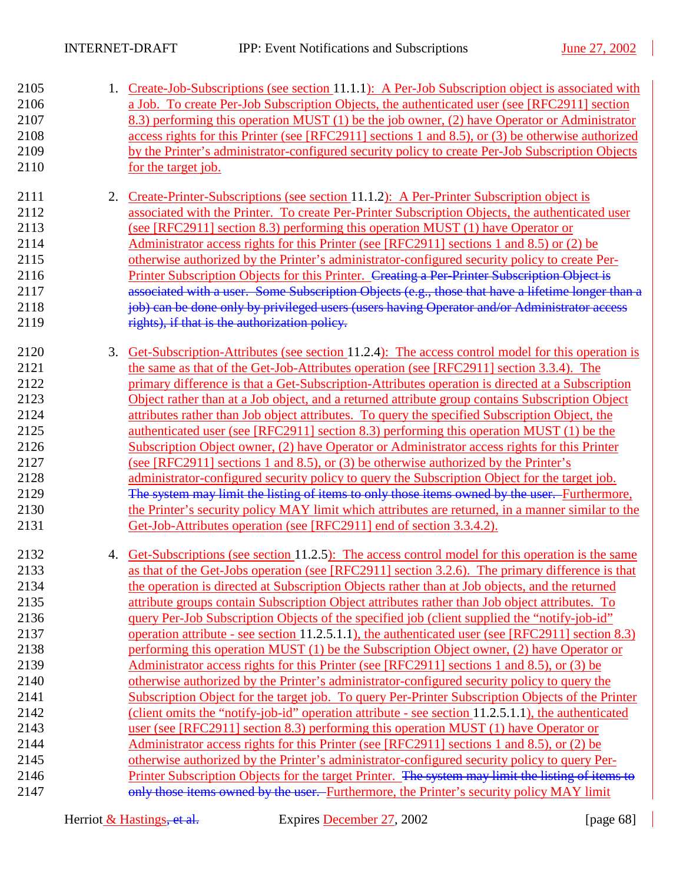1. Create-Job-Subscriptions (see section 11.1.1): A Per-Job Subscription object is associated with a Job. To create Per-Job Subscription Objects, the authenticated user (see [RFC2911] section 8.3) performing this operation MUST (1) be the job owner, (2) have Operator or Administrator access rights for this Printer (see [RFC2911] sections 1 and 8.5), or (3) be otherwise authorized by the Printer's administrator-configured security policy to create Per-Job Subscription Objects for the target job.

2. Create-Printer-Subscriptions (see section 11.1.2): A Per-Printer Subscription object is associated with the Printer. To create Per-Printer Subscription Objects, the authenticated user (see [RFC2911] section 8.3) performing this operation MUST (1) have Operator or Administrator access rights for this Printer (see [RFC2911] sections 1 and 8.5) or (2) be otherwise authorized by the Printer's administrator-configured security policy to create Per-Printer Subscription Objects for this Printer. ~~Creating a Per-Printer Subscription Object is associated with a user. Some Subscription Objects (e.g., those that have a lifetime longer than a job) can be done only by privileged users (users having Operator and/or Administrator access rights), if that is the authorization policy.~~

3. Get-Subscription-Attributes (see section 11.2.4): The access control model for this operation is the same as that of the Get-Job-Attributes operation (see [RFC2911] section 3.3.4). The primary difference is that a Get-Subscription-Attributes operation is directed at a Subscription Object rather than at a Job object, and a returned attribute group contains Subscription Object attributes rather than Job object attributes. To query the specified Subscription Object, the authenticated user (see [RFC2911] section 8.3) performing this operation MUST (1) be the Subscription Object owner, (2) have Operator or Administrator access rights for this Printer (see [RFC2911] sections 1 and 8.5), or (3) be otherwise authorized by the Printer's administrator-configured security policy to query the Subscription Object for the target job. ~~The system may limit the listing of items to only those items owned by the user.~~ Furthermore, the Printer's security policy MAY limit which attributes are returned, in a manner similar to the Get-Job-Attributes operation (see [RFC2911] end of section 3.3.4.2).

4. Get-Subscriptions (see section 11.2.5): The access control model for this operation is the same as that of the Get-Jobs operation (see [RFC2911] section 3.2.6). The primary difference is that the operation is directed at Subscription Objects rather than at Job objects, and the returned attribute groups contain Subscription Object attributes rather than Job object attributes. To query Per-Job Subscription Objects of the specified job (client supplied the "notify-job-id" operation attribute - see section 11.2.5.1.1), the authenticated user (see [RFC2911] section 8.3) performing this operation MUST (1) be the Subscription Object owner, (2) have Operator or Administrator access rights for this Printer (see [RFC2911] sections 1 and 8.5), or (3) be otherwise authorized by the Printer's administrator-configured security policy to query the Subscription Object for the target job. To query Per-Printer Subscription Objects of the Printer (client omits the "notify-job-id" operation attribute - see section 11.2.5.1.1), the authenticated user (see [RFC2911] section 8.3) performing this operation MUST (1) have Operator or Administrator access rights for this Printer (see [RFC2911] sections 1 and 8.5), or (2) be otherwise authorized by the Printer's administrator-configured security policy to query Per-Printer Subscription Objects for the target Printer. ~~The system may limit the listing of items to only those items owned by the user.~~ Furthermore, the Printer's security policy MAY limit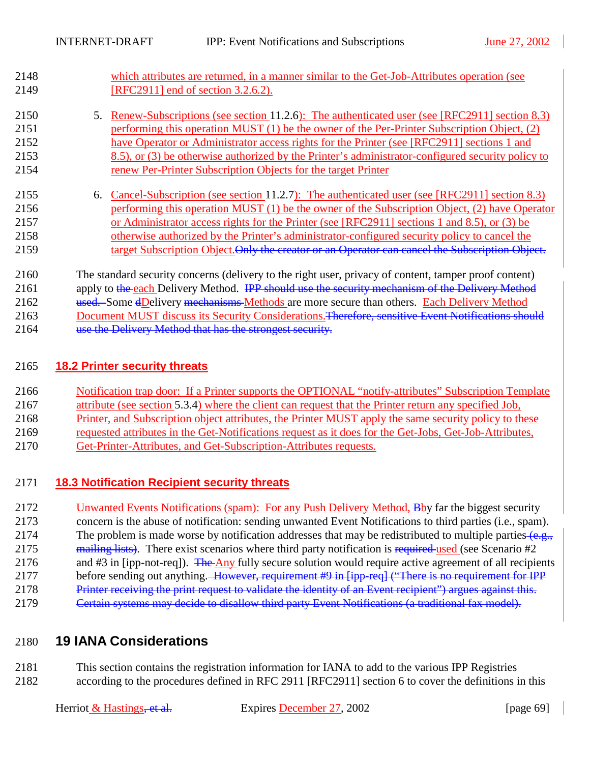which attributes are returned, in a manner similar to the Get-Job-Attributes operation (see [RFC2911] end of section 3.2.6.2).

5. Renew-Subscriptions (see section 11.2.6): The authenticated user (see [RFC2911] section 8.3) performing this operation MUST (1) be the owner of the Per-Printer Subscription Object, (2) have Operator or Administrator access rights for the Printer (see [RFC2911] sections 1 and 8.5), or (3) be otherwise authorized by the Printer's administrator-configured security policy to renew Per-Printer Subscription Objects for the target Printer

6. Cancel-Subscription (see section 11.2.7): The authenticated user (see [RFC2911] section 8.3) performing this operation MUST (1) be the owner of the Subscription Object, (2) have Operator or Administrator access rights for the Printer (see [RFC2911] sections 1 and 8.5), or (3) be otherwise authorized by the Printer's administrator-configured security policy to cancel the target Subscription Object.~~Only the creator or an Operator can cancel the Subscription Object.~~

The standard security concerns (delivery to the right user, privacy of content, tamper proof content) apply to ~~the~~ each Delivery Method. ~~IPP should use the security mechanism of the Delivery Method used.~~ Some ~~d~~Delivery ~~mechanisms~~ Methods are more secure than others. Each Delivery Method Document MUST discuss its Security Considerations.~~Therefore, sensitive Event Notifications should use the Delivery Method that has the strongest security.~~

## 18.2 Printer security threats

Notification trap door: If a Printer supports the OPTIONAL "notify-attributes" Subscription Template attribute (see section 5.3.4) where the client can request that the Printer return any specified Job, Printer, and Subscription object attributes, the Printer MUST apply the same security policy to these requested attributes in the Get-Notifications request as it does for the Get-Jobs, Get-Job-Attributes, Get-Printer-Attributes, and Get-Subscription-Attributes requests.

## 18.3 Notification Recipient security threats

Unwanted Events Notifications (spam): For any Push Delivery Method, ~~B~~by far the biggest security concern is the abuse of notification: sending unwanted Event Notifications to third parties (i.e., spam). The problem is made worse by notification addresses that may be redistributed to multiple parties~~ (e.g., mailing lists)~~. There exist scenarios where third party notification is ~~required~~ used (see Scenario #2 and #3 in [ipp-not-req]). ~~The~~ Any fully secure solution would require active agreement of all recipients before sending out anything.~~ However, requirement #9 in [ipp-req] ("There is no requirement for IPP Printer receiving the print request to validate the identity of an Event recipient") argues against this. Certain systems may decide to disallow third party Event Notifications (a traditional fax model).~~

# 19 IANA Considerations

This section contains the registration information for IANA to add to the various IPP Registries according to the procedures defined in RFC 2911 [RFC2911] section 6 to cover the definitions in this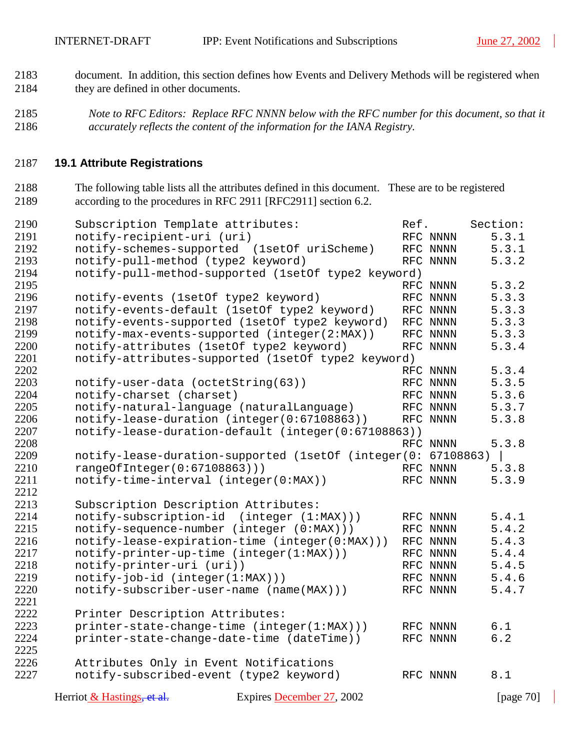document. In addition, this section defines how Events and Delivery Methods will be registered when they are defined in other documents.

*Note to RFC Editors: Replace RFC NNNN below with the RFC number for this document, so that it accurately reflects the content of the information for the IANA Registry.*

### 19.1 Attribute Registrations

The following table lists all the attributes defined in this document. These are to be registered according to the procedures in RFC 2911 [RFC2911] section 6.2.

```
Subscription Template attributes:                  Ref.      Section:
notify-recipient-uri (uri)                         RFC NNNN     5.3.1
notify-schemes-supported  (1setOf uriScheme)       RFC NNNN     5.3.1
notify-pull-method (type2 keyword)                 RFC NNNN     5.3.2
notify-pull-method-supported (1setOf type2 keyword)
                                                   RFC NNNN     5.3.2
notify-events (1setOf type2 keyword)               RFC NNNN     5.3.3
notify-events-default (1setOf type2 keyword)       RFC NNNN     5.3.3
notify-events-supported (1setOf type2 keyword)     RFC NNNN     5.3.3
notify-max-events-supported (integer(2:MAX))       RFC NNNN     5.3.3
notify-attributes (1setOf type2 keyword)           RFC NNNN     5.3.4
notify-attributes-supported (1setOf type2 keyword)
                                                   RFC NNNN     5.3.4
notify-user-data (octetString(63))                 RFC NNNN     5.3.5
notify-charset (charset)                           RFC NNNN     5.3.6
notify-natural-language (naturalLanguage)          RFC NNNN     5.3.7
notify-lease-duration (integer(0:67108863))        RFC NNNN     5.3.8
notify-lease-duration-default (integer(0:67108863))
                                                   RFC NNNN     5.3.8
notify-lease-duration-supported (1setOf (integer(0: 67108863) |
rangeOfInteger(0:67108863)))                       RFC NNNN     5.3.8
notify-time-interval (integer(0:MAX))              RFC NNNN     5.3.9

Subscription Description Attributes:
notify-subscription-id  (integer (1:MAX)))         RFC NNNN     5.4.1
notify-sequence-number (integer (0:MAX)))          RFC NNNN     5.4.2
notify-lease-expiration-time (integer(0:MAX)))     RFC NNNN     5.4.3
notify-printer-up-time (integer(1:MAX)))           RFC NNNN     5.4.4
notify-printer-uri (uri))                          RFC NNNN     5.4.5
notify-job-id (integer(1:MAX)))                    RFC NNNN     5.4.6
notify-subscriber-user-name (name(MAX)))           RFC NNNN     5.4.7

Printer Description Attributes:
printer-state-change-time (integer(1:MAX)))        RFC NNNN     6.1
printer-state-change-date-time (dateTime))         RFC NNNN     6.2

Attributes Only in Event Notifications
notify-subscribed-event (type2 keyword)            RFC NNNN     8.1
```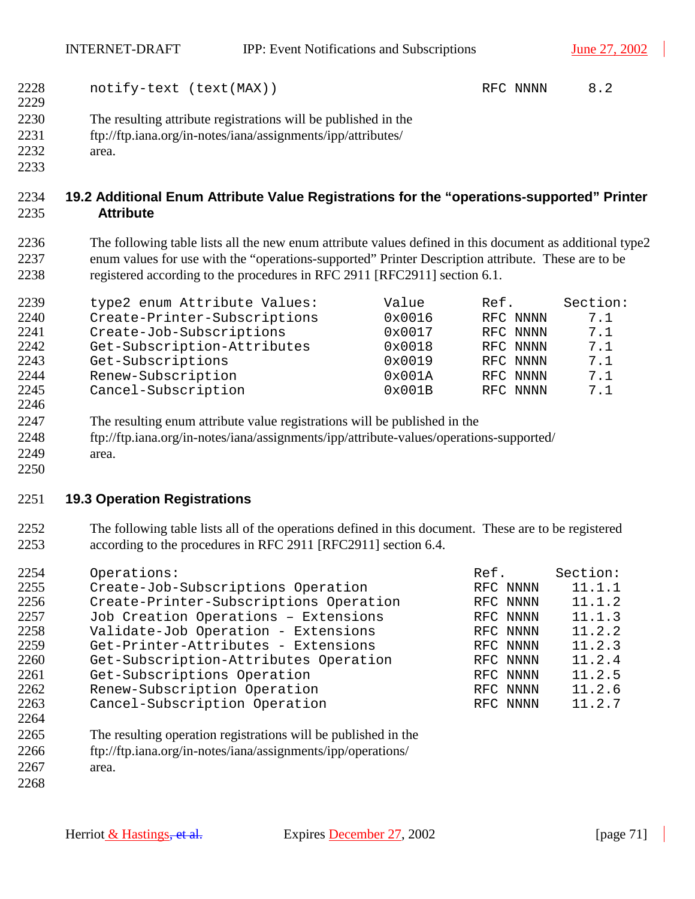| | | |
|---|---|---|
| notify-text (text(MAX)) | RFC NNNN | 8.2 |

The resulting attribute registrations will be published in the ftp://ftp.iana.org/in-notes/iana/assignments/ipp/attributes/ area.

## 19.2 Additional Enum Attribute Value Registrations for the "operations-supported" Printer Attribute

The following table lists all the new enum attribute values defined in this document as additional type2 enum values for use with the "operations-supported" Printer Description attribute. These are to be registered according to the procedures in RFC 2911 [RFC2911] section 6.1.

| type2 enum Attribute Values: | Value | Ref. | Section: |
|---|---|---|---|
| Create-Printer-Subscriptions | 0x0016 | RFC NNNN | 7.1 |
| Create-Job-Subscriptions | 0x0017 | RFC NNNN | 7.1 |
| Get-Subscription-Attributes | 0x0018 | RFC NNNN | 7.1 |
| Get-Subscriptions | 0x0019 | RFC NNNN | 7.1 |
| Renew-Subscription | 0x001A | RFC NNNN | 7.1 |
| Cancel-Subscription | 0x001B | RFC NNNN | 7.1 |

The resulting enum attribute value registrations will be published in the ftp://ftp.iana.org/in-notes/iana/assignments/ipp/attribute-values/operations-supported/ area.

## 19.3 Operation Registrations

The following table lists all of the operations defined in this document. These are to be registered according to the procedures in RFC 2911 [RFC2911] section 6.4.

| Operations: | Ref. | Section: |
|---|---|---|
| Create-Job-Subscriptions Operation | RFC NNNN | 11.1.1 |
| Create-Printer-Subscriptions Operation | RFC NNNN | 11.1.2 |
| Job Creation Operations – Extensions | RFC NNNN | 11.1.3 |
| Validate-Job Operation - Extensions | RFC NNNN | 11.2.2 |
| Get-Printer-Attributes - Extensions | RFC NNNN | 11.2.3 |
| Get-Subscription-Attributes Operation | RFC NNNN | 11.2.4 |
| Get-Subscriptions Operation | RFC NNNN | 11.2.5 |
| Renew-Subscription Operation | RFC NNNN | 11.2.6 |
| Cancel-Subscription Operation | RFC NNNN | 11.2.7 |

The resulting operation registrations will be published in the ftp://ftp.iana.org/in-notes/iana/assignments/ipp/operations/ area.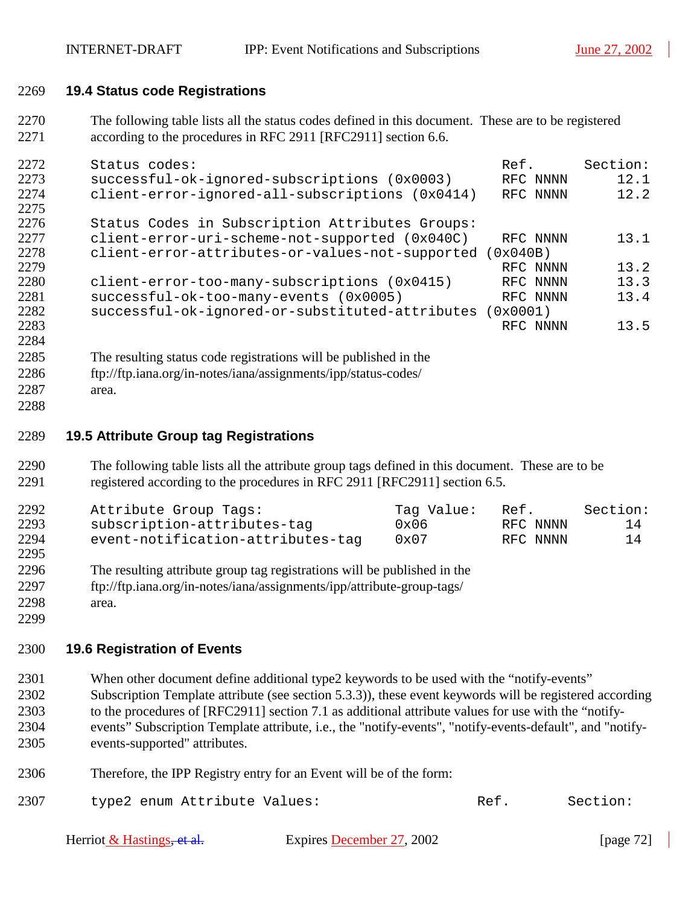## 19.4 Status code Registrations

The following table lists all the status codes defined in this document. These are to be registered according to the procedures in RFC 2911 [RFC2911] section 6.6.

```
Status codes:                                          Ref.       Section:
successful-ok-ignored-subscriptions (0x0003)           RFC NNNN      12.1
client-error-ignored-all-subscriptions (0x0414)        RFC NNNN      12.2

Status Codes in Subscription Attributes Groups:
client-error-uri-scheme-not-supported (0x040C)         RFC NNNN      13.1
client-error-attributes-or-values-not-supported (0x040B)
                                                       RFC NNNN      13.2
client-error-too-many-subscriptions (0x0415)           RFC NNNN      13.3
successful-ok-too-many-events (0x0005)                 RFC NNNN      13.4
successful-ok-ignored-or-substituted-attributes (0x0001)
                                                       RFC NNNN      13.5
```

The resulting status code registrations will be published in the ftp://ftp.iana.org/in-notes/iana/assignments/ipp/status-codes/ area.

## 19.5 Attribute Group tag Registrations

The following table lists all the attribute group tags defined in this document. These are to be registered according to the procedures in RFC 2911 [RFC2911] section 6.5.

```
Attribute Group Tags:               Tag Value:    Ref.       Section:
subscription-attributes-tag         0x06          RFC NNNN      14
event-notification-attributes-tag   0x07          RFC NNNN      14
```

The resulting attribute group tag registrations will be published in the ftp://ftp.iana.org/in-notes/iana/assignments/ipp/attribute-group-tags/ area.

## 19.6 Registration of Events

When other document define additional type2 keywords to be used with the “notify-events” Subscription Template attribute (see section 5.3.3)), these event keywords will be registered according to the procedures of [RFC2911] section 7.1 as additional attribute values for use with the “notify-events” Subscription Template attribute, i.e., the "notify-events", "notify-events-default", and "notify-events-supported" attributes.

Therefore, the IPP Registry entry for an Event will be of the form:

```
type2 enum Attribute Values:                      Ref.       Section:
```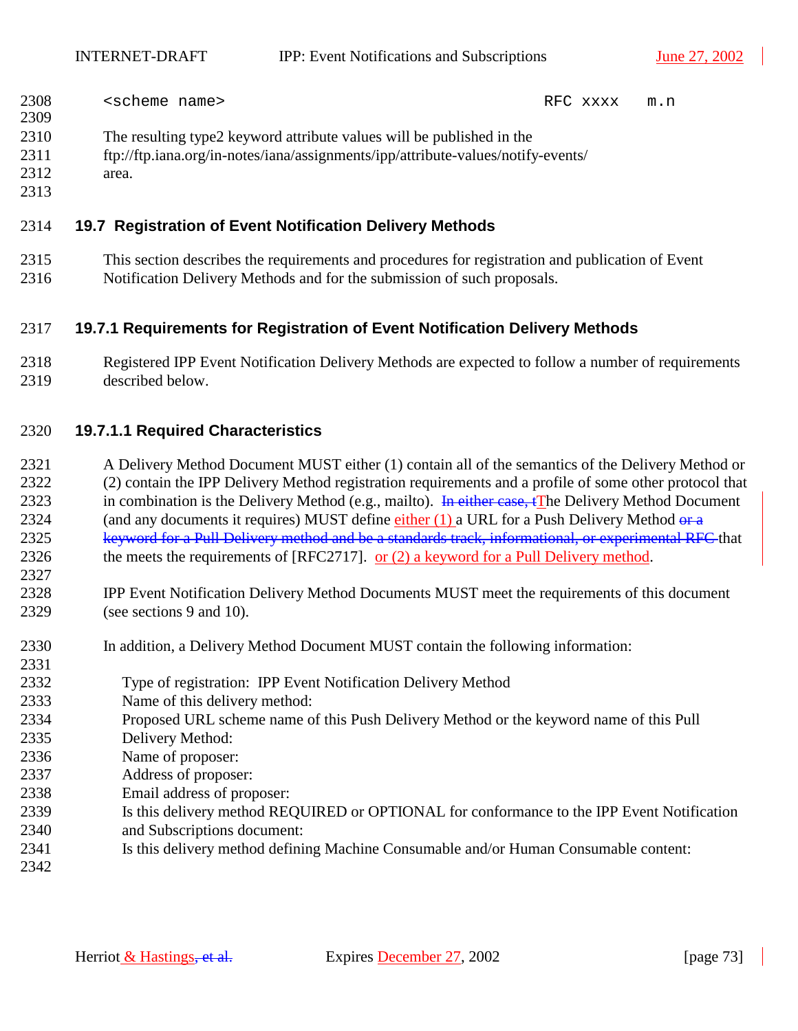```
<scheme name>                                    RFC xxxx   m.n
```

The resulting type2 keyword attribute values will be published in the ftp://ftp.iana.org/in-notes/iana/assignments/ipp/attribute-values/notify-events/ area.

## 19.7 Registration of Event Notification Delivery Methods

This section describes the requirements and procedures for registration and publication of Event Notification Delivery Methods and for the submission of such proposals.

### 19.7.1 Requirements for Registration of Event Notification Delivery Methods

Registered IPP Event Notification Delivery Methods are expected to follow a number of requirements described below.

#### 19.7.1.1 Required Characteristics

A Delivery Method Document MUST either (1) contain all of the semantics of the Delivery Method or (2) contain the IPP Delivery Method registration requirements and a profile of some other protocol that in combination is the Delivery Method (e.g., mailto). ~~In either case, t~~The Delivery Method Document (and any documents it requires) MUST define either (1) a URL for a Push Delivery Method ~~or a keyword for a Pull Delivery method and be a standards track, informational, or experimental RFC~~ that the meets the requirements of [RFC2717]. or (2) a keyword for a Pull Delivery method.

IPP Event Notification Delivery Method Documents MUST meet the requirements of this document (see sections 9 and 10).

In addition, a Delivery Method Document MUST contain the following information:

Type of registration: IPP Event Notification Delivery Method
Name of this delivery method:
Proposed URL scheme name of this Push Delivery Method or the keyword name of this Pull Delivery Method:
Name of proposer:
Address of proposer:
Email address of proposer:
Is this delivery method REQUIRED or OPTIONAL for conformance to the IPP Event Notification and Subscriptions document:
Is this delivery method defining Machine Consumable and/or Human Consumable content: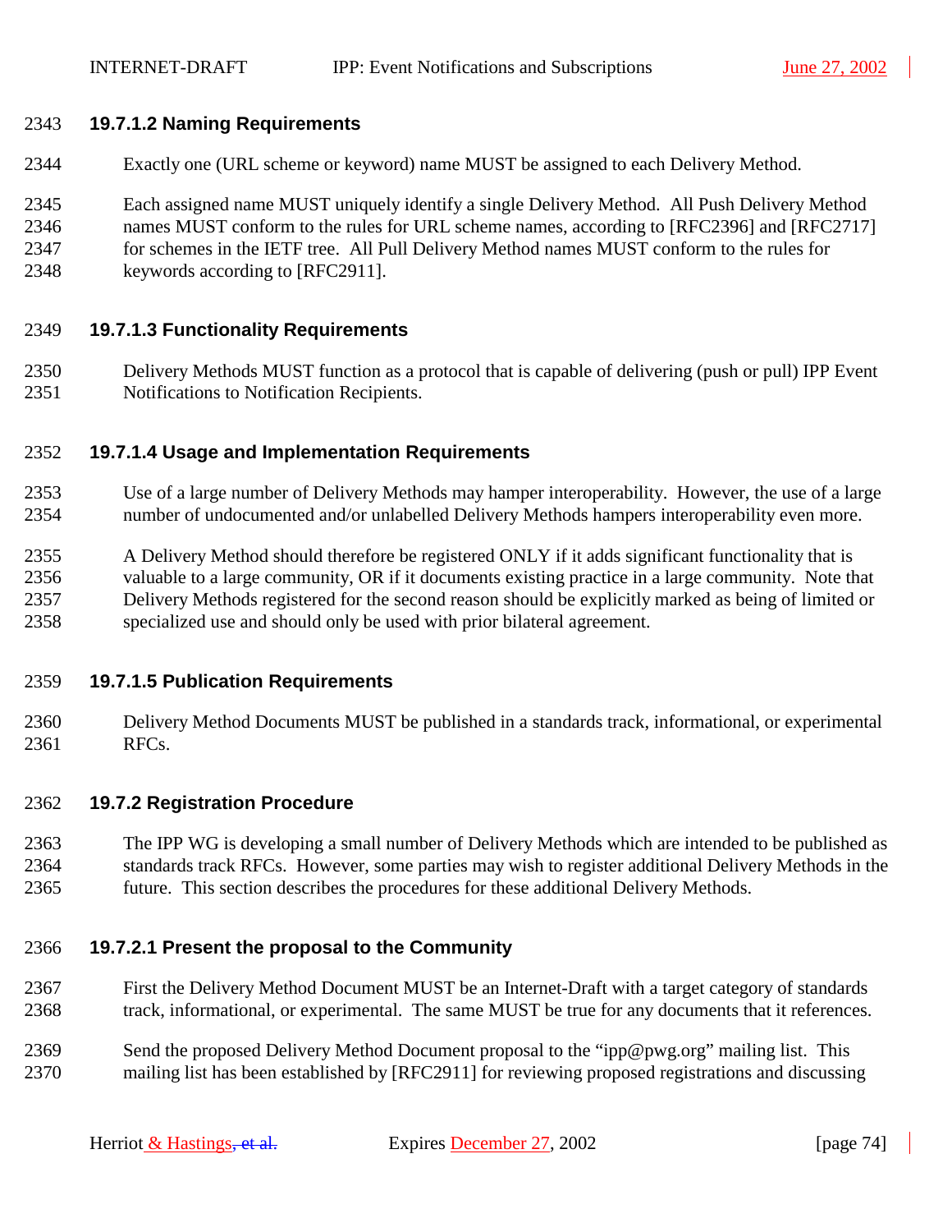#### 19.7.1.2 Naming Requirements

Exactly one (URL scheme or keyword) name MUST be assigned to each Delivery Method.

Each assigned name MUST uniquely identify a single Delivery Method. All Push Delivery Method names MUST conform to the rules for URL scheme names, according to [RFC2396] and [RFC2717] for schemes in the IETF tree. All Pull Delivery Method names MUST conform to the rules for keywords according to [RFC2911].

#### 19.7.1.3 Functionality Requirements

Delivery Methods MUST function as a protocol that is capable of delivering (push or pull) IPP Event Notifications to Notification Recipients.

#### 19.7.1.4 Usage and Implementation Requirements

Use of a large number of Delivery Methods may hamper interoperability. However, the use of a large number of undocumented and/or unlabelled Delivery Methods hampers interoperability even more.

A Delivery Method should therefore be registered ONLY if it adds significant functionality that is valuable to a large community, OR if it documents existing practice in a large community. Note that Delivery Methods registered for the second reason should be explicitly marked as being of limited or specialized use and should only be used with prior bilateral agreement.

#### 19.7.1.5 Publication Requirements

Delivery Method Documents MUST be published in a standards track, informational, or experimental RFCs.

### 19.7.2 Registration Procedure

The IPP WG is developing a small number of Delivery Methods which are intended to be published as standards track RFCs. However, some parties may wish to register additional Delivery Methods in the future. This section describes the procedures for these additional Delivery Methods.

#### 19.7.2.1 Present the proposal to the Community

First the Delivery Method Document MUST be an Internet-Draft with a target category of standards track, informational, or experimental. The same MUST be true for any documents that it references.

Send the proposed Delivery Method Document proposal to the "ipp@pwg.org" mailing list. This mailing list has been established by [RFC2911] for reviewing proposed registrations and discussing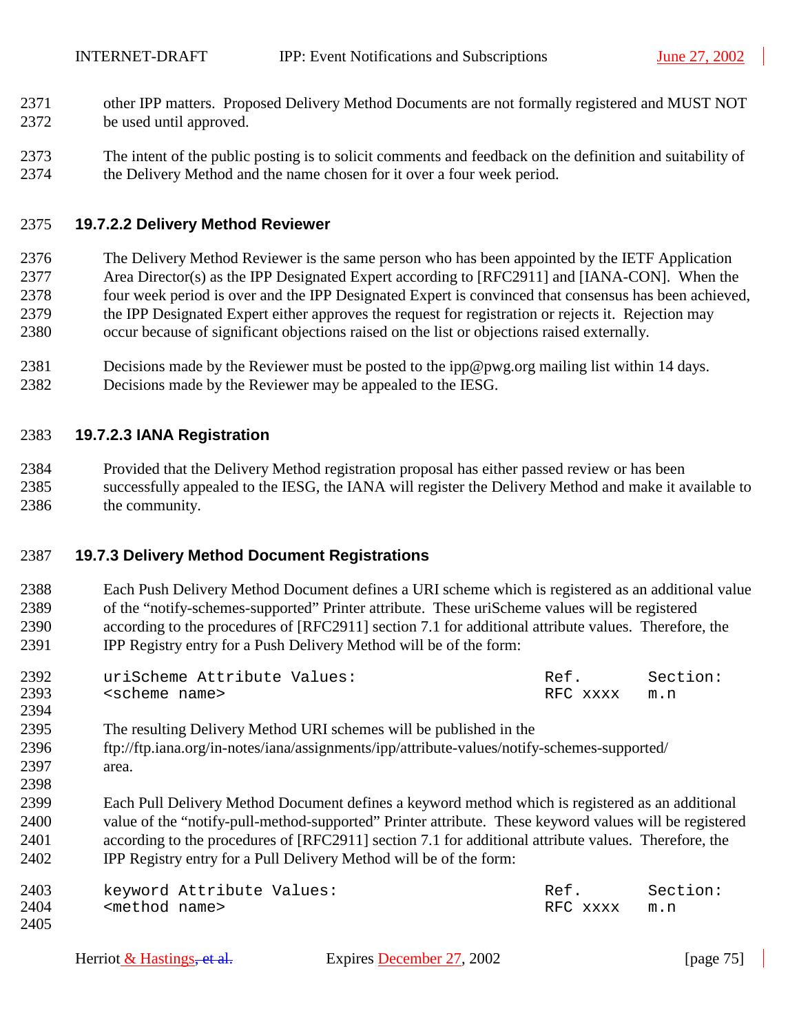other IPP matters. Proposed Delivery Method Documents are not formally registered and MUST NOT be used until approved.

The intent of the public posting is to solicit comments and feedback on the definition and suitability of the Delivery Method and the name chosen for it over a four week period.

#### 19.7.2.2 Delivery Method Reviewer

The Delivery Method Reviewer is the same person who has been appointed by the IETF Application Area Director(s) as the IPP Designated Expert according to [RFC2911] and [IANA-CON]. When the four week period is over and the IPP Designated Expert is convinced that consensus has been achieved, the IPP Designated Expert either approves the request for registration or rejects it. Rejection may occur because of significant objections raised on the list or objections raised externally.

Decisions made by the Reviewer must be posted to the ipp@pwg.org mailing list within 14 days. Decisions made by the Reviewer may be appealed to the IESG.

#### 19.7.2.3 IANA Registration

Provided that the Delivery Method registration proposal has either passed review or has been successfully appealed to the IESG, the IANA will register the Delivery Method and make it available to the community.

### 19.7.3 Delivery Method Document Registrations

Each Push Delivery Method Document defines a URI scheme which is registered as an additional value of the "notify-schemes-supported" Printer attribute. These uriScheme values will be registered according to the procedures of [RFC2911] section 7.1 for additional attribute values. Therefore, the IPP Registry entry for a Push Delivery Method will be of the form:

```
uriScheme Attribute Values:                              Ref.        Section:
<scheme name>                                            RFC xxxx    m.n
```

The resulting Delivery Method URI schemes will be published in the ftp://ftp.iana.org/in-notes/iana/assignments/ipp/attribute-values/notify-schemes-supported/ area.

Each Pull Delivery Method Document defines a keyword method which is registered as an additional value of the "notify-pull-method-supported" Printer attribute. These keyword values will be registered according to the procedures of [RFC2911] section 7.1 for additional attribute values. Therefore, the IPP Registry entry for a Pull Delivery Method will be of the form:

```
keyword Attribute Values:                                Ref.        Section:
<method name>                                            RFC xxxx    m.n
```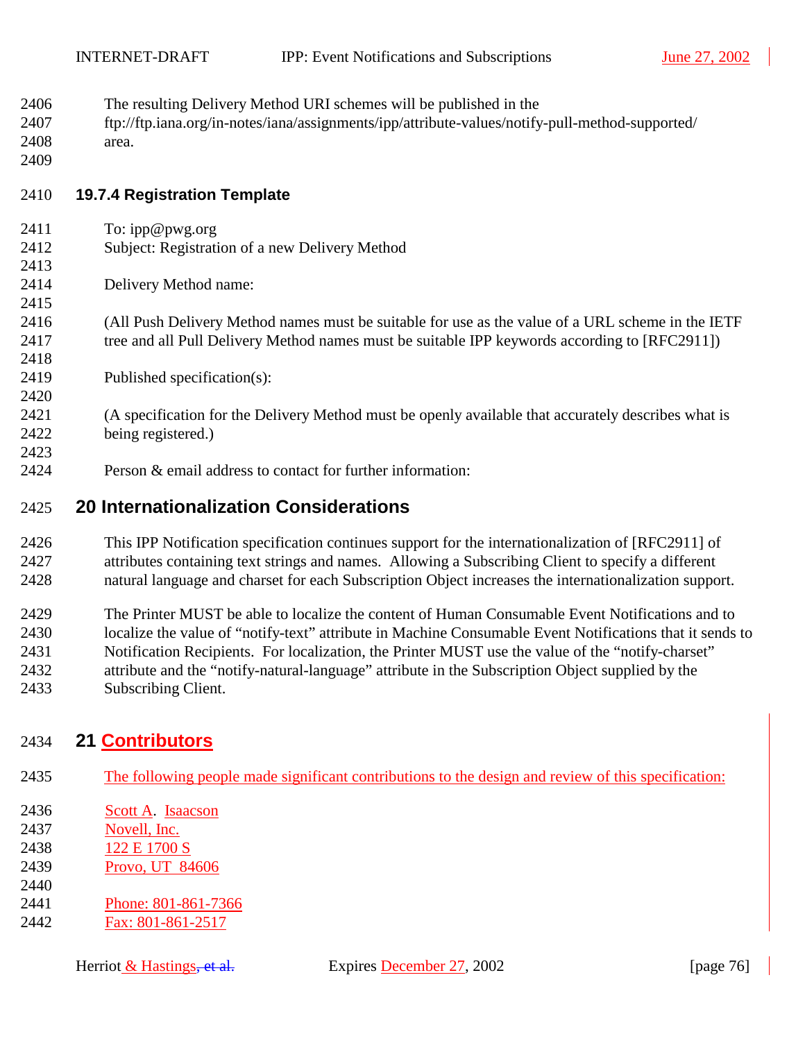The resulting Delivery Method URI schemes will be published in the ftp://ftp.iana.org/in-notes/iana/assignments/ipp/attribute-values/notify-pull-method-supported/ area.

### 19.7.4 Registration Template

To: ipp@pwg.org
Subject: Registration of a new Delivery Method

Delivery Method name:

(All Push Delivery Method names must be suitable for use as the value of a URL scheme in the IETF tree and all Pull Delivery Method names must be suitable IPP keywords according to [RFC2911])

Published specification(s):

(A specification for the Delivery Method must be openly available that accurately describes what is being registered.)

Person & email address to contact for further information:

## 20 Internationalization Considerations

This IPP Notification specification continues support for the internationalization of [RFC2911] of attributes containing text strings and names. Allowing a Subscribing Client to specify a different natural language and charset for each Subscription Object increases the internationalization support.

The Printer MUST be able to localize the content of Human Consumable Event Notifications and to localize the value of "notify-text" attribute in Machine Consumable Event Notifications that it sends to Notification Recipients. For localization, the Printer MUST use the value of the "notify-charset" attribute and the "notify-natural-language" attribute in the Subscription Object supplied by the Subscribing Client.

## 21 Contributors

The following people made significant contributions to the design and review of this specification:

Scott A. Isaacson
Novell, Inc.
122 E 1700 S
Provo, UT 84606

Phone: 801-861-7366
Fax: 801-861-2517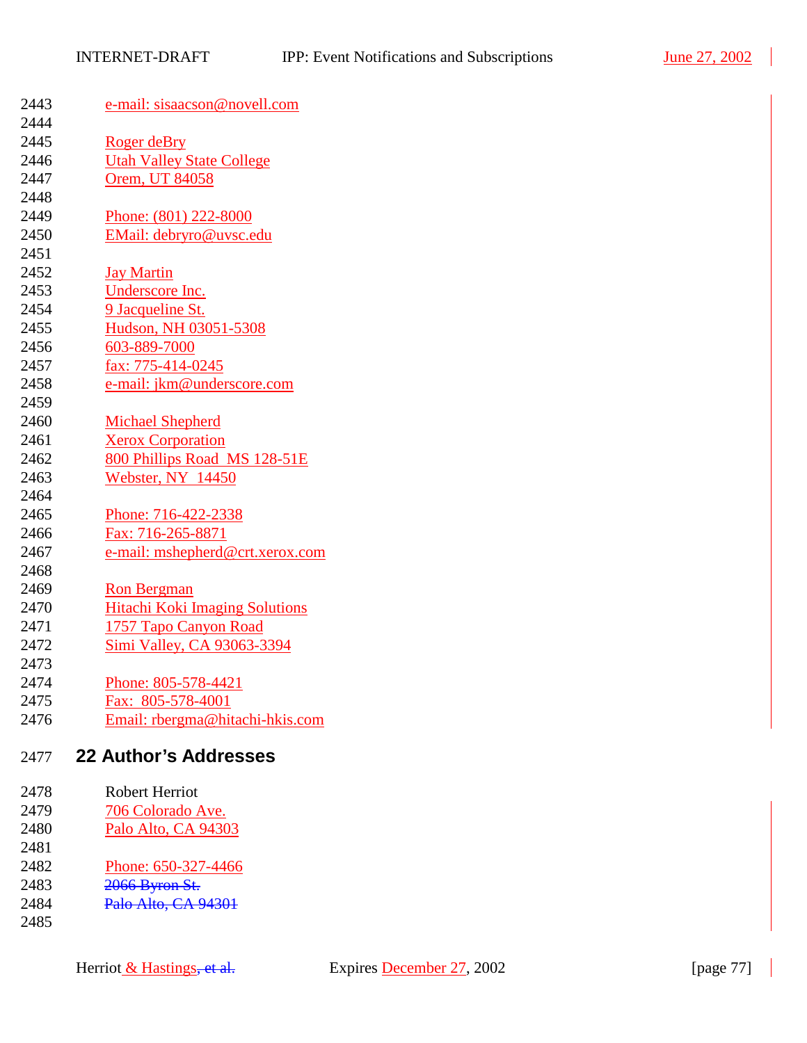e-mail: sisaacson@novell.com

Roger deBry
Utah Valley State College
Orem, UT 84058

Phone: (801) 222-8000
EMail: debryro@uvsc.edu

Jay Martin
Underscore Inc.
9 Jacqueline St.
Hudson, NH 03051-5308
603-889-7000
fax: 775-414-0245
e-mail: jkm@underscore.com

Michael Shepherd
Xerox Corporation
800 Phillips Road MS 128-51E
Webster, NY 14450

Phone: 716-422-2338
Fax: 716-265-8871
e-mail: mshepherd@crt.xerox.com

Ron Bergman
Hitachi Koki Imaging Solutions
1757 Tapo Canyon Road
Simi Valley, CA 93063-3394

Phone: 805-578-4421
Fax: 805-578-4001
Email: rbergma@hitachi-hkis.com

# 22 Author's Addresses

Robert Herriot
706 Colorado Ave.
Palo Alto, CA 94303

Phone: 650-327-4466
~~2066 Byron St.~~
~~Palo Alto, CA 94301~~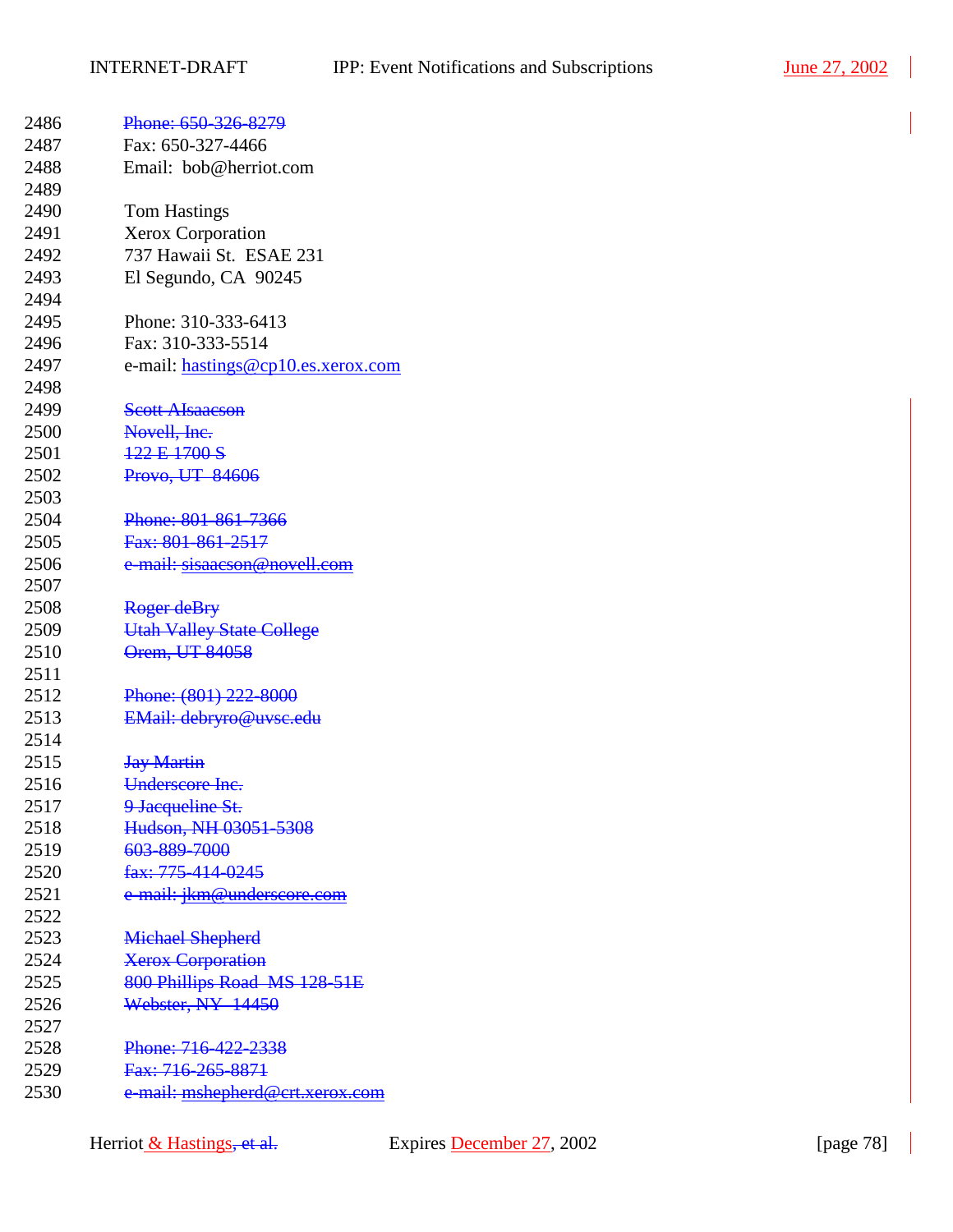~~Phone: 650-326-8279~~
Fax: 650-327-4466
Email: bob@herriot.com

Tom Hastings
Xerox Corporation
737 Hawaii St. ESAE 231
El Segundo, CA 90245

Phone: 310-333-6413
Fax: 310-333-5514
e-mail: hastings@cp10.es.xerox.com

~~Scott AIsaacson~~
~~Novell, Inc.~~
~~122 E 1700 S~~
~~Provo, UT 84606~~

~~Phone: 801-861-7366~~
~~Fax: 801-861-2517~~
~~e-mail: sisaacson@novell.com~~

~~Roger deBry~~
~~Utah Valley State College~~
~~Orem, UT 84058~~

~~Phone: (801) 222-8000~~
~~EMail: debryro@uvsc.edu~~

~~Jay Martin~~
~~Underscore Inc.~~
~~9 Jacqueline St.~~
~~Hudson, NH 03051-5308~~
~~603-889-7000~~
~~fax: 775-414-0245~~
~~e-mail: jkm@underscore.com~~

~~Michael Shepherd~~
~~Xerox Corporation~~
~~800 Phillips Road MS 128-51E~~
~~Webster, NY 14450~~

~~Phone: 716-422-2338~~
~~Fax: 716-265-8871~~
~~e-mail: mshepherd@crt.xerox.com~~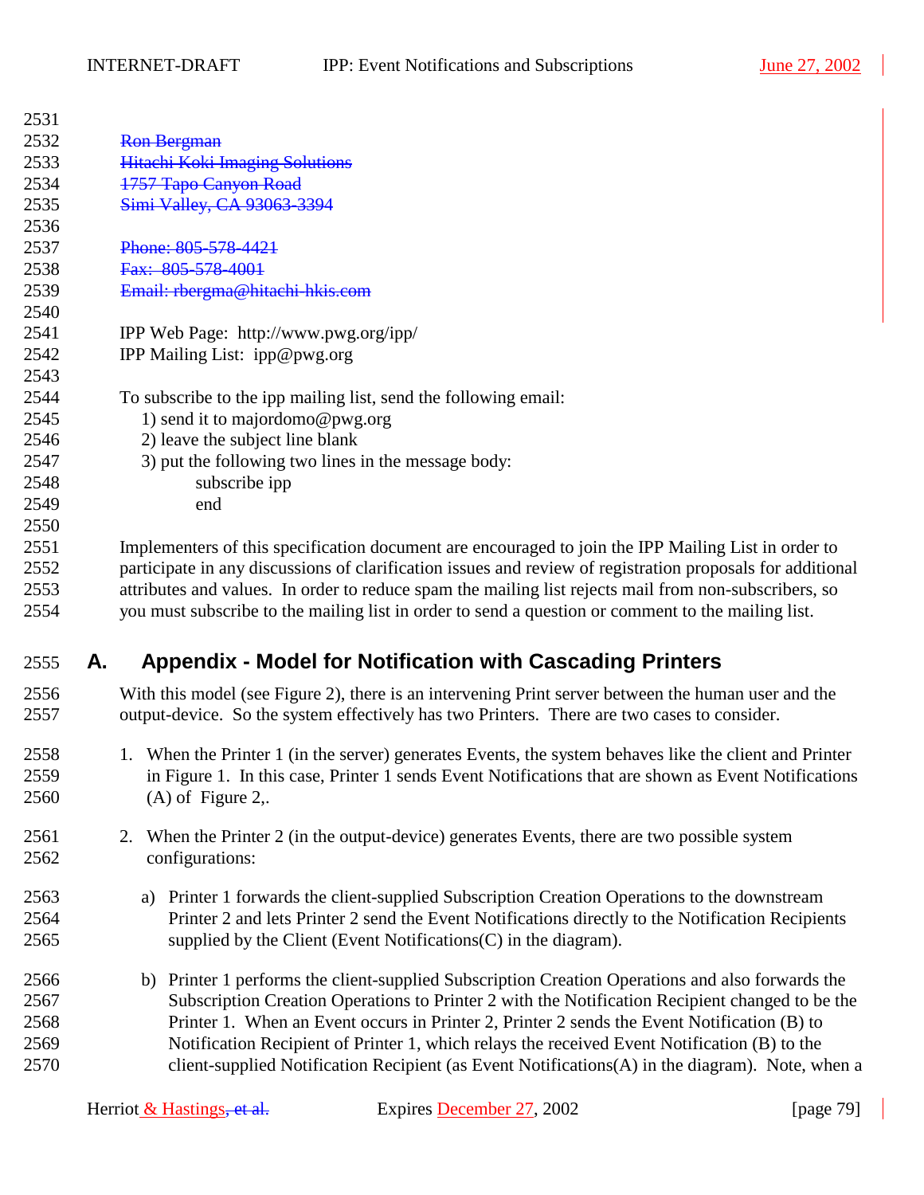~~Ron Bergman~~
~~Hitachi Koki Imaging Solutions~~
~~1757 Tapo Canyon Road~~
~~Simi Valley, CA 93063-3394~~

~~Phone: 805-578-4421~~
~~Fax: 805-578-4001~~
~~Email: rbergma@hitachi-hkis.com~~

IPP Web Page: http://www.pwg.org/ipp/
IPP Mailing List: ipp@pwg.org

To subscribe to the ipp mailing list, send the following email:

1) send it to majordomo@pwg.org
2) leave the subject line blank
3) put the following two lines in the message body:

    subscribe ipp
    end

Implementers of this specification document are encouraged to join the IPP Mailing List in order to participate in any discussions of clarification issues and review of registration proposals for additional attributes and values. In order to reduce spam the mailing list rejects mail from non-subscribers, so you must subscribe to the mailing list in order to send a question or comment to the mailing list.

# A. Appendix - Model for Notification with Cascading Printers

With this model (see Figure 2), there is an intervening Print server between the human user and the output-device. So the system effectively has two Printers. There are two cases to consider.

1. When the Printer 1 (in the server) generates Events, the system behaves like the client and Printer in Figure 1. In this case, Printer 1 sends Event Notifications that are shown as Event Notifications (A) of Figure 2,.

2. When the Printer 2 (in the output-device) generates Events, there are two possible system configurations:

   a) Printer 1 forwards the client-supplied Subscription Creation Operations to the downstream Printer 2 and lets Printer 2 send the Event Notifications directly to the Notification Recipients supplied by the Client (Event Notifications(C) in the diagram).

   b) Printer 1 performs the client-supplied Subscription Creation Operations and also forwards the Subscription Creation Operations to Printer 2 with the Notification Recipient changed to be the Printer 1. When an Event occurs in Printer 2, Printer 2 sends the Event Notification (B) to Notification Recipient of Printer 1, which relays the received Event Notification (B) to the client-supplied Notification Recipient (as Event Notifications(A) in the diagram). Note, when a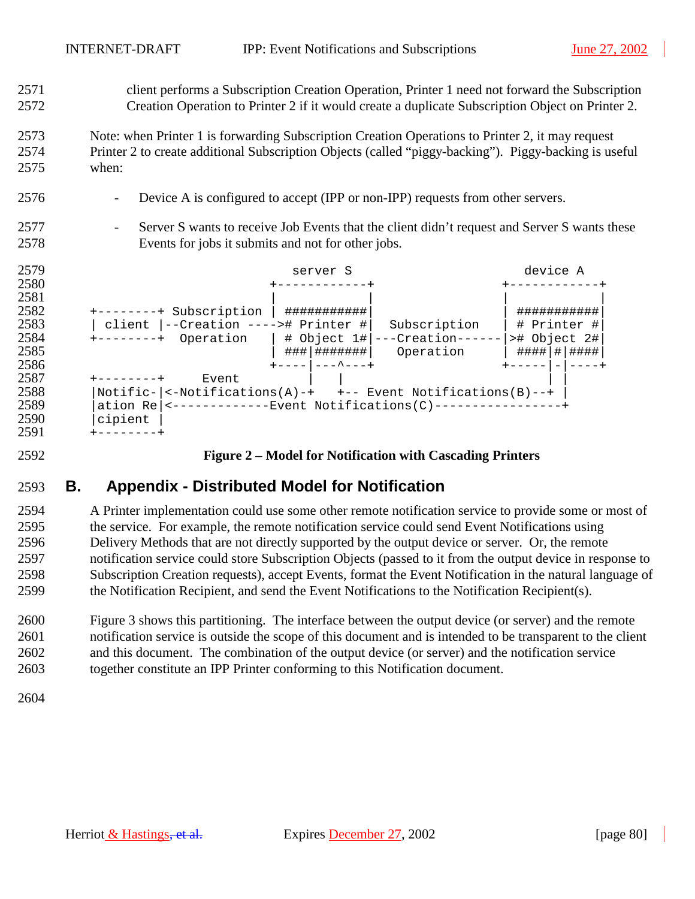client performs a Subscription Creation Operation, Printer 1 need not forward the Subscription Creation Operation to Printer 2 if it would create a duplicate Subscription Object on Printer 2.

Note: when Printer 1 is forwarding Subscription Creation Operations to Printer 2, it may request Printer 2 to create additional Subscription Objects (called "piggy-backing"). Piggy-backing is useful when:

- Device A is configured to accept (IPP or non-IPP) requests from other servers.
- Server S wants to receive Job Events that the client didn't request and Server S wants these Events for jobs it submits and not for other jobs.

```
                           server S                        device A
                        +------------+                  +------------+
                        |            |                  |            |
+--------+ Subscription | ###########|                  | ###########|
| client |--Creation ---->#  Printer #|  Subscription   | # Printer #|
+--------+  Operation   | # Object 1#|---Creation------|># Object 2#|
                        | ###|#######|   Operation      | ####|#|####|
                        +----|---^---+                  +-----|-|----+
+--------+     Event         |   |                            | |
|Notific-|<-Notifications(A)-+   +-- Event Notifications(B)--+ |
|ation Re|<-------------Event Notifications(C)-----------------+
|cipient |
+--------+
```

**Figure 2 – Model for Notification with Cascading Printers**

# B. Appendix - Distributed Model for Notification

A Printer implementation could use some other remote notification service to provide some or most of the service. For example, the remote notification service could send Event Notifications using Delivery Methods that are not directly supported by the output device or server. Or, the remote notification service could store Subscription Objects (passed to it from the output device in response to Subscription Creation requests), accept Events, format the Event Notification in the natural language of the Notification Recipient, and send the Event Notifications to the Notification Recipient(s).

Figure 3 shows this partitioning. The interface between the output device (or server) and the remote notification service is outside the scope of this document and is intended to be transparent to the client and this document. The combination of the output device (or server) and the notification service together constitute an IPP Printer conforming to this Notification document.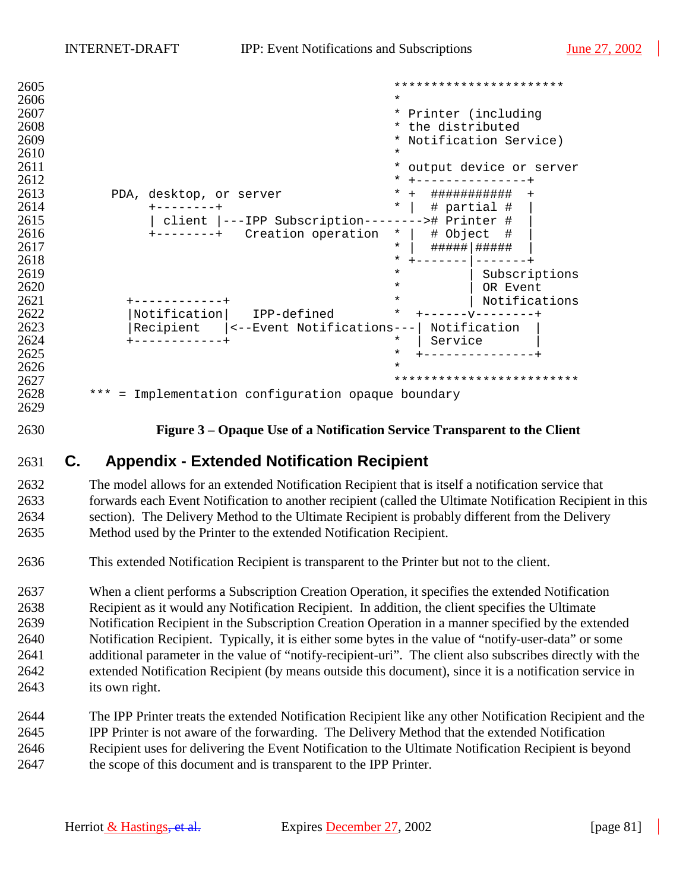```
                                                  ***********************
                                                  *
                                                  * Printer (including
                                                  * the distributed
                                                  * Notification Service)
                                                  *
                                                  * output device or server
                                                  * +---------------+
       PDA, desktop, or server                    * +  ###########  +
            +--------+                            * |  # partial #  |
            | client |---IPP Subscription--------># Printer #  |
            +--------+   Creation operation       * |  # Object  #  |
                                                  * |  #####|#####  |
                                                  * +-------|-------+
                                                  *         | Subscriptions
                                                  *         | OR Event
         +------------+                           *         | Notifications
         |Notification|   IPP-defined             *  +------v--------+
         |Recipient   |<--Event Notifications---| Notification  |
         +------------+                           *  | Service       |
                                                  *  +---------------+
                                                  *
                                                  ************************
    *** = Implementation configuration opaque boundary
```

**Figure 3 – Opaque Use of a Notification Service Transparent to the Client**

## C. Appendix - Extended Notification Recipient

The model allows for an extended Notification Recipient that is itself a notification service that forwards each Event Notification to another recipient (called the Ultimate Notification Recipient in this section). The Delivery Method to the Ultimate Recipient is probably different from the Delivery Method used by the Printer to the extended Notification Recipient.

This extended Notification Recipient is transparent to the Printer but not to the client.

When a client performs a Subscription Creation Operation, it specifies the extended Notification Recipient as it would any Notification Recipient. In addition, the client specifies the Ultimate Notification Recipient in the Subscription Creation Operation in a manner specified by the extended Notification Recipient. Typically, it is either some bytes in the value of "notify-user-data" or some additional parameter in the value of "notify-recipient-uri". The client also subscribes directly with the extended Notification Recipient (by means outside this document), since it is a notification service in its own right.

The IPP Printer treats the extended Notification Recipient like any other Notification Recipient and the IPP Printer is not aware of the forwarding. The Delivery Method that the extended Notification Recipient uses for delivering the Event Notification to the Ultimate Notification Recipient is beyond the scope of this document and is transparent to the IPP Printer.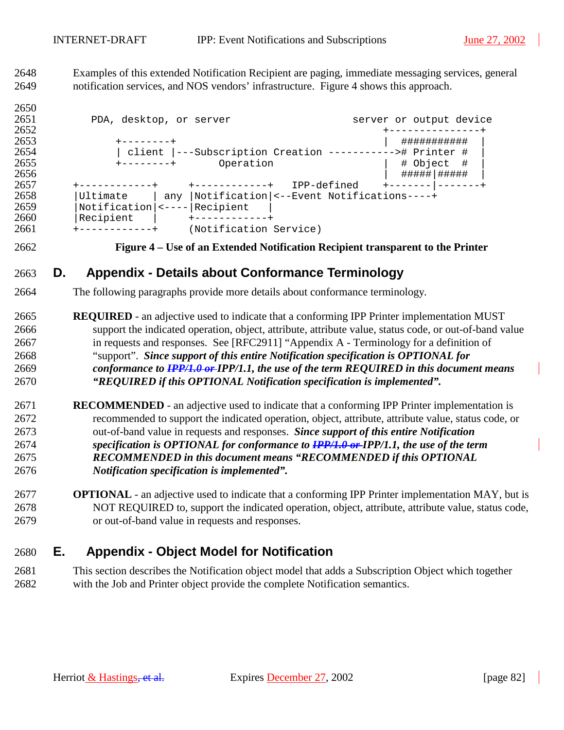Examples of this extended Notification Recipient are paging, immediate messaging services, general notification services, and NOS vendors' infrastructure. Figure 4 shows this approach.

```
   PDA, desktop, or server                     server or output device
                                                  +---------------+
       +--------+                                 |  ###########  |
       | client |---Subscription Creation ----------># Printer #  |
       +--------+       Operation                 |  # Object  #  |
                                                  |  #####|#####  |
+------------+     +------------+   IPP-defined   +-------|-------+
|Ultimate    | any |Notification|<--Event Notifications----+
|Notification|<----|Recipient   |
|Recipient   |     +------------+
+------------+     (Notification Service)
```

**Figure 4 – Use of an Extended Notification Recipient transparent to the Printer**

# D. Appendix - Details about Conformance Terminology

The following paragraphs provide more details about conformance terminology.

**REQUIRED** - an adjective used to indicate that a conforming IPP Printer implementation MUST support the indicated operation, object, attribute, attribute value, status code, or out-of-band value in requests and responses. See [RFC2911] "Appendix A - Terminology for a definition of "support". ***Since support of this entire Notification specification is OPTIONAL for conformance to ~~IPP/1.0 or~~ IPP/1.1, the use of the term REQUIRED in this document means "REQUIRED if this OPTIONAL Notification specification is implemented".***

**RECOMMENDED** - an adjective used to indicate that a conforming IPP Printer implementation is recommended to support the indicated operation, object, attribute, attribute value, status code, or out-of-band value in requests and responses. ***Since support of this entire Notification specification is OPTIONAL for conformance to ~~IPP/1.0 or~~ IPP/1.1, the use of the term RECOMMENDED in this document means "RECOMMENDED if this OPTIONAL Notification specification is implemented".***

**OPTIONAL** - an adjective used to indicate that a conforming IPP Printer implementation MAY, but is NOT REQUIRED to, support the indicated operation, object, attribute, attribute value, status code, or out-of-band value in requests and responses.

# E. Appendix - Object Model for Notification

This section describes the Notification object model that adds a Subscription Object which together with the Job and Printer object provide the complete Notification semantics.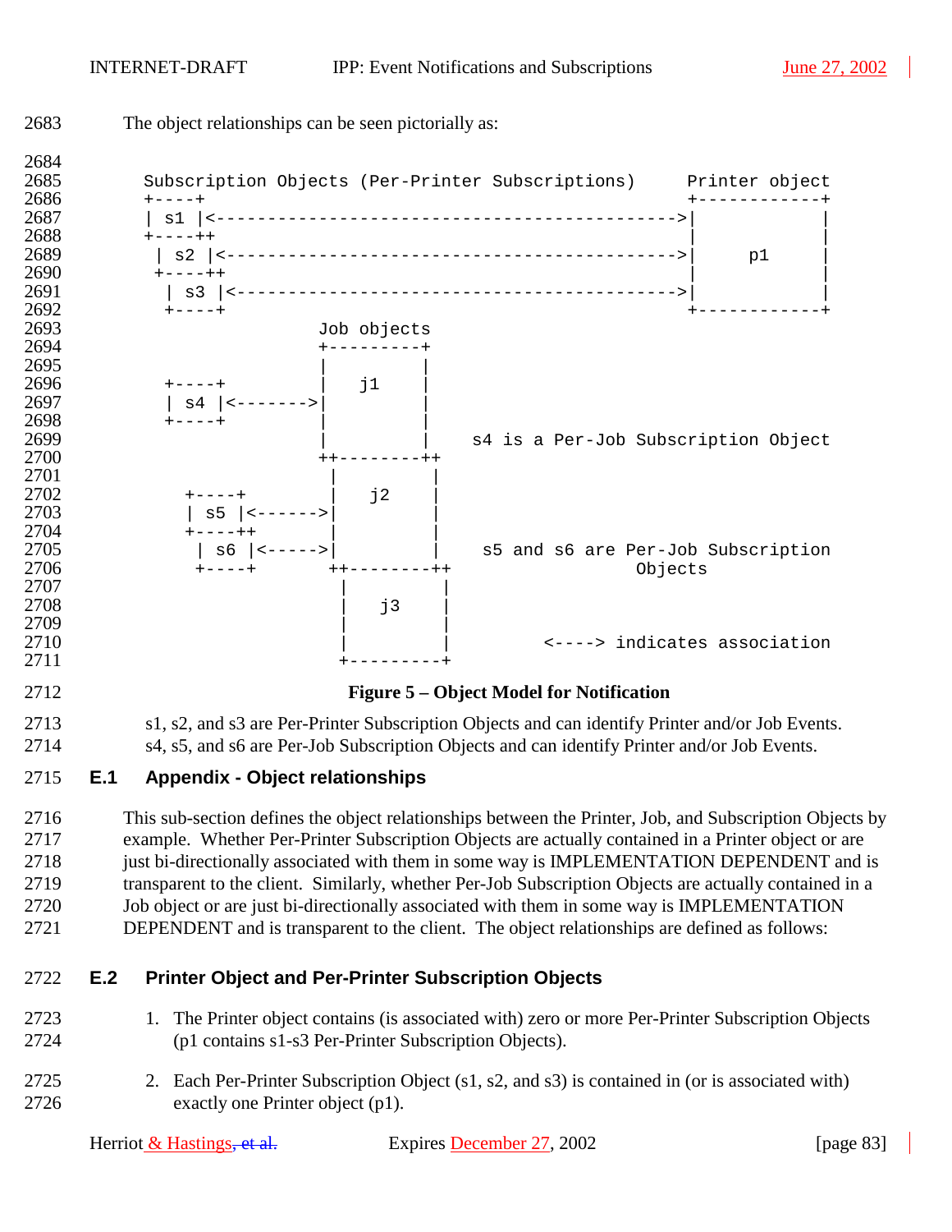The object relationships can be seen pictorially as:

```
Subscription Objects (Per-Printer Subscriptions)     Printer object
+----+                                               +------------+
| s1 |<--------------------------------------------->|            |
+----++                                              |            |
 | s2 |<-------------------------------------------->|     p1     |
 +----++                                             |            |
  | s3 |<------------------------------------------->|            |
  +----+                                             +------------+
                         Job objects
                         +---------+
                         |         |
  +----+                 |   j1    |
  | s4 |<--------------->|         |
  +----+                 |         |
                         |         |    s4 is a Per-Job Subscription Object
                         ++--------++
                          |         |
    +----+                |   j2    |
    | s5 |<-------------->|         |
    +----++               |         |
     | s6 |<------------->|         |    s5 and s6 are Per-Job Subscription
     +----+               ++--------++                Objects
                           |         |
                           |   j3    |
                           |         |
                           |         |        <----> indicates association
                           +---------+
```

**Figure 5 – Object Model for Notification**

s1, s2, and s3 are Per-Printer Subscription Objects and can identify Printer and/or Job Events.
s4, s5, and s6 are Per-Job Subscription Objects and can identify Printer and/or Job Events.

## E.1 Appendix - Object relationships

This sub-section defines the object relationships between the Printer, Job, and Subscription Objects by example. Whether Per-Printer Subscription Objects are actually contained in a Printer object or are just bi-directionally associated with them in some way is IMPLEMENTATION DEPENDENT and is transparent to the client. Similarly, whether Per-Job Subscription Objects are actually contained in a Job object or are just bi-directionally associated with them in some way is IMPLEMENTATION DEPENDENT and is transparent to the client. The object relationships are defined as follows:

## E.2 Printer Object and Per-Printer Subscription Objects

1. The Printer object contains (is associated with) zero or more Per-Printer Subscription Objects (p1 contains s1-s3 Per-Printer Subscription Objects).

2. Each Per-Printer Subscription Object (s1, s2, and s3) is contained in (or is associated with) exactly one Printer object (p1).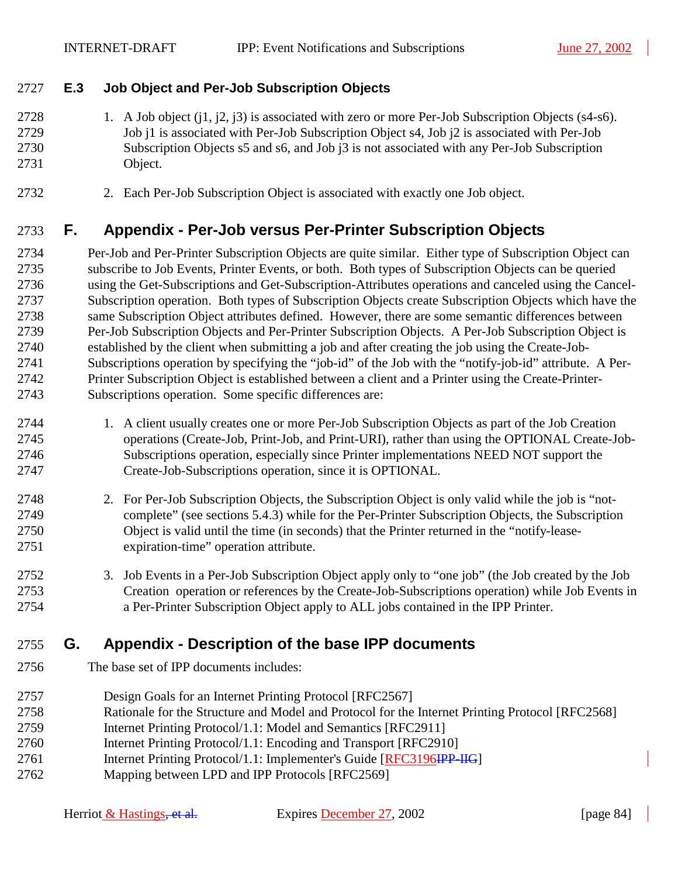### E.3 Job Object and Per-Job Subscription Objects

1. A Job object (j1, j2, j3) is associated with zero or more Per-Job Subscription Objects (s4-s6). Job j1 is associated with Per-Job Subscription Object s4, Job j2 is associated with Per-Job Subscription Objects s5 and s6, and Job j3 is not associated with any Per-Job Subscription Object.

2. Each Per-Job Subscription Object is associated with exactly one Job object.

## F. Appendix - Per-Job versus Per-Printer Subscription Objects

Per-Job and Per-Printer Subscription Objects are quite similar. Either type of Subscription Object can subscribe to Job Events, Printer Events, or both. Both types of Subscription Objects can be queried using the Get-Subscriptions and Get-Subscription-Attributes operations and canceled using the Cancel-Subscription operation. Both types of Subscription Objects create Subscription Objects which have the same Subscription Object attributes defined. However, there are some semantic differences between Per-Job Subscription Objects and Per-Printer Subscription Objects. A Per-Job Subscription Object is established by the client when submitting a job and after creating the job using the Create-Job-Subscriptions operation by specifying the “job-id” of the Job with the “notify-job-id” attribute. A Per-Printer Subscription Object is established between a client and a Printer using the Create-Printer-Subscriptions operation. Some specific differences are:

1. A client usually creates one or more Per-Job Subscription Objects as part of the Job Creation operations (Create-Job, Print-Job, and Print-URI), rather than using the OPTIONAL Create-Job-Subscriptions operation, especially since Printer implementations NEED NOT support the Create-Job-Subscriptions operation, since it is OPTIONAL.

2. For Per-Job Subscription Objects, the Subscription Object is only valid while the job is “not-complete” (see sections 5.4.3) while for the Per-Printer Subscription Objects, the Subscription Object is valid until the time (in seconds) that the Printer returned in the “notify-lease-expiration-time” operation attribute.

3. Job Events in a Per-Job Subscription Object apply only to “one job” (the Job created by the Job Creation operation or references by the Create-Job-Subscriptions operation) while Job Events in a Per-Printer Subscription Object apply to ALL jobs contained in the IPP Printer.

## G. Appendix - Description of the base IPP documents

The base set of IPP documents includes:

Design Goals for an Internet Printing Protocol [RFC2567]
Rationale for the Structure and Model and Protocol for the Internet Printing Protocol [RFC2568]
Internet Printing Protocol/1.1: Model and Semantics [RFC2911]
Internet Printing Protocol/1.1: Encoding and Transport [RFC2910]
Internet Printing Protocol/1.1: Implementer's Guide [RFC3196~~IPP-IIG~~]
Mapping between LPD and IPP Protocols [RFC2569]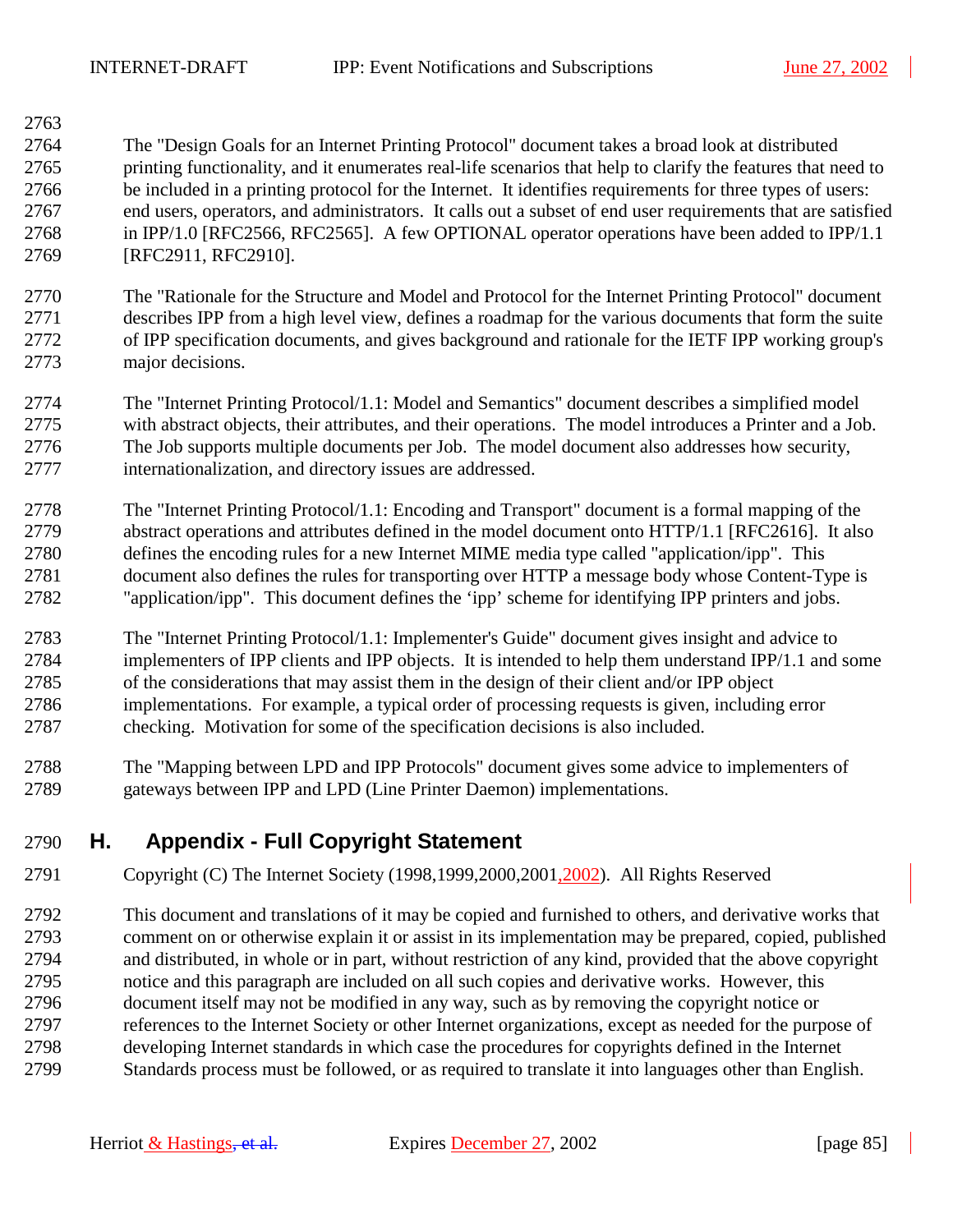The "Design Goals for an Internet Printing Protocol" document takes a broad look at distributed printing functionality, and it enumerates real-life scenarios that help to clarify the features that need to be included in a printing protocol for the Internet. It identifies requirements for three types of users: end users, operators, and administrators. It calls out a subset of end user requirements that are satisfied in IPP/1.0 [RFC2566, RFC2565]. A few OPTIONAL operator operations have been added to IPP/1.1 [RFC2911, RFC2910].

The "Rationale for the Structure and Model and Protocol for the Internet Printing Protocol" document describes IPP from a high level view, defines a roadmap for the various documents that form the suite of IPP specification documents, and gives background and rationale for the IETF IPP working group's major decisions.

The "Internet Printing Protocol/1.1: Model and Semantics" document describes a simplified model with abstract objects, their attributes, and their operations. The model introduces a Printer and a Job. The Job supports multiple documents per Job. The model document also addresses how security, internationalization, and directory issues are addressed.

The "Internet Printing Protocol/1.1: Encoding and Transport" document is a formal mapping of the abstract operations and attributes defined in the model document onto HTTP/1.1 [RFC2616]. It also defines the encoding rules for a new Internet MIME media type called "application/ipp". This document also defines the rules for transporting over HTTP a message body whose Content-Type is "application/ipp". This document defines the 'ipp' scheme for identifying IPP printers and jobs.

The "Internet Printing Protocol/1.1: Implementer's Guide" document gives insight and advice to implementers of IPP clients and IPP objects. It is intended to help them understand IPP/1.1 and some of the considerations that may assist them in the design of their client and/or IPP object implementations. For example, a typical order of processing requests is given, including error checking. Motivation for some of the specification decisions is also included.

The "Mapping between LPD and IPP Protocols" document gives some advice to implementers of gateways between IPP and LPD (Line Printer Daemon) implementations.

## H. Appendix - Full Copyright Statement

Copyright (C) The Internet Society (1998,1999,2000,2001,2002). All Rights Reserved

This document and translations of it may be copied and furnished to others, and derivative works that comment on or otherwise explain it or assist in its implementation may be prepared, copied, published and distributed, in whole or in part, without restriction of any kind, provided that the above copyright notice and this paragraph are included on all such copies and derivative works. However, this document itself may not be modified in any way, such as by removing the copyright notice or references to the Internet Society or other Internet organizations, except as needed for the purpose of developing Internet standards in which case the procedures for copyrights defined in the Internet Standards process must be followed, or as required to translate it into languages other than English.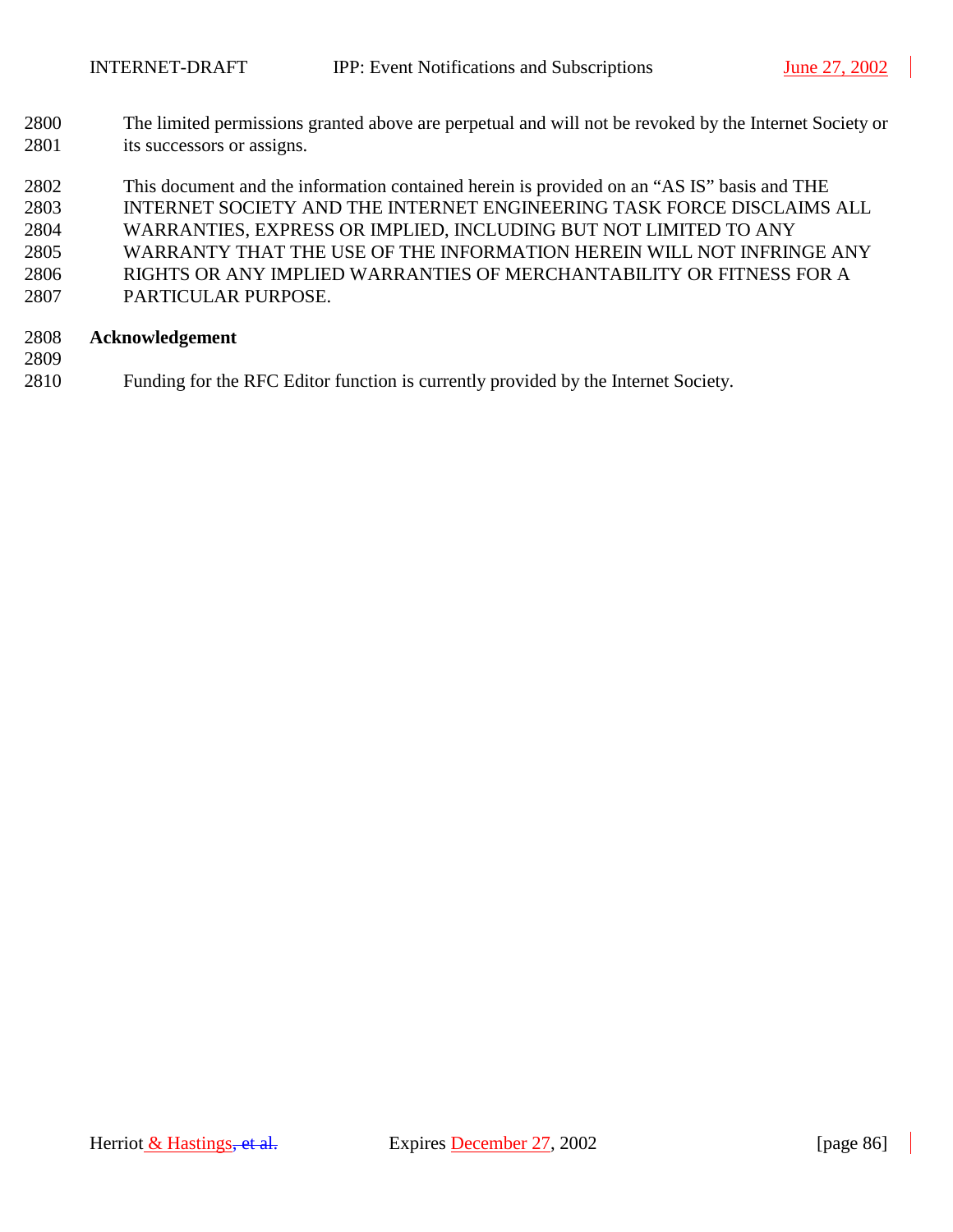The limited permissions granted above are perpetual and will not be revoked by the Internet Society or its successors or assigns.

This document and the information contained herein is provided on an "AS IS" basis and THE INTERNET SOCIETY AND THE INTERNET ENGINEERING TASK FORCE DISCLAIMS ALL WARRANTIES, EXPRESS OR IMPLIED, INCLUDING BUT NOT LIMITED TO ANY WARRANTY THAT THE USE OF THE INFORMATION HEREIN WILL NOT INFRINGE ANY RIGHTS OR ANY IMPLIED WARRANTIES OF MERCHANTABILITY OR FITNESS FOR A PARTICULAR PURPOSE.

**Acknowledgement**

Funding for the RFC Editor function is currently provided by the Internet Society.